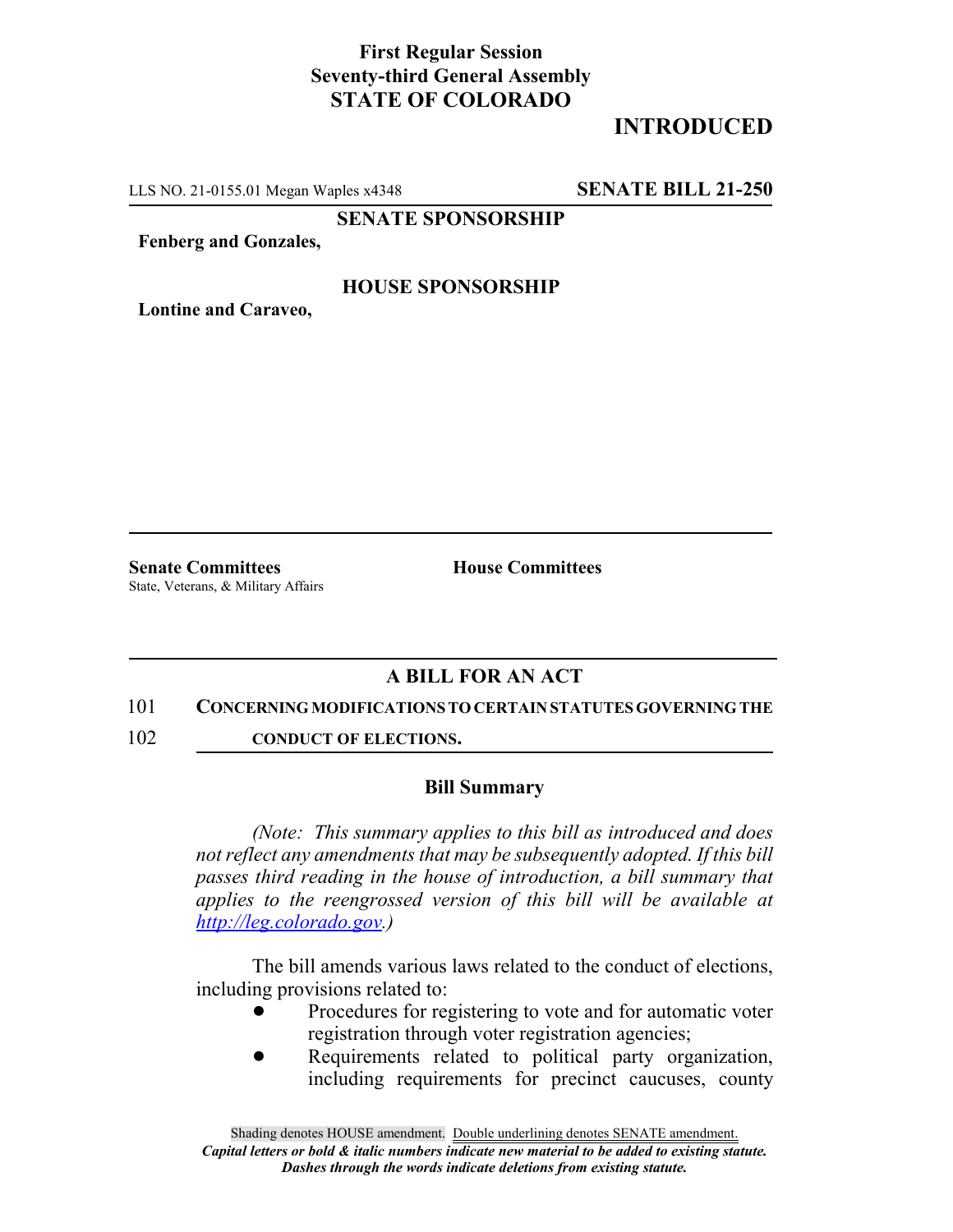**First Regular Session**
**Seventy-third General Assembly**
**STATE OF COLORADO**

**INTRODUCED**

LLS NO. 21-0155.01 Megan Waples x4348 **SENATE BILL 21-250**

**SENATE SPONSORSHIP**

**Fenberg and Gonzales,**

**HOUSE SPONSORSHIP**

**Lontine and Caraveo,**

**Senate Committees**
State, Veterans, & Military Affairs

**House Committees**

## A BILL FOR AN ACT

101 **CONCERNING MODIFICATIONS TO CERTAIN STATUTES GOVERNING THE**
102 **CONDUCT OF ELECTIONS.**

### Bill Summary

*(Note: This summary applies to this bill as introduced and does not reflect any amendments that may be subsequently adopted. If this bill passes third reading in the house of introduction, a bill summary that applies to the reengrossed version of this bill will be available at http://leg.colorado.gov.)*

The bill amends various laws related to the conduct of elections, including provisions related to:

- Procedures for registering to vote and for automatic voter registration through voter registration agencies;
- Requirements related to political party organization, including requirements for precinct caucuses, county

Shading denotes HOUSE amendment. Double underlining denotes SENATE amendment.
*Capital letters or bold & italic numbers indicate new material to be added to existing statute.*
*Dashes through the words indicate deletions from existing statute.*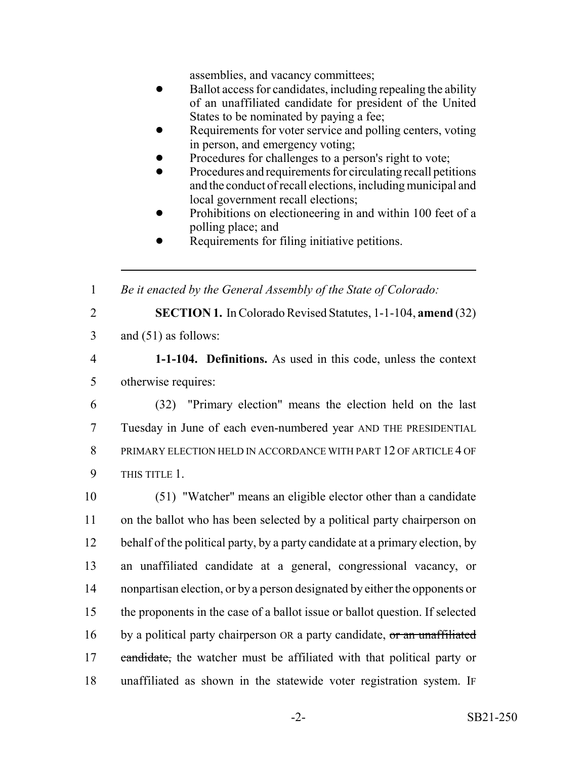assemblies, and vacancy committees;

- Ballot access for candidates, including repealing the ability of an unaffiliated candidate for president of the United States to be nominated by paying a fee;
- Requirements for voter service and polling centers, voting in person, and emergency voting;
- Procedures for challenges to a person's right to vote;
- Procedures and requirements for circulating recall petitions and the conduct of recall elections, including municipal and local government recall elections;
- Prohibitions on electioneering in and within 100 feet of a polling place; and
- Requirements for filing initiative petitions.

---

1 *Be it enacted by the General Assembly of the State of Colorado:*

2 **SECTION 1.** In Colorado Revised Statutes, 1-1-104, **amend** (32)
3 and (51) as follows:

4 **1-1-104. Definitions.** As used in this code, unless the context
5 otherwise requires:

6 (32) "Primary election" means the election held on the last
7 Tuesday in June of each even-numbered year AND THE PRESIDENTIAL
8 PRIMARY ELECTION HELD IN ACCORDANCE WITH PART 12 OF ARTICLE 4 OF
9 THIS TITLE 1.

10 (51) "Watcher" means an eligible elector other than a candidate
11 on the ballot who has been selected by a political party chairperson on
12 behalf of the political party, by a party candidate at a primary election, by
13 an unaffiliated candidate at a general, congressional vacancy, or
14 nonpartisan election, or by a person designated by either the opponents or
15 the proponents in the case of a ballot issue or ballot question. If selected
16 by a political party chairperson OR a party candidate, ~~or an unaffiliated~~
17 ~~candidate,~~ the watcher must be affiliated with that political party or
18 unaffiliated as shown in the statewide voter registration system. IF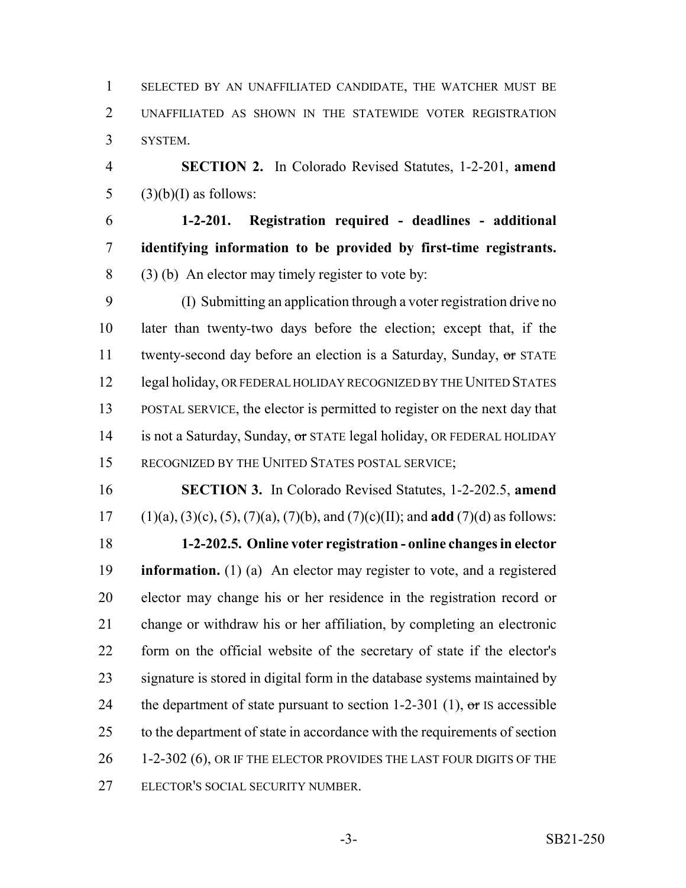SELECTED BY AN UNAFFILIATED CANDIDATE, THE WATCHER MUST BE UNAFFILIATED AS SHOWN IN THE STATEWIDE VOTER REGISTRATION SYSTEM.

**SECTION 2.** In Colorado Revised Statutes, 1-2-201, **amend** (3)(b)(I) as follows:

**1-2-201. Registration required - deadlines - additional identifying information to be provided by first-time registrants.** (3) (b) An elector may timely register to vote by:

(I) Submitting an application through a voter registration drive no later than twenty-two days before the election; except that, if the twenty-second day before an election is a Saturday, Sunday, ~~or~~ STATE legal holiday, OR FEDERAL HOLIDAY RECOGNIZED BY THE UNITED STATES POSTAL SERVICE, the elector is permitted to register on the next day that is not a Saturday, Sunday, ~~or~~ STATE legal holiday, OR FEDERAL HOLIDAY RECOGNIZED BY THE UNITED STATES POSTAL SERVICE;

**SECTION 3.** In Colorado Revised Statutes, 1-2-202.5, **amend** (1)(a), (3)(c), (5), (7)(a), (7)(b), and (7)(c)(II); and **add** (7)(d) as follows:

**1-2-202.5. Online voter registration - online changes in elector information.** (1) (a) An elector may register to vote, and a registered elector may change his or her residence in the registration record or change or withdraw his or her affiliation, by completing an electronic form on the official website of the secretary of state if the elector's signature is stored in digital form in the database systems maintained by the department of state pursuant to section 1-2-301 (1), ~~or~~ IS accessible to the department of state in accordance with the requirements of section 1-2-302 (6), OR IF THE ELECTOR PROVIDES THE LAST FOUR DIGITS OF THE ELECTOR'S SOCIAL SECURITY NUMBER.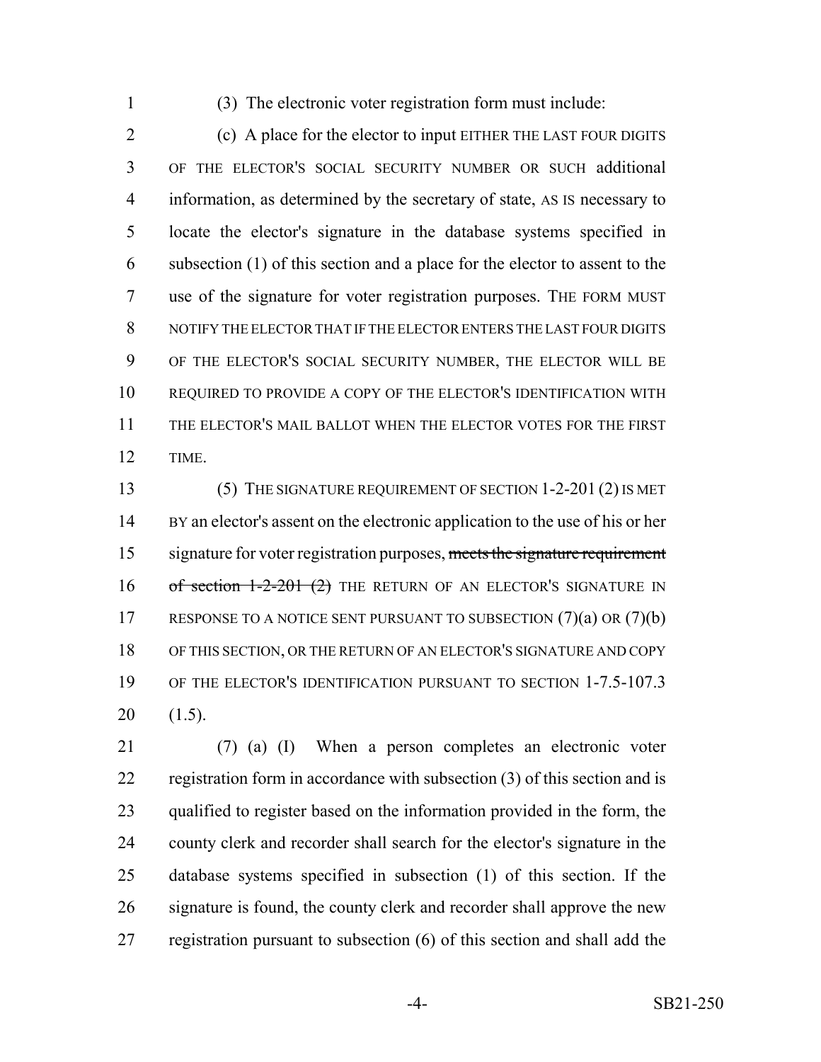(3) The electronic voter registration form must include:

(c) A place for the elector to input EITHER THE LAST FOUR DIGITS OF THE ELECTOR'S SOCIAL SECURITY NUMBER OR SUCH additional information, as determined by the secretary of state, AS IS necessary to locate the elector's signature in the database systems specified in subsection (1) of this section and a place for the elector to assent to the use of the signature for voter registration purposes. THE FORM MUST NOTIFY THE ELECTOR THAT IF THE ELECTOR ENTERS THE LAST FOUR DIGITS OF THE ELECTOR'S SOCIAL SECURITY NUMBER, THE ELECTOR WILL BE REQUIRED TO PROVIDE A COPY OF THE ELECTOR'S IDENTIFICATION WITH THE ELECTOR'S MAIL BALLOT WHEN THE ELECTOR VOTES FOR THE FIRST TIME.

(5) THE SIGNATURE REQUIREMENT OF SECTION 1-2-201 (2) IS MET BY an elector's assent on the electronic application to the use of his or her signature for voter registration purposes, ~~meets the signature requirement of section 1-2-201 (2)~~ THE RETURN OF AN ELECTOR'S SIGNATURE IN RESPONSE TO A NOTICE SENT PURSUANT TO SUBSECTION (7)(a) OR (7)(b) OF THIS SECTION, OR THE RETURN OF AN ELECTOR'S SIGNATURE AND COPY OF THE ELECTOR'S IDENTIFICATION PURSUANT TO SECTION 1-7.5-107.3 (1.5).

(7) (a) (I) When a person completes an electronic voter registration form in accordance with subsection (3) of this section and is qualified to register based on the information provided in the form, the county clerk and recorder shall search for the elector's signature in the database systems specified in subsection (1) of this section. If the signature is found, the county clerk and recorder shall approve the new registration pursuant to subsection (6) of this section and shall add the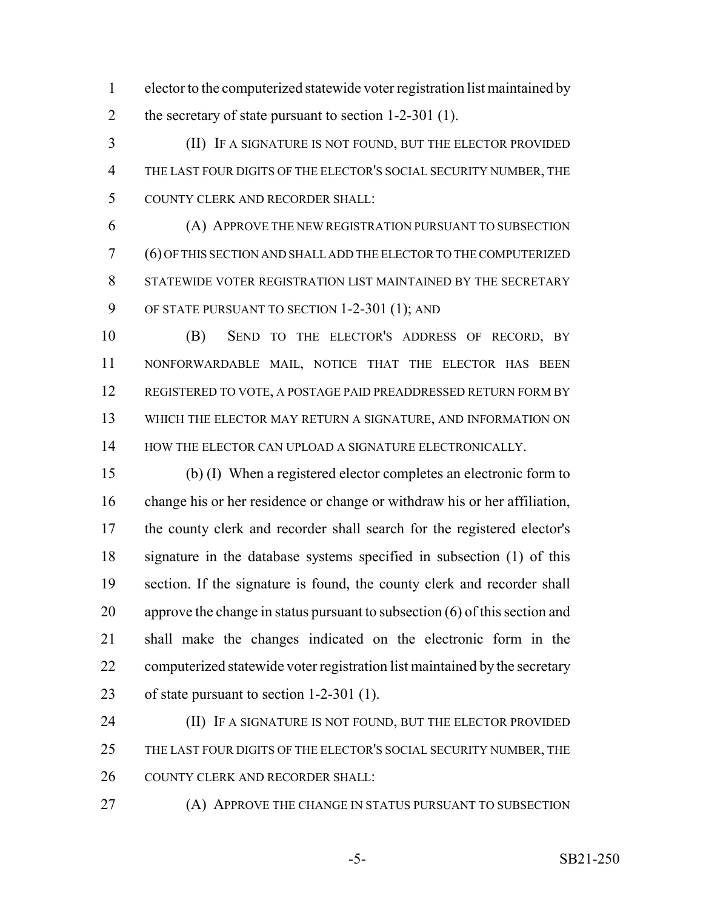elector to the computerized statewide voter registration list maintained by the secretary of state pursuant to section 1-2-301 (1).

(II) IF A SIGNATURE IS NOT FOUND, BUT THE ELECTOR PROVIDED THE LAST FOUR DIGITS OF THE ELECTOR'S SOCIAL SECURITY NUMBER, THE COUNTY CLERK AND RECORDER SHALL:

(A) APPROVE THE NEW REGISTRATION PURSUANT TO SUBSECTION (6) OF THIS SECTION AND SHALL ADD THE ELECTOR TO THE COMPUTERIZED STATEWIDE VOTER REGISTRATION LIST MAINTAINED BY THE SECRETARY OF STATE PURSUANT TO SECTION 1-2-301 (1); AND

(B) SEND TO THE ELECTOR'S ADDRESS OF RECORD, BY NONFORWARDABLE MAIL, NOTICE THAT THE ELECTOR HAS BEEN REGISTERED TO VOTE, A POSTAGE PAID PREADDRESSED RETURN FORM BY WHICH THE ELECTOR MAY RETURN A SIGNATURE, AND INFORMATION ON HOW THE ELECTOR CAN UPLOAD A SIGNATURE ELECTRONICALLY.

(b) (I) When a registered elector completes an electronic form to change his or her residence or change or withdraw his or her affiliation, the county clerk and recorder shall search for the registered elector's signature in the database systems specified in subsection (1) of this section. If the signature is found, the county clerk and recorder shall approve the change in status pursuant to subsection (6) of this section and shall make the changes indicated on the electronic form in the computerized statewide voter registration list maintained by the secretary of state pursuant to section 1-2-301 (1).

(II) IF A SIGNATURE IS NOT FOUND, BUT THE ELECTOR PROVIDED THE LAST FOUR DIGITS OF THE ELECTOR'S SOCIAL SECURITY NUMBER, THE COUNTY CLERK AND RECORDER SHALL:

(A) APPROVE THE CHANGE IN STATUS PURSUANT TO SUBSECTION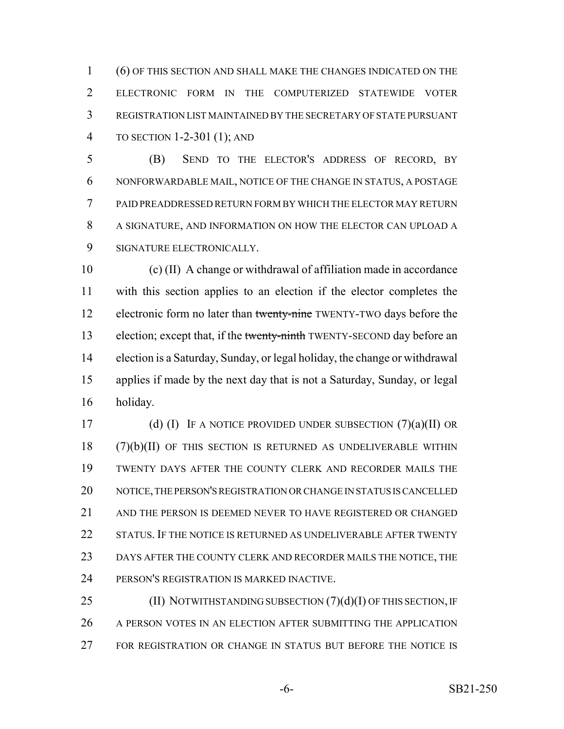(6) OF THIS SECTION AND SHALL MAKE THE CHANGES INDICATED ON THE ELECTRONIC FORM IN THE COMPUTERIZED STATEWIDE VOTER REGISTRATION LIST MAINTAINED BY THE SECRETARY OF STATE PURSUANT TO SECTION 1-2-301 (1); AND

(B) SEND TO THE ELECTOR'S ADDRESS OF RECORD, BY NONFORWARDABLE MAIL, NOTICE OF THE CHANGE IN STATUS, A POSTAGE PAID PREADDRESSED RETURN FORM BY WHICH THE ELECTOR MAY RETURN A SIGNATURE, AND INFORMATION ON HOW THE ELECTOR CAN UPLOAD A SIGNATURE ELECTRONICALLY.

(c) (II) A change or withdrawal of affiliation made in accordance with this section applies to an election if the elector completes the electronic form no later than ~~twenty-nine~~ TWENTY-TWO days before the election; except that, if the ~~twenty-ninth~~ TWENTY-SECOND day before an election is a Saturday, Sunday, or legal holiday, the change or withdrawal applies if made by the next day that is not a Saturday, Sunday, or legal holiday.

(d) (I) IF A NOTICE PROVIDED UNDER SUBSECTION (7)(a)(II) OR (7)(b)(II) OF THIS SECTION IS RETURNED AS UNDELIVERABLE WITHIN TWENTY DAYS AFTER THE COUNTY CLERK AND RECORDER MAILS THE NOTICE, THE PERSON'S REGISTRATION OR CHANGE IN STATUS IS CANCELLED AND THE PERSON IS DEEMED NEVER TO HAVE REGISTERED OR CHANGED STATUS. IF THE NOTICE IS RETURNED AS UNDELIVERABLE AFTER TWENTY DAYS AFTER THE COUNTY CLERK AND RECORDER MAILS THE NOTICE, THE PERSON'S REGISTRATION IS MARKED INACTIVE.

(II) NOTWITHSTANDING SUBSECTION (7)(d)(I) OF THIS SECTION, IF A PERSON VOTES IN AN ELECTION AFTER SUBMITTING THE APPLICATION FOR REGISTRATION OR CHANGE IN STATUS BUT BEFORE THE NOTICE IS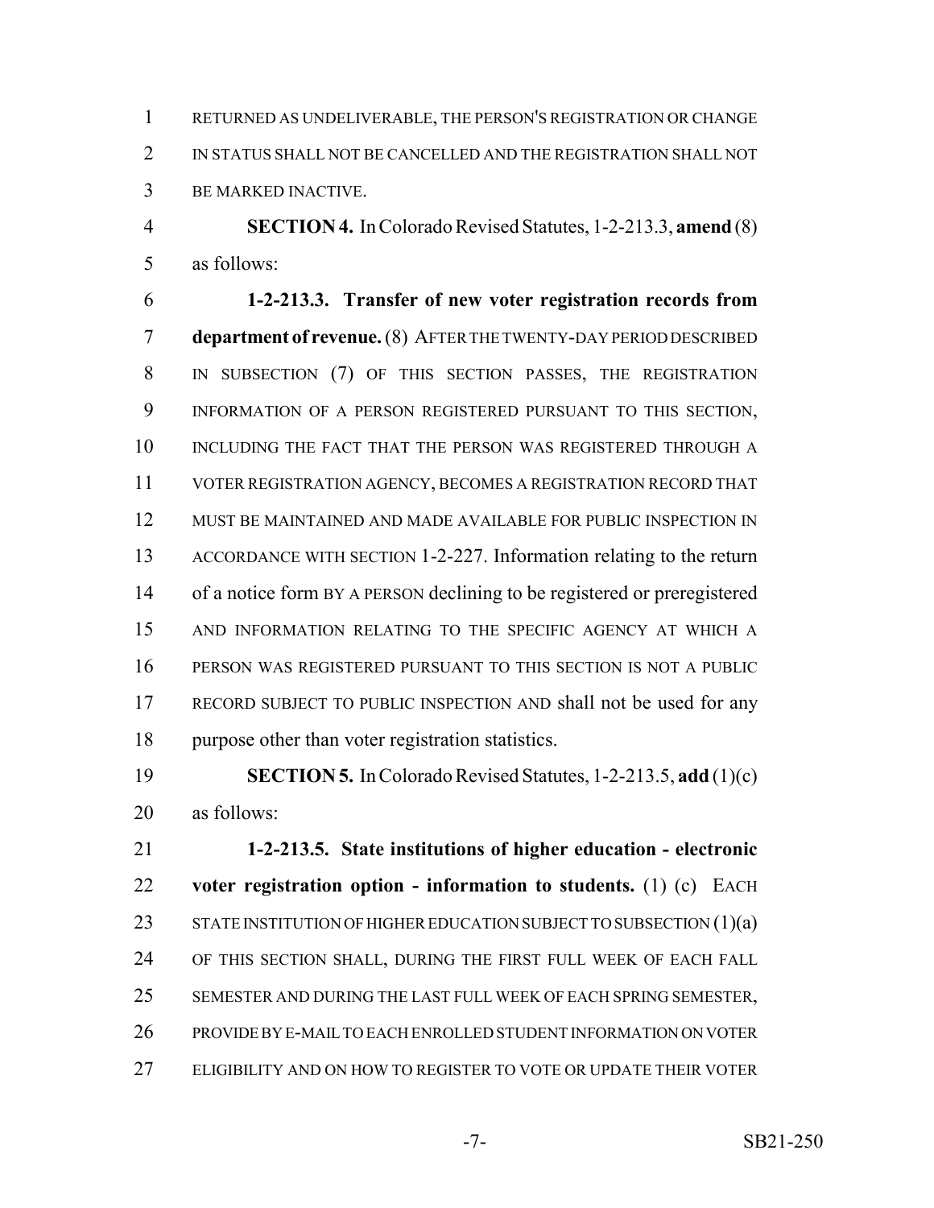RETURNED AS UNDELIVERABLE, THE PERSON'S REGISTRATION OR CHANGE IN STATUS SHALL NOT BE CANCELLED AND THE REGISTRATION SHALL NOT BE MARKED INACTIVE.

**SECTION 4.** In Colorado Revised Statutes, 1-2-213.3, **amend** (8) as follows:

**1-2-213.3. Transfer of new voter registration records from department of revenue.** (8) AFTER THE TWENTY-DAY PERIOD DESCRIBED IN SUBSECTION (7) OF THIS SECTION PASSES, THE REGISTRATION INFORMATION OF A PERSON REGISTERED PURSUANT TO THIS SECTION, INCLUDING THE FACT THAT THE PERSON WAS REGISTERED THROUGH A VOTER REGISTRATION AGENCY, BECOMES A REGISTRATION RECORD THAT MUST BE MAINTAINED AND MADE AVAILABLE FOR PUBLIC INSPECTION IN ACCORDANCE WITH SECTION 1-2-227. Information relating to the return of a notice form BY A PERSON declining to be registered or preregistered AND INFORMATION RELATING TO THE SPECIFIC AGENCY AT WHICH A PERSON WAS REGISTERED PURSUANT TO THIS SECTION IS NOT A PUBLIC RECORD SUBJECT TO PUBLIC INSPECTION AND shall not be used for any purpose other than voter registration statistics.

**SECTION 5.** In Colorado Revised Statutes, 1-2-213.5, **add** (1)(c) as follows:

**1-2-213.5. State institutions of higher education - electronic voter registration option - information to students.** (1) (c) EACH STATE INSTITUTION OF HIGHER EDUCATION SUBJECT TO SUBSECTION (1)(a) OF THIS SECTION SHALL, DURING THE FIRST FULL WEEK OF EACH FALL SEMESTER AND DURING THE LAST FULL WEEK OF EACH SPRING SEMESTER, PROVIDE BY E-MAIL TO EACH ENROLLED STUDENT INFORMATION ON VOTER ELIGIBILITY AND ON HOW TO REGISTER TO VOTE OR UPDATE THEIR VOTER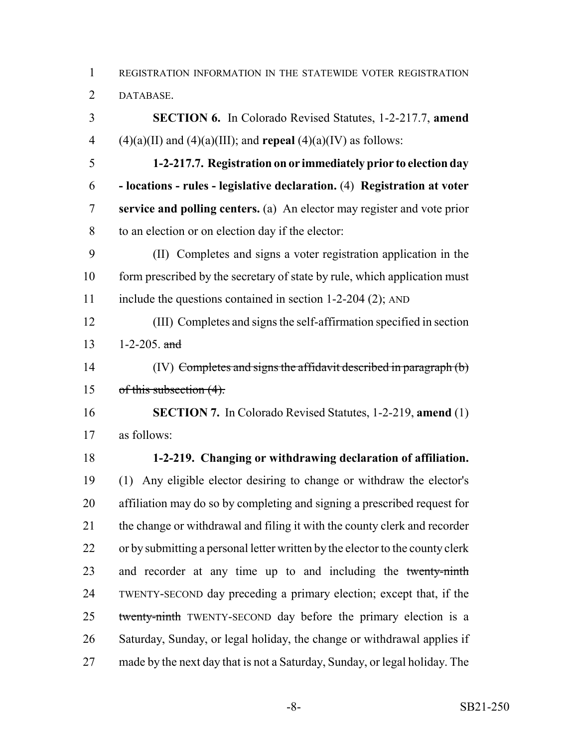REGISTRATION INFORMATION IN THE STATEWIDE VOTER REGISTRATION DATABASE.

**SECTION 6.** In Colorado Revised Statutes, 1-2-217.7, **amend** (4)(a)(II) and (4)(a)(III); and **repeal** (4)(a)(IV) as follows:

**1-2-217.7. Registration on or immediately prior to election day - locations - rules - legislative declaration.** (4) **Registration at voter service and polling centers.** (a) An elector may register and vote prior to an election or on election day if the elector:

(II) Completes and signs a voter registration application in the form prescribed by the secretary of state by rule, which application must include the questions contained in section 1-2-204 (2); AND

(III) Completes and signs the self-affirmation specified in section 1-2-205. ~~and~~

(IV) ~~Completes and signs the affidavit described in paragraph (b) of this subsection (4).~~

**SECTION 7.** In Colorado Revised Statutes, 1-2-219, **amend** (1) as follows:

**1-2-219. Changing or withdrawing declaration of affiliation.** (1) Any eligible elector desiring to change or withdraw the elector's affiliation may do so by completing and signing a prescribed request for the change or withdrawal and filing it with the county clerk and recorder or by submitting a personal letter written by the elector to the county clerk and recorder at any time up to and including the ~~twenty-ninth~~ TWENTY-SECOND day preceding a primary election; except that, if the ~~twenty-ninth~~ TWENTY-SECOND day before the primary election is a Saturday, Sunday, or legal holiday, the change or withdrawal applies if made by the next day that is not a Saturday, Sunday, or legal holiday. The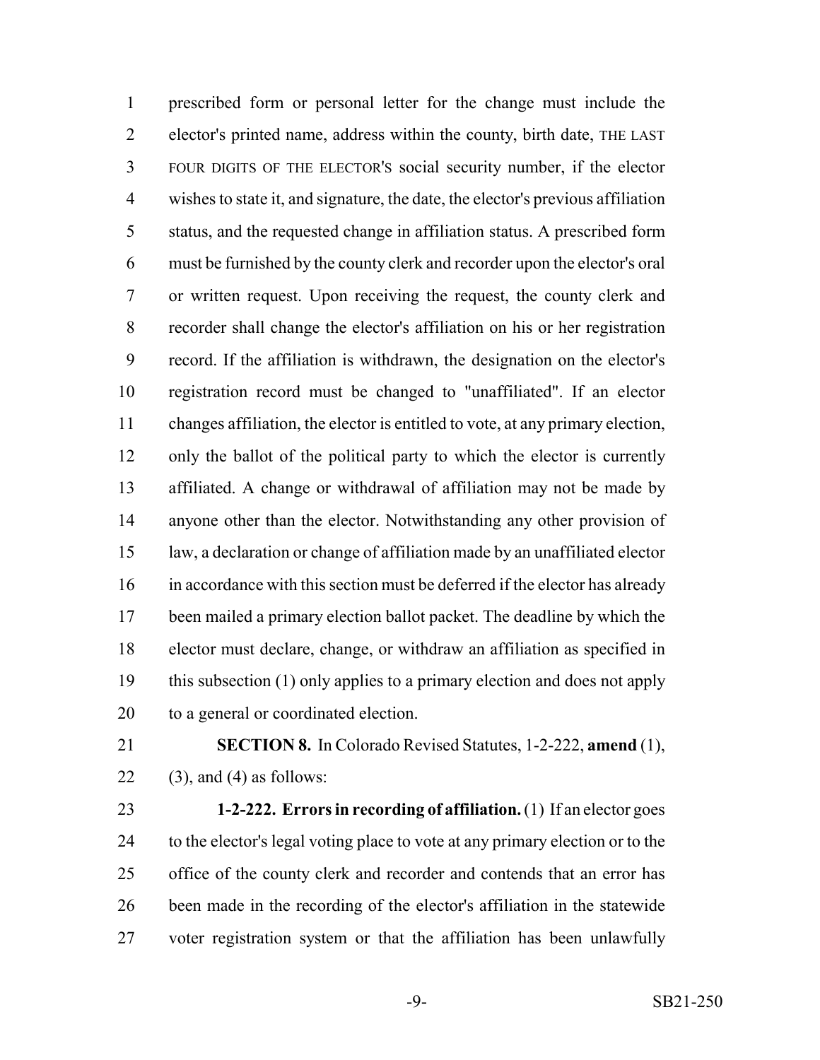prescribed form or personal letter for the change must include the elector's printed name, address within the county, birth date, THE LAST FOUR DIGITS OF THE ELECTOR'S social security number, if the elector wishes to state it, and signature, the date, the elector's previous affiliation status, and the requested change in affiliation status. A prescribed form must be furnished by the county clerk and recorder upon the elector's oral or written request. Upon receiving the request, the county clerk and recorder shall change the elector's affiliation on his or her registration record. If the affiliation is withdrawn, the designation on the elector's registration record must be changed to "unaffiliated". If an elector changes affiliation, the elector is entitled to vote, at any primary election, only the ballot of the political party to which the elector is currently affiliated. A change or withdrawal of affiliation may not be made by anyone other than the elector. Notwithstanding any other provision of law, a declaration or change of affiliation made by an unaffiliated elector in accordance with this section must be deferred if the elector has already been mailed a primary election ballot packet. The deadline by which the elector must declare, change, or withdraw an affiliation as specified in this subsection (1) only applies to a primary election and does not apply to a general or coordinated election.

**SECTION 8.** In Colorado Revised Statutes, 1-2-222, **amend** (1), (3), and (4) as follows:

**1-2-222. Errors in recording of affiliation.** (1) If an elector goes to the elector's legal voting place to vote at any primary election or to the office of the county clerk and recorder and contends that an error has been made in the recording of the elector's affiliation in the statewide voter registration system or that the affiliation has been unlawfully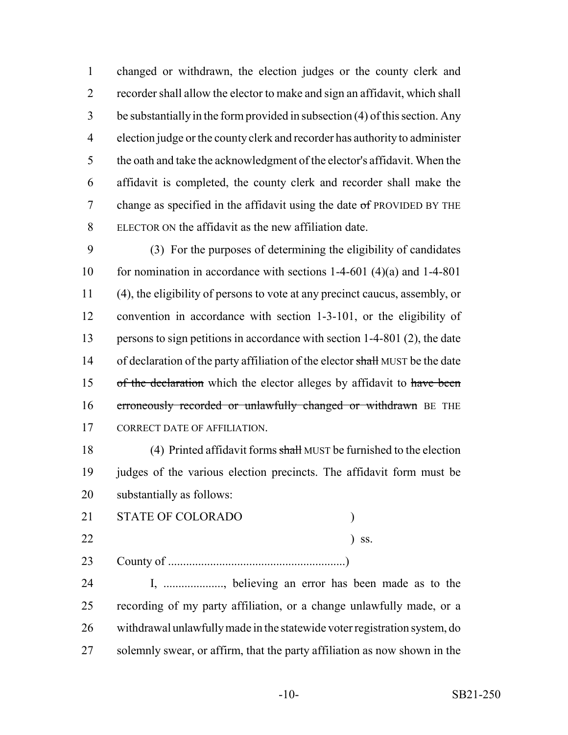changed or withdrawn, the election judges or the county clerk and recorder shall allow the elector to make and sign an affidavit, which shall be substantially in the form provided in subsection (4) of this section. Any election judge or the county clerk and recorder has authority to administer the oath and take the acknowledgment of the elector's affidavit. When the affidavit is completed, the county clerk and recorder shall make the change as specified in the affidavit using the date ~~of~~ PROVIDED BY THE ELECTOR ON the affidavit as the new affiliation date.

(3) For the purposes of determining the eligibility of candidates for nomination in accordance with sections 1-4-601 (4)(a) and 1-4-801 (4), the eligibility of persons to vote at any precinct caucus, assembly, or convention in accordance with section 1-3-101, or the eligibility of persons to sign petitions in accordance with section 1-4-801 (2), the date of declaration of the party affiliation of the elector ~~shall~~ MUST be the date ~~of the declaration~~ which the elector alleges by affidavit to ~~have been erroneously recorded or unlawfully changed or withdrawn~~ BE THE CORRECT DATE OF AFFILIATION.

(4) Printed affidavit forms ~~shall~~ MUST be furnished to the election judges of the various election precincts. The affidavit form must be substantially as follows:

STATE OF COLORADO )
) ss.
County of ..........................................................)

I, ...................., believing an error has been made as to the recording of my party affiliation, or a change unlawfully made, or a withdrawal unlawfully made in the statewide voter registration system, do solemnly swear, or affirm, that the party affiliation as now shown in the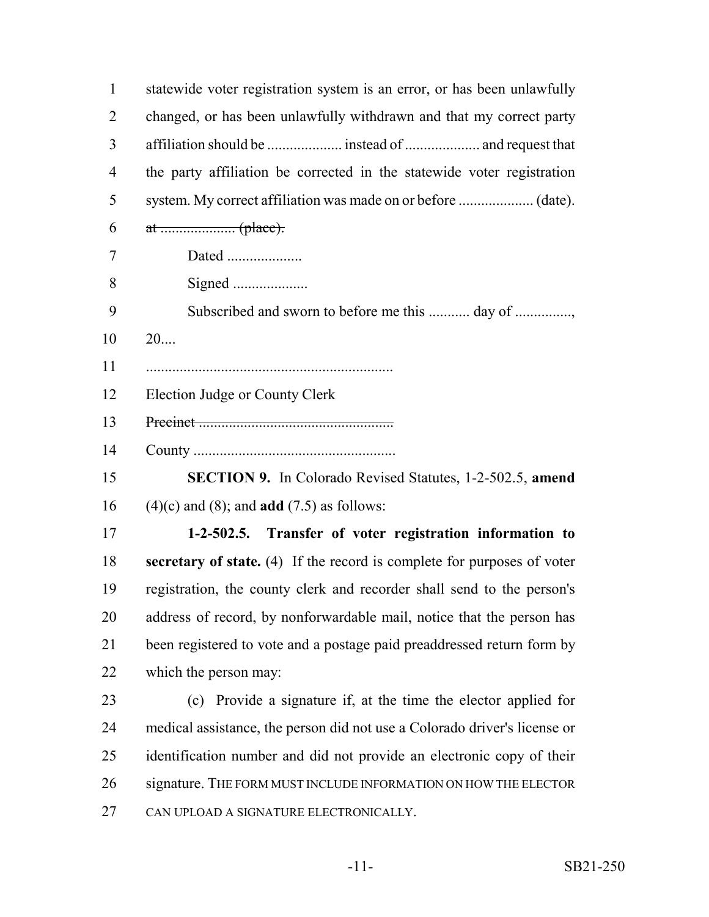statewide voter registration system is an error, or has been unlawfully changed, or has been unlawfully withdrawn and that my correct party affiliation should be .................... instead of .................... and request that the party affiliation be corrected in the statewide voter registration system. My correct affiliation was made on or before .................... (date). ~~at .................... (place).~~

Dated ....................

Signed ....................

Subscribed and sworn to before me this ........... day of ..............., 20....

..................................................................

Election Judge or County Clerk

~~Precinct ....................................................~~

County ......................................................

**SECTION 9.** In Colorado Revised Statutes, 1-2-502.5, **amend** (4)(c) and (8); and **add** (7.5) as follows:

**1-2-502.5. Transfer of voter registration information to secretary of state.** (4) If the record is complete for purposes of voter registration, the county clerk and recorder shall send to the person's address of record, by nonforwardable mail, notice that the person has been registered to vote and a postage paid preaddressed return form by which the person may:

(c) Provide a signature if, at the time the elector applied for medical assistance, the person did not use a Colorado driver's license or identification number and did not provide an electronic copy of their signature. THE FORM MUST INCLUDE INFORMATION ON HOW THE ELECTOR CAN UPLOAD A SIGNATURE ELECTRONICALLY.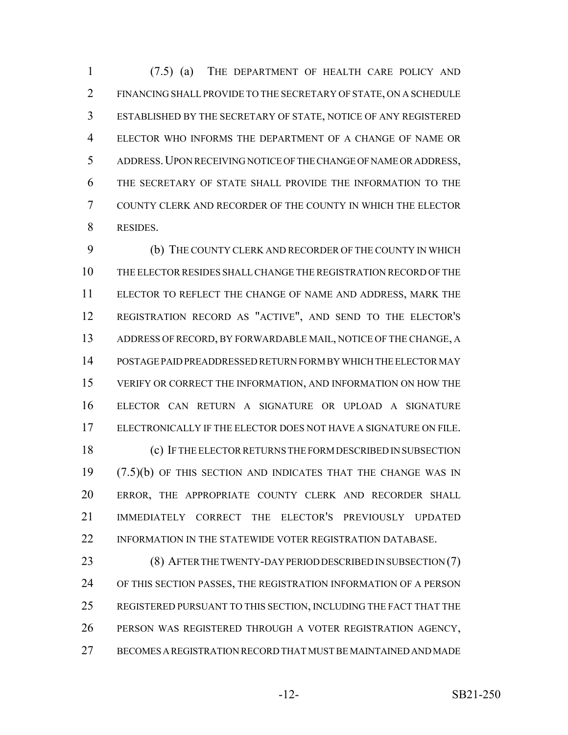(7.5) (a) THE DEPARTMENT OF HEALTH CARE POLICY AND FINANCING SHALL PROVIDE TO THE SECRETARY OF STATE, ON A SCHEDULE ESTABLISHED BY THE SECRETARY OF STATE, NOTICE OF ANY REGISTERED ELECTOR WHO INFORMS THE DEPARTMENT OF A CHANGE OF NAME OR ADDRESS. UPON RECEIVING NOTICE OF THE CHANGE OF NAME OR ADDRESS, THE SECRETARY OF STATE SHALL PROVIDE THE INFORMATION TO THE COUNTY CLERK AND RECORDER OF THE COUNTY IN WHICH THE ELECTOR RESIDES.

(b) THE COUNTY CLERK AND RECORDER OF THE COUNTY IN WHICH THE ELECTOR RESIDES SHALL CHANGE THE REGISTRATION RECORD OF THE ELECTOR TO REFLECT THE CHANGE OF NAME AND ADDRESS, MARK THE REGISTRATION RECORD AS "ACTIVE", AND SEND TO THE ELECTOR'S ADDRESS OF RECORD, BY FORWARDABLE MAIL, NOTICE OF THE CHANGE, A POSTAGE PAID PREADDRESSED RETURN FORM BY WHICH THE ELECTOR MAY VERIFY OR CORRECT THE INFORMATION, AND INFORMATION ON HOW THE ELECTOR CAN RETURN A SIGNATURE OR UPLOAD A SIGNATURE ELECTRONICALLY IF THE ELECTOR DOES NOT HAVE A SIGNATURE ON FILE.

(c) IF THE ELECTOR RETURNS THE FORM DESCRIBED IN SUBSECTION (7.5)(b) OF THIS SECTION AND INDICATES THAT THE CHANGE WAS IN ERROR, THE APPROPRIATE COUNTY CLERK AND RECORDER SHALL IMMEDIATELY CORRECT THE ELECTOR'S PREVIOUSLY UPDATED INFORMATION IN THE STATEWIDE VOTER REGISTRATION DATABASE.

(8) AFTER THE TWENTY-DAY PERIOD DESCRIBED IN SUBSECTION (7) OF THIS SECTION PASSES, THE REGISTRATION INFORMATION OF A PERSON REGISTERED PURSUANT TO THIS SECTION, INCLUDING THE FACT THAT THE PERSON WAS REGISTERED THROUGH A VOTER REGISTRATION AGENCY, BECOMES A REGISTRATION RECORD THAT MUST BE MAINTAINED AND MADE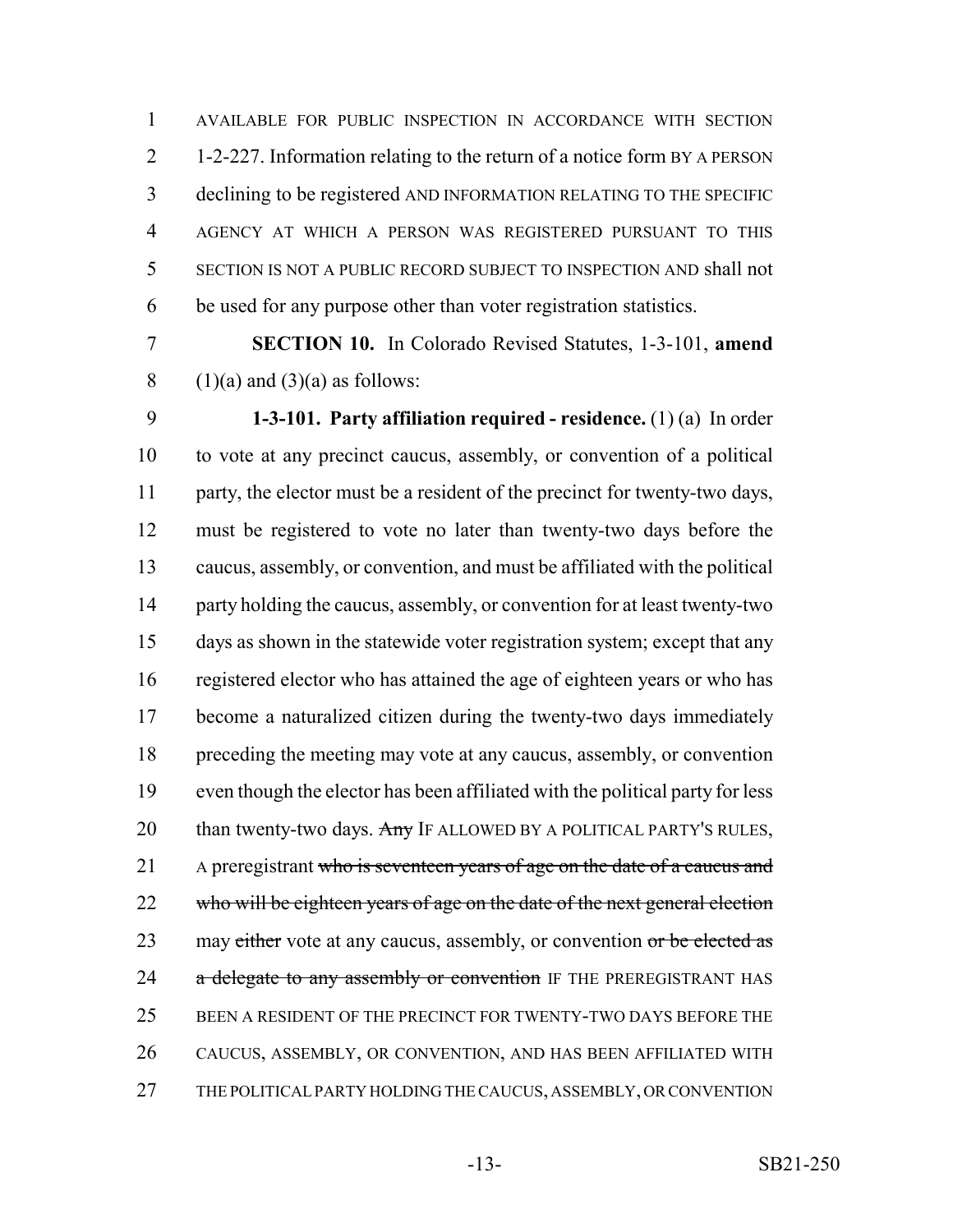AVAILABLE FOR PUBLIC INSPECTION IN ACCORDANCE WITH SECTION 1-2-227. Information relating to the return of a notice form BY A PERSON declining to be registered AND INFORMATION RELATING TO THE SPECIFIC AGENCY AT WHICH A PERSON WAS REGISTERED PURSUANT TO THIS SECTION IS NOT A PUBLIC RECORD SUBJECT TO INSPECTION AND shall not be used for any purpose other than voter registration statistics.

**SECTION 10.** In Colorado Revised Statutes, 1-3-101, **amend** (1)(a) and (3)(a) as follows:

**1-3-101. Party affiliation required - residence.** (1) (a) In order to vote at any precinct caucus, assembly, or convention of a political party, the elector must be a resident of the precinct for twenty-two days, must be registered to vote no later than twenty-two days before the caucus, assembly, or convention, and must be affiliated with the political party holding the caucus, assembly, or convention for at least twenty-two days as shown in the statewide voter registration system; except that any registered elector who has attained the age of eighteen years or who has become a naturalized citizen during the twenty-two days immediately preceding the meeting may vote at any caucus, assembly, or convention even though the elector has been affiliated with the political party for less than twenty-two days. ~~Any~~ IF ALLOWED BY A POLITICAL PARTY'S RULES, A preregistrant ~~who is seventeen years of age on the date of a caucus and who will be eighteen years of age on the date of the next general election~~ may ~~either~~ vote at any caucus, assembly, or convention ~~or be elected as a delegate to any assembly or convention~~ IF THE PREREGISTRANT HAS BEEN A RESIDENT OF THE PRECINCT FOR TWENTY-TWO DAYS BEFORE THE CAUCUS, ASSEMBLY, OR CONVENTION, AND HAS BEEN AFFILIATED WITH THE POLITICAL PARTY HOLDING THE CAUCUS, ASSEMBLY, OR CONVENTION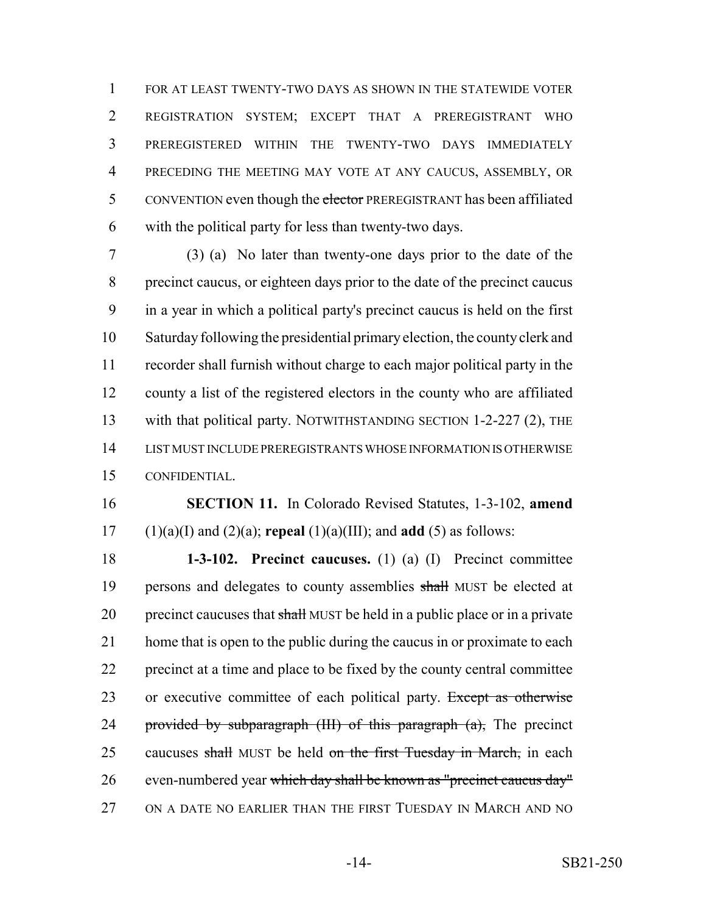FOR AT LEAST TWENTY-TWO DAYS AS SHOWN IN THE STATEWIDE VOTER REGISTRATION SYSTEM; EXCEPT THAT A PREREGISTRANT WHO PREREGISTERED WITHIN THE TWENTY-TWO DAYS IMMEDIATELY PRECEDING THE MEETING MAY VOTE AT ANY CAUCUS, ASSEMBLY, OR CONVENTION even though the ~~elector~~ PREREGISTRANT has been affiliated with the political party for less than twenty-two days.

(3) (a) No later than twenty-one days prior to the date of the precinct caucus, or eighteen days prior to the date of the precinct caucus in a year in which a political party's precinct caucus is held on the first Saturday following the presidential primary election, the county clerk and recorder shall furnish without charge to each major political party in the county a list of the registered electors in the county who are affiliated with that political party. NOTWITHSTANDING SECTION 1-2-227 (2), THE LIST MUST INCLUDE PREREGISTRANTS WHOSE INFORMATION IS OTHERWISE CONFIDENTIAL.

**SECTION 11.** In Colorado Revised Statutes, 1-3-102, **amend** (1)(a)(I) and (2)(a); **repeal** (1)(a)(III); and **add** (5) as follows:

**1-3-102. Precinct caucuses.** (1) (a) (I) Precinct committee persons and delegates to county assemblies ~~shall~~ MUST be elected at precinct caucuses that ~~shall~~ MUST be held in a public place or in a private home that is open to the public during the caucus in or proximate to each precinct at a time and place to be fixed by the county central committee or executive committee of each political party. ~~Except as otherwise provided by subparagraph (III) of this paragraph (a),~~ The precinct caucuses ~~shall~~ MUST be held ~~on the first Tuesday in March,~~ in each even-numbered year ~~which day shall be known as "precinct caucus day"~~ ON A DATE NO EARLIER THAN THE FIRST TUESDAY IN MARCH AND NO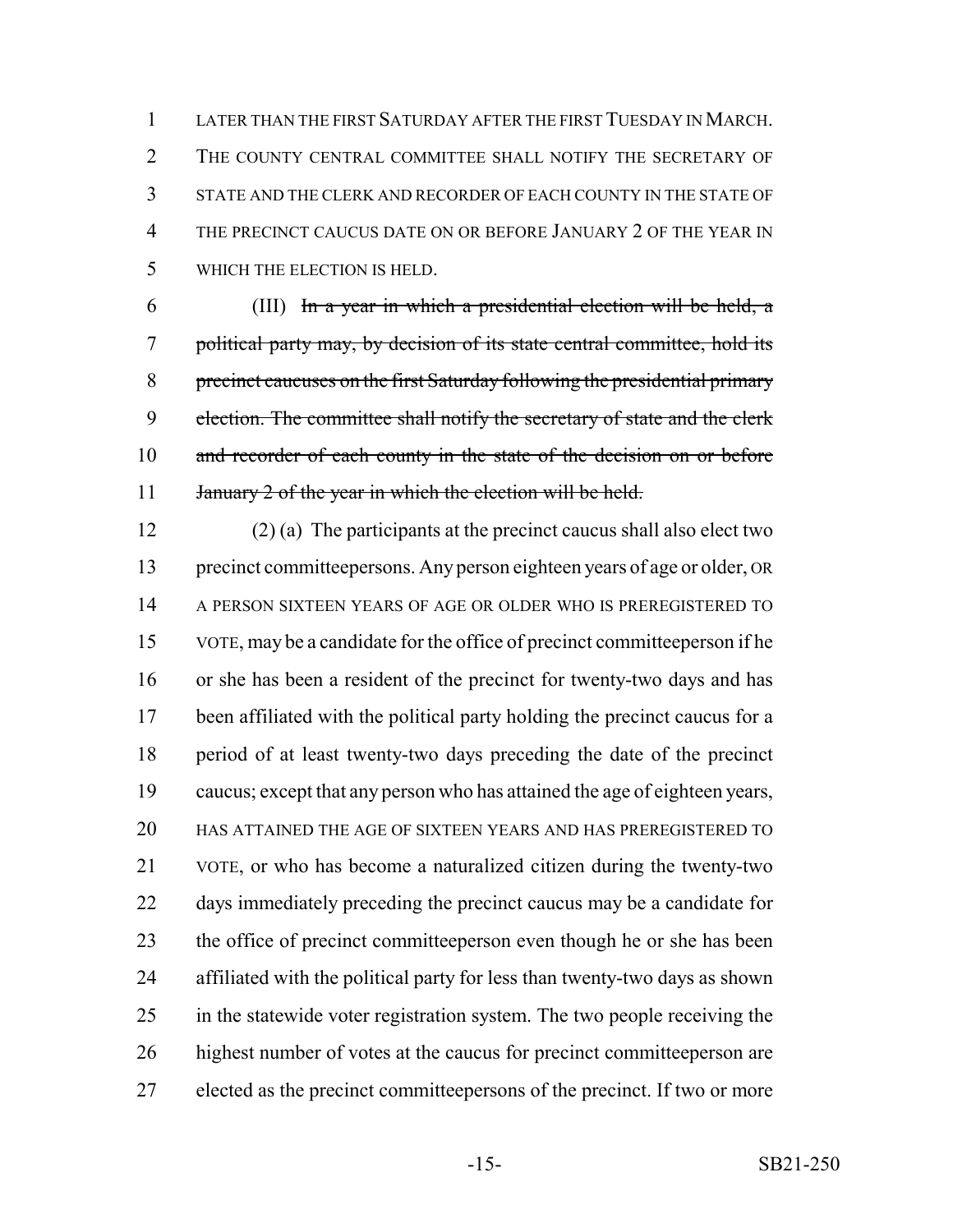LATER THAN THE FIRST SATURDAY AFTER THE FIRST TUESDAY IN MARCH. THE COUNTY CENTRAL COMMITTEE SHALL NOTIFY THE SECRETARY OF STATE AND THE CLERK AND RECORDER OF EACH COUNTY IN THE STATE OF THE PRECINCT CAUCUS DATE ON OR BEFORE JANUARY 2 OF THE YEAR IN WHICH THE ELECTION IS HELD.

(III) ~~In a year in which a presidential election will be held, a political party may, by decision of its state central committee, hold its precinct caucuses on the first Saturday following the presidential primary election. The committee shall notify the secretary of state and the clerk and recorder of each county in the state of the decision on or before January 2 of the year in which the election will be held.~~

(2) (a) The participants at the precinct caucus shall also elect two precinct committeepersons. Any person eighteen years of age or older, OR A PERSON SIXTEEN YEARS OF AGE OR OLDER WHO IS PREREGISTERED TO VOTE, may be a candidate for the office of precinct committeeperson if he or she has been a resident of the precinct for twenty-two days and has been affiliated with the political party holding the precinct caucus for a period of at least twenty-two days preceding the date of the precinct caucus; except that any person who has attained the age of eighteen years, HAS ATTAINED THE AGE OF SIXTEEN YEARS AND HAS PREREGISTERED TO VOTE, or who has become a naturalized citizen during the twenty-two days immediately preceding the precinct caucus may be a candidate for the office of precinct committeeperson even though he or she has been affiliated with the political party for less than twenty-two days as shown in the statewide voter registration system. The two people receiving the highest number of votes at the caucus for precinct committeeperson are elected as the precinct committeepersons of the precinct. If two or more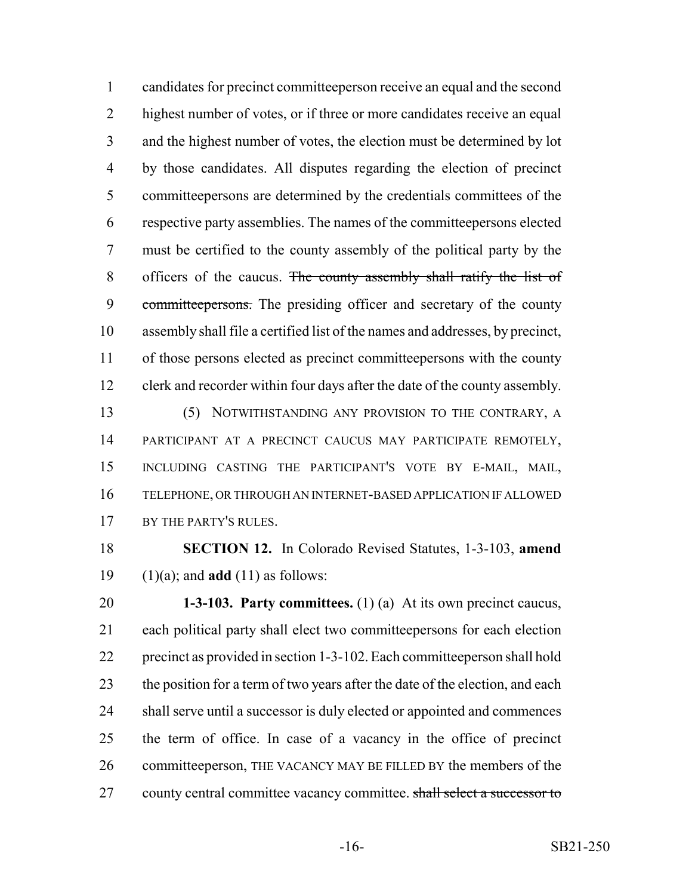candidates for precinct committeeperson receive an equal and the second highest number of votes, or if three or more candidates receive an equal and the highest number of votes, the election must be determined by lot by those candidates. All disputes regarding the election of precinct committeepersons are determined by the credentials committees of the respective party assemblies. The names of the committeepersons elected must be certified to the county assembly of the political party by the officers of the caucus. ~~The county assembly shall ratify the list of committeepersons.~~ The presiding officer and secretary of the county assembly shall file a certified list of the names and addresses, by precinct, of those persons elected as precinct committeepersons with the county clerk and recorder within four days after the date of the county assembly.

(5) NOTWITHSTANDING ANY PROVISION TO THE CONTRARY, A PARTICIPANT AT A PRECINCT CAUCUS MAY PARTICIPATE REMOTELY, INCLUDING CASTING THE PARTICIPANT'S VOTE BY E-MAIL, MAIL, TELEPHONE, OR THROUGH AN INTERNET-BASED APPLICATION IF ALLOWED BY THE PARTY'S RULES.

**SECTION 12.** In Colorado Revised Statutes, 1-3-103, **amend** (1)(a); and **add** (11) as follows:

**1-3-103. Party committees.** (1) (a) At its own precinct caucus, each political party shall elect two committeepersons for each election precinct as provided in section 1-3-102. Each committeeperson shall hold the position for a term of two years after the date of the election, and each shall serve until a successor is duly elected or appointed and commences the term of office. In case of a vacancy in the office of precinct committeeperson, THE VACANCY MAY BE FILLED BY the members of the county central committee vacancy committee. ~~shall select a successor to~~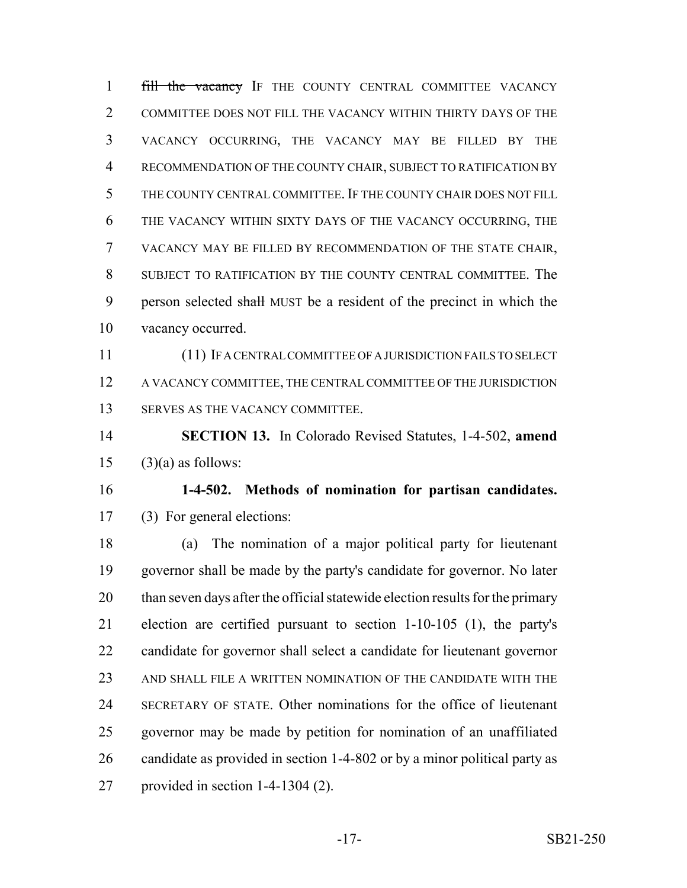~~fill the vacancy~~ IF THE COUNTY CENTRAL COMMITTEE VACANCY COMMITTEE DOES NOT FILL THE VACANCY WITHIN THIRTY DAYS OF THE VACANCY OCCURRING, THE VACANCY MAY BE FILLED BY THE RECOMMENDATION OF THE COUNTY CHAIR, SUBJECT TO RATIFICATION BY THE COUNTY CENTRAL COMMITTEE. IF THE COUNTY CHAIR DOES NOT FILL THE VACANCY WITHIN SIXTY DAYS OF THE VACANCY OCCURRING, THE VACANCY MAY BE FILLED BY RECOMMENDATION OF THE STATE CHAIR, SUBJECT TO RATIFICATION BY THE COUNTY CENTRAL COMMITTEE. The person selected ~~shall~~ MUST be a resident of the precinct in which the vacancy occurred.

(11) IF A CENTRAL COMMITTEE OF A JURISDICTION FAILS TO SELECT A VACANCY COMMITTEE, THE CENTRAL COMMITTEE OF THE JURISDICTION SERVES AS THE VACANCY COMMITTEE.

**SECTION 13.** In Colorado Revised Statutes, 1-4-502, **amend** (3)(a) as follows:

**1-4-502. Methods of nomination for partisan candidates.** (3) For general elections:

(a) The nomination of a major political party for lieutenant governor shall be made by the party's candidate for governor. No later than seven days after the official statewide election results for the primary election are certified pursuant to section 1-10-105 (1), the party's candidate for governor shall select a candidate for lieutenant governor AND SHALL FILE A WRITTEN NOMINATION OF THE CANDIDATE WITH THE SECRETARY OF STATE. Other nominations for the office of lieutenant governor may be made by petition for nomination of an unaffiliated candidate as provided in section 1-4-802 or by a minor political party as provided in section 1-4-1304 (2).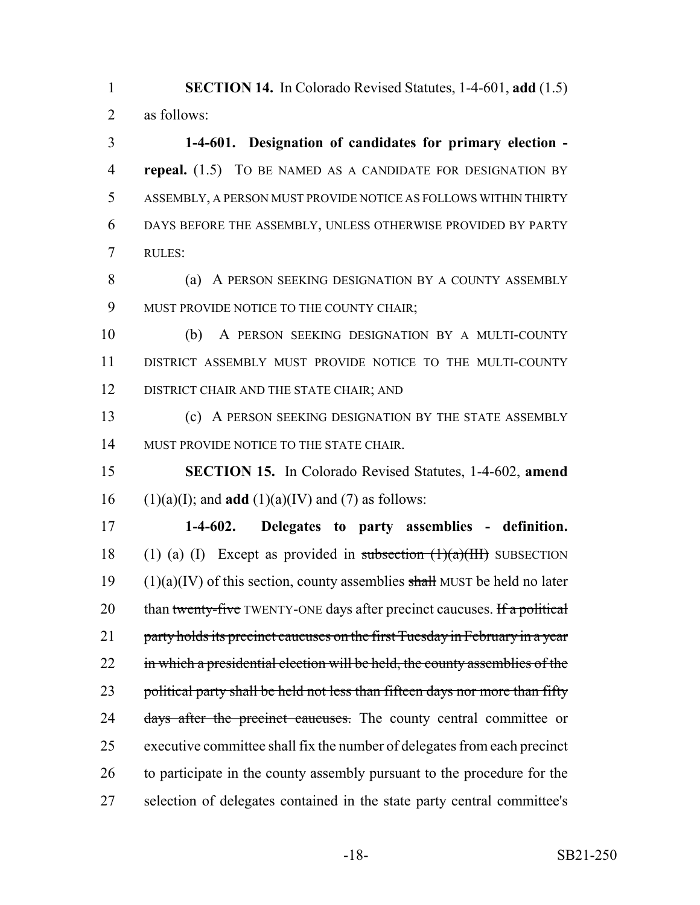**SECTION 14.** In Colorado Revised Statutes, 1-4-601, **add** (1.5) as follows:

**1-4-601. Designation of candidates for primary election - repeal.** (1.5) TO BE NAMED AS A CANDIDATE FOR DESIGNATION BY ASSEMBLY, A PERSON MUST PROVIDE NOTICE AS FOLLOWS WITHIN THIRTY DAYS BEFORE THE ASSEMBLY, UNLESS OTHERWISE PROVIDED BY PARTY RULES:

(a) A PERSON SEEKING DESIGNATION BY A COUNTY ASSEMBLY MUST PROVIDE NOTICE TO THE COUNTY CHAIR;

(b) A PERSON SEEKING DESIGNATION BY A MULTI-COUNTY DISTRICT ASSEMBLY MUST PROVIDE NOTICE TO THE MULTI-COUNTY DISTRICT CHAIR AND THE STATE CHAIR; AND

(c) A PERSON SEEKING DESIGNATION BY THE STATE ASSEMBLY MUST PROVIDE NOTICE TO THE STATE CHAIR.

**SECTION 15.** In Colorado Revised Statutes, 1-4-602, **amend** (1)(a)(I); and **add** (1)(a)(IV) and (7) as follows:

**1-4-602. Delegates to party assemblies - definition.** (1) (a) (I) Except as provided in ~~subsection (1)(a)(III)~~ SUBSECTION (1)(a)(IV) of this section, county assemblies ~~shall~~ MUST be held no later than ~~twenty-five~~ TWENTY-ONE days after precinct caucuses. ~~If a political party holds its precinct caucuses on the first Tuesday in February in a year in which a presidential election will be held, the county assemblies of the political party shall be held not less than fifteen days nor more than fifty days after the precinct caucuses.~~ The county central committee or executive committee shall fix the number of delegates from each precinct to participate in the county assembly pursuant to the procedure for the selection of delegates contained in the state party central committee's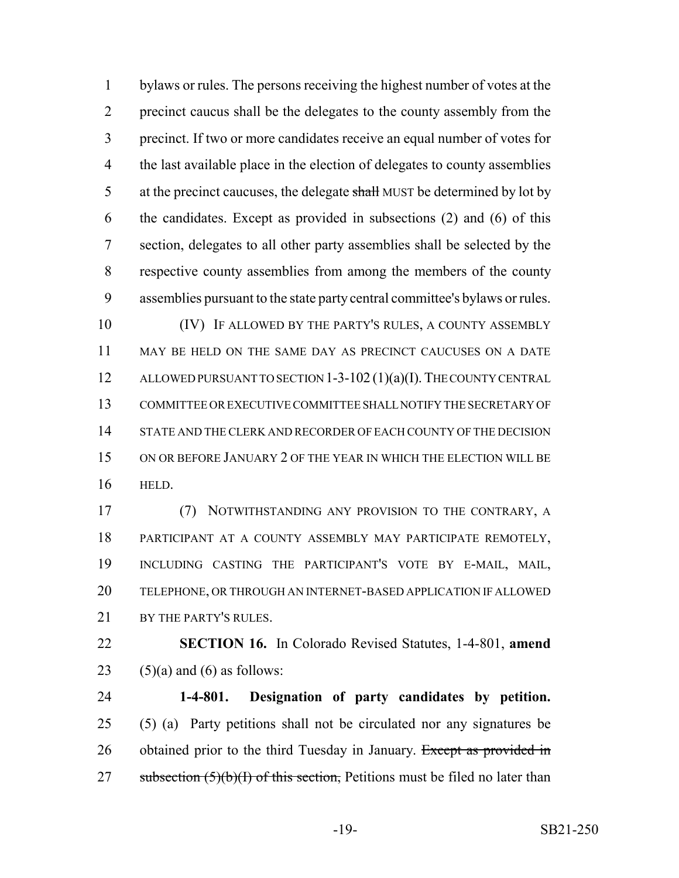bylaws or rules. The persons receiving the highest number of votes at the precinct caucus shall be the delegates to the county assembly from the precinct. If two or more candidates receive an equal number of votes for the last available place in the election of delegates to county assemblies at the precinct caucuses, the delegate ~~shall~~ MUST be determined by lot by the candidates. Except as provided in subsections (2) and (6) of this section, delegates to all other party assemblies shall be selected by the respective county assemblies from among the members of the county assemblies pursuant to the state party central committee's bylaws or rules.

(IV) IF ALLOWED BY THE PARTY'S RULES, A COUNTY ASSEMBLY MAY BE HELD ON THE SAME DAY AS PRECINCT CAUCUSES ON A DATE ALLOWED PURSUANT TO SECTION 1-3-102 (1)(a)(I). THE COUNTY CENTRAL COMMITTEE OR EXECUTIVE COMMITTEE SHALL NOTIFY THE SECRETARY OF STATE AND THE CLERK AND RECORDER OF EACH COUNTY OF THE DECISION ON OR BEFORE JANUARY 2 OF THE YEAR IN WHICH THE ELECTION WILL BE HELD.

(7) NOTWITHSTANDING ANY PROVISION TO THE CONTRARY, A PARTICIPANT AT A COUNTY ASSEMBLY MAY PARTICIPATE REMOTELY, INCLUDING CASTING THE PARTICIPANT'S VOTE BY E-MAIL, MAIL, TELEPHONE, OR THROUGH AN INTERNET-BASED APPLICATION IF ALLOWED BY THE PARTY'S RULES.

**SECTION 16.** In Colorado Revised Statutes, 1-4-801, **amend** (5)(a) and (6) as follows:

**1-4-801. Designation of party candidates by petition.** (5) (a) Party petitions shall not be circulated nor any signatures be obtained prior to the third Tuesday in January. ~~Except as provided in subsection (5)(b)(I) of this section,~~ Petitions must be filed no later than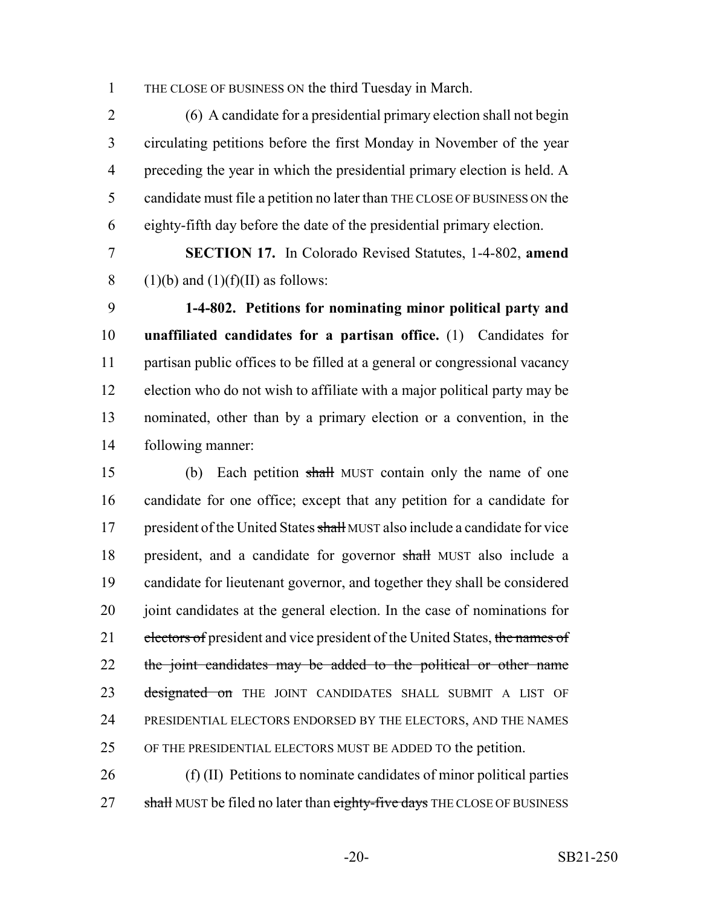THE CLOSE OF BUSINESS ON the third Tuesday in March.

(6) A candidate for a presidential primary election shall not begin circulating petitions before the first Monday in November of the year preceding the year in which the presidential primary election is held. A candidate must file a petition no later than THE CLOSE OF BUSINESS ON the eighty-fifth day before the date of the presidential primary election.

**SECTION 17.** In Colorado Revised Statutes, 1-4-802, **amend** (1)(b) and (1)(f)(II) as follows:

**1-4-802. Petitions for nominating minor political party and unaffiliated candidates for a partisan office.** (1) Candidates for partisan public offices to be filled at a general or congressional vacancy election who do not wish to affiliate with a major political party may be nominated, other than by a primary election or a convention, in the following manner:

(b) Each petition ~~shall~~ MUST contain only the name of one candidate for one office; except that any petition for a candidate for president of the United States ~~shall~~ MUST also include a candidate for vice president, and a candidate for governor ~~shall~~ MUST also include a candidate for lieutenant governor, and together they shall be considered joint candidates at the general election. In the case of nominations for ~~electors of~~ president and vice president of the United States, ~~the names of the joint candidates may be added to the political or other name designated on~~ THE JOINT CANDIDATES SHALL SUBMIT A LIST OF PRESIDENTIAL ELECTORS ENDORSED BY THE ELECTORS, AND THE NAMES OF THE PRESIDENTIAL ELECTORS MUST BE ADDED TO the petition.

(f) (II) Petitions to nominate candidates of minor political parties ~~shall~~ MUST be filed no later than ~~eighty-five days~~ THE CLOSE OF BUSINESS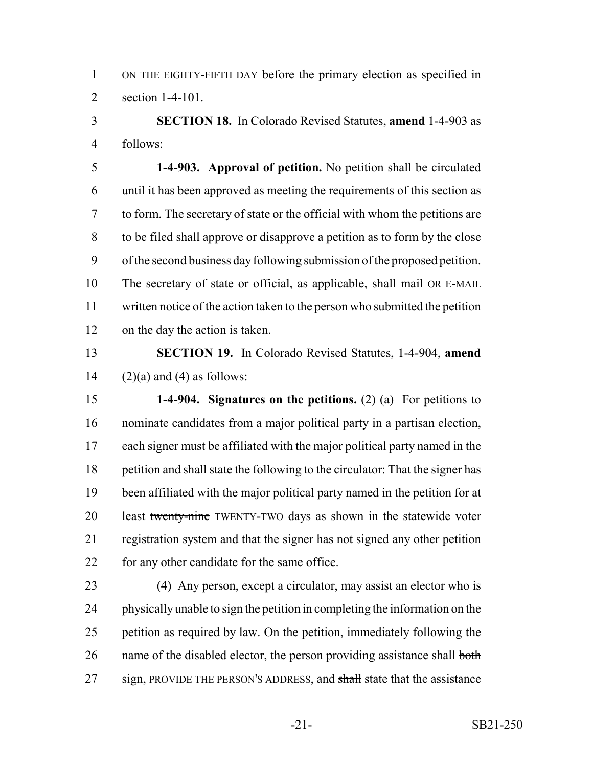ON THE EIGHTY-FIFTH DAY before the primary election as specified in section 1-4-101.

**SECTION 18.** In Colorado Revised Statutes, **amend** 1-4-903 as follows:

**1-4-903. Approval of petition.** No petition shall be circulated until it has been approved as meeting the requirements of this section as to form. The secretary of state or the official with whom the petitions are to be filed shall approve or disapprove a petition as to form by the close of the second business day following submission of the proposed petition. The secretary of state or official, as applicable, shall mail OR E-MAIL written notice of the action taken to the person who submitted the petition on the day the action is taken.

**SECTION 19.** In Colorado Revised Statutes, 1-4-904, **amend** (2)(a) and (4) as follows:

**1-4-904. Signatures on the petitions.** (2) (a) For petitions to nominate candidates from a major political party in a partisan election, each signer must be affiliated with the major political party named in the petition and shall state the following to the circulator: That the signer has been affiliated with the major political party named in the petition for at least ~~twenty-nine~~ TWENTY-TWO days as shown in the statewide voter registration system and that the signer has not signed any other petition for any other candidate for the same office.

(4) Any person, except a circulator, may assist an elector who is physically unable to sign the petition in completing the information on the petition as required by law. On the petition, immediately following the name of the disabled elector, the person providing assistance shall ~~both~~ sign, PROVIDE THE PERSON'S ADDRESS, and ~~shall~~ state that the assistance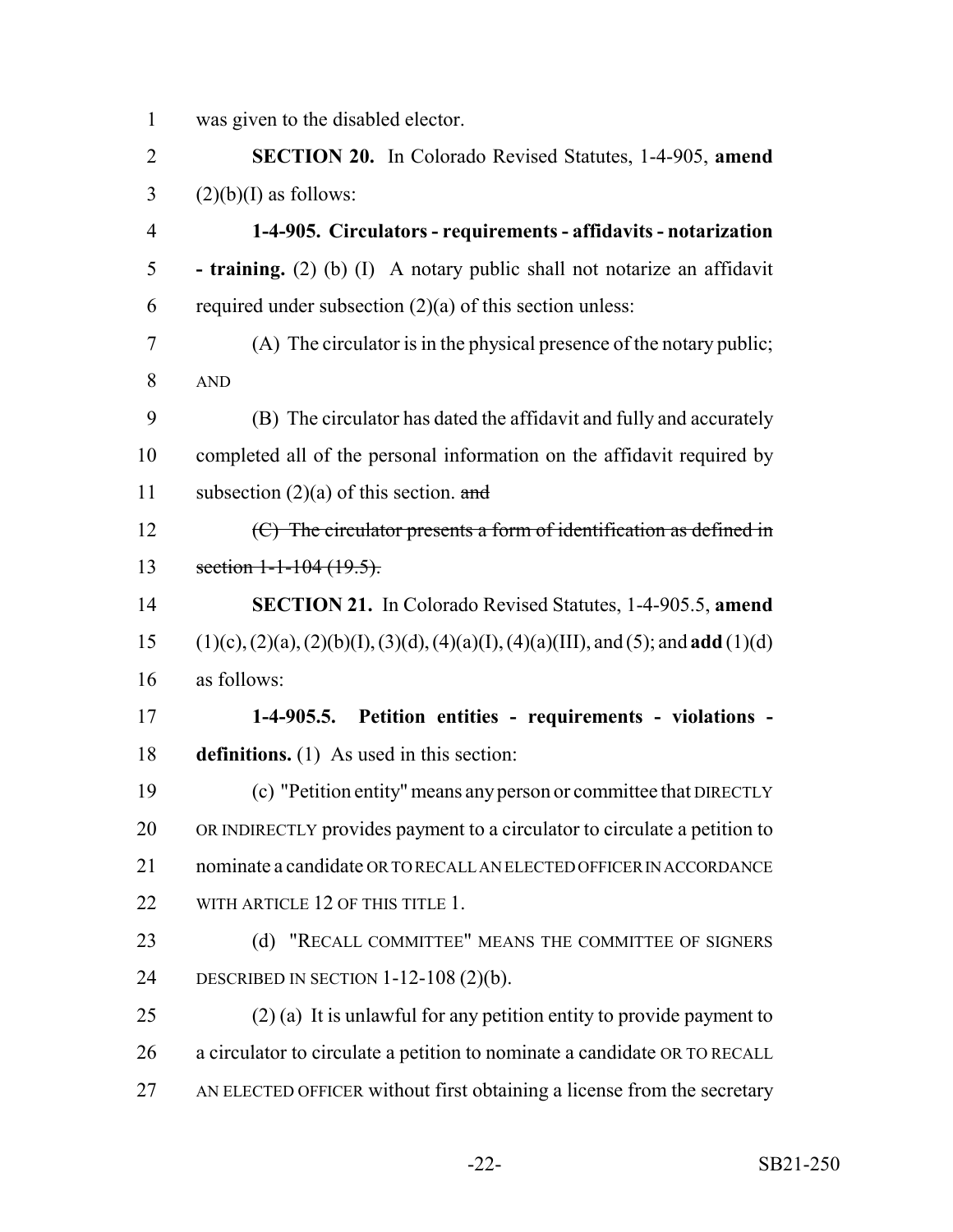was given to the disabled elector.

**SECTION 20.** In Colorado Revised Statutes, 1-4-905, **amend** (2)(b)(I) as follows:

**1-4-905. Circulators - requirements - affidavits - notarization - training.** (2) (b) (I) A notary public shall not notarize an affidavit required under subsection (2)(a) of this section unless:

(A) The circulator is in the physical presence of the notary public; AND

(B) The circulator has dated the affidavit and fully and accurately completed all of the personal information on the affidavit required by subsection (2)(a) of this section. ~~and~~

~~(C) The circulator presents a form of identification as defined in section 1-1-104 (19.5).~~

**SECTION 21.** In Colorado Revised Statutes, 1-4-905.5, **amend** (1)(c), (2)(a), (2)(b)(I), (3)(d), (4)(a)(I), (4)(a)(III), and (5); and **add** (1)(d) as follows:

**1-4-905.5. Petition entities - requirements - violations - definitions.** (1) As used in this section:

(c) "Petition entity" means any person or committee that DIRECTLY OR INDIRECTLY provides payment to a circulator to circulate a petition to nominate a candidate OR TO RECALL AN ELECTED OFFICER IN ACCORDANCE WITH ARTICLE 12 OF THIS TITLE 1.

(d) "RECALL COMMITTEE" MEANS THE COMMITTEE OF SIGNERS DESCRIBED IN SECTION 1-12-108 (2)(b).

(2) (a) It is unlawful for any petition entity to provide payment to a circulator to circulate a petition to nominate a candidate OR TO RECALL AN ELECTED OFFICER without first obtaining a license from the secretary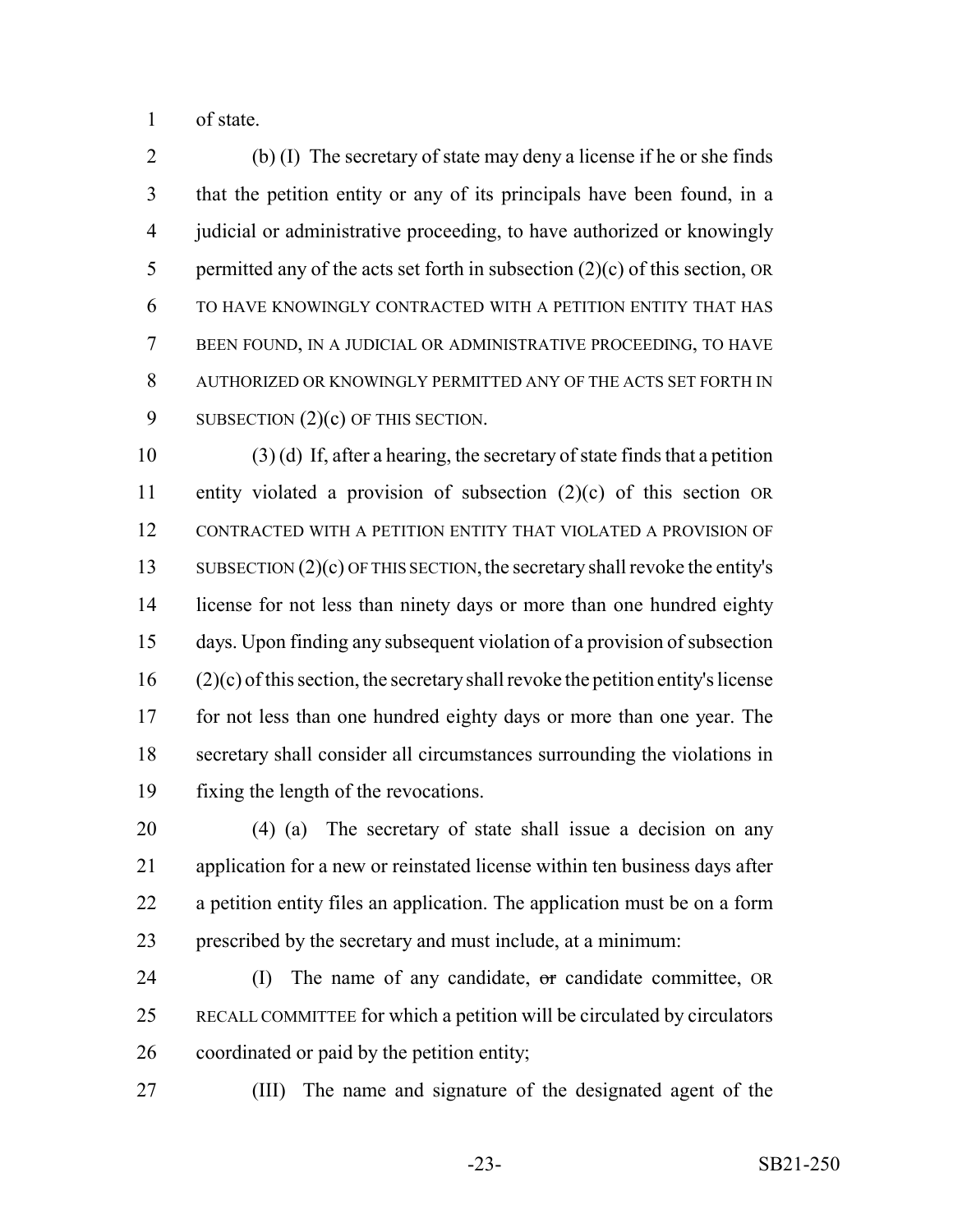of state.

(b) (I) The secretary of state may deny a license if he or she finds that the petition entity or any of its principals have been found, in a judicial or administrative proceeding, to have authorized or knowingly permitted any of the acts set forth in subsection (2)(c) of this section, OR TO HAVE KNOWINGLY CONTRACTED WITH A PETITION ENTITY THAT HAS BEEN FOUND, IN A JUDICIAL OR ADMINISTRATIVE PROCEEDING, TO HAVE AUTHORIZED OR KNOWINGLY PERMITTED ANY OF THE ACTS SET FORTH IN SUBSECTION (2)(c) OF THIS SECTION.

(3) (d) If, after a hearing, the secretary of state finds that a petition entity violated a provision of subsection (2)(c) of this section OR CONTRACTED WITH A PETITION ENTITY THAT VIOLATED A PROVISION OF SUBSECTION (2)(c) OF THIS SECTION, the secretary shall revoke the entity's license for not less than ninety days or more than one hundred eighty days. Upon finding any subsequent violation of a provision of subsection (2)(c) of this section, the secretary shall revoke the petition entity's license for not less than one hundred eighty days or more than one year. The secretary shall consider all circumstances surrounding the violations in fixing the length of the revocations.

(4) (a) The secretary of state shall issue a decision on any application for a new or reinstated license within ten business days after a petition entity files an application. The application must be on a form prescribed by the secretary and must include, at a minimum:

(I) The name of any candidate, ~~or~~ candidate committee, OR RECALL COMMITTEE for which a petition will be circulated by circulators coordinated or paid by the petition entity;

(III) The name and signature of the designated agent of the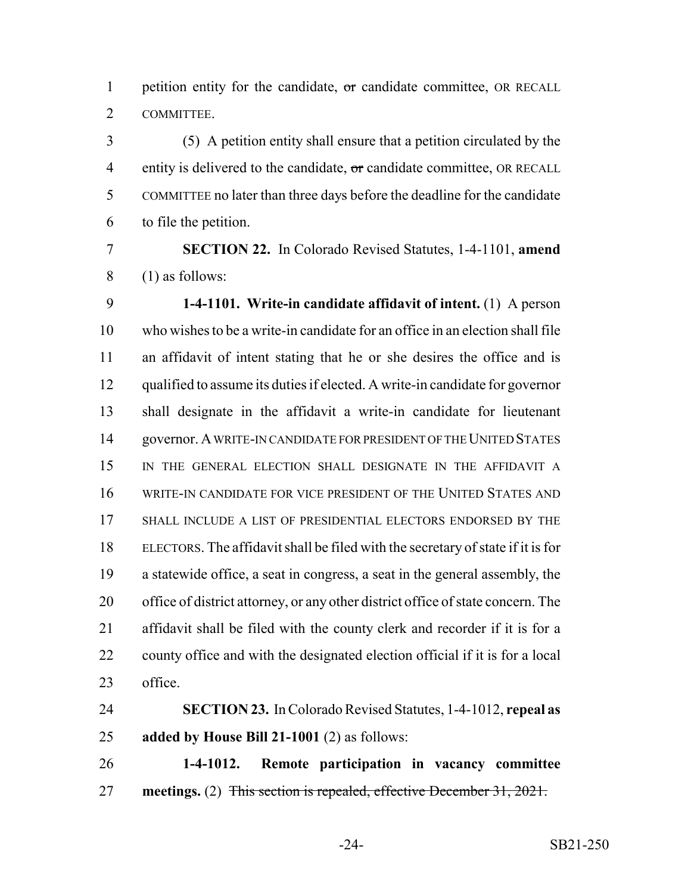petition entity for the candidate, ~~or~~ candidate committee, OR RECALL COMMITTEE.

(5) A petition entity shall ensure that a petition circulated by the entity is delivered to the candidate, ~~or~~ candidate committee, OR RECALL COMMITTEE no later than three days before the deadline for the candidate to file the petition.

**SECTION 22.** In Colorado Revised Statutes, 1-4-1101, **amend** (1) as follows:

**1-4-1101. Write-in candidate affidavit of intent.** (1) A person who wishes to be a write-in candidate for an office in an election shall file an affidavit of intent stating that he or she desires the office and is qualified to assume its duties if elected. A write-in candidate for governor shall designate in the affidavit a write-in candidate for lieutenant governor. A WRITE-IN CANDIDATE FOR PRESIDENT OF THE UNITED STATES IN THE GENERAL ELECTION SHALL DESIGNATE IN THE AFFIDAVIT A WRITE-IN CANDIDATE FOR VICE PRESIDENT OF THE UNITED STATES AND SHALL INCLUDE A LIST OF PRESIDENTIAL ELECTORS ENDORSED BY THE ELECTORS. The affidavit shall be filed with the secretary of state if it is for a statewide office, a seat in congress, a seat in the general assembly, the office of district attorney, or any other district office of state concern. The affidavit shall be filed with the county clerk and recorder if it is for a county office and with the designated election official if it is for a local office.

**SECTION 23.** In Colorado Revised Statutes, 1-4-1012, **repeal as added by House Bill 21-1001** (2) as follows:

**1-4-1012. Remote participation in vacancy committee meetings.** (2) ~~This section is repealed, effective December 31, 2021.~~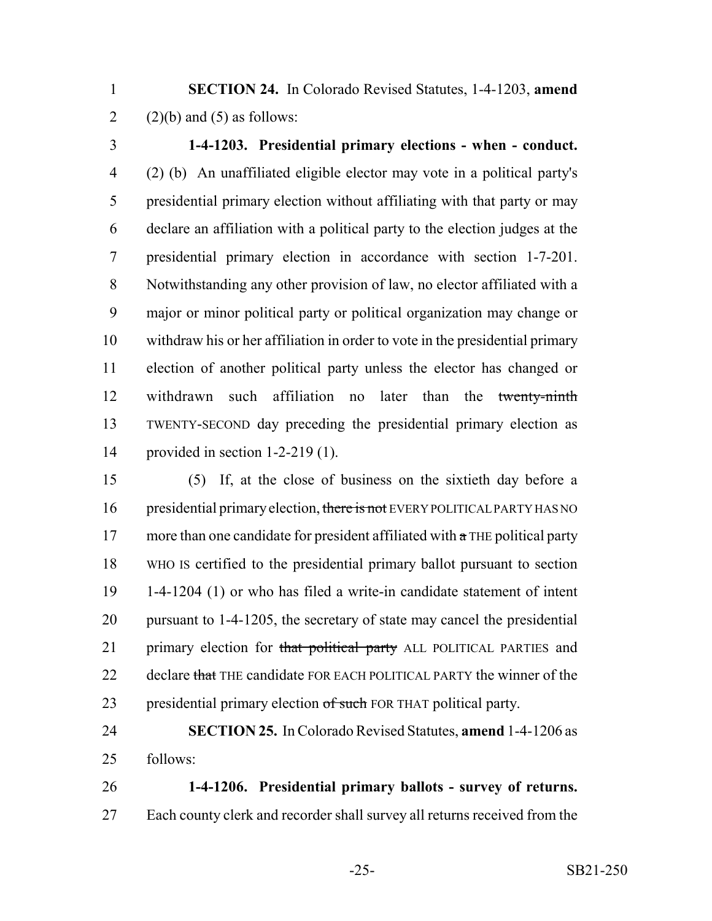**SECTION 24.** In Colorado Revised Statutes, 1-4-1203, **amend** (2)(b) and (5) as follows:

**1-4-1203. Presidential primary elections - when - conduct.** (2) (b) An unaffiliated eligible elector may vote in a political party's presidential primary election without affiliating with that party or may declare an affiliation with a political party to the election judges at the presidential primary election in accordance with section 1-7-201. Notwithstanding any other provision of law, no elector affiliated with a major or minor political party or political organization may change or withdraw his or her affiliation in order to vote in the presidential primary election of another political party unless the elector has changed or withdrawn such affiliation no later than the ~~twenty-ninth~~ TWENTY-SECOND day preceding the presidential primary election as provided in section 1-2-219 (1).

(5) If, at the close of business on the sixtieth day before a presidential primary election, ~~there is not~~ EVERY POLITICAL PARTY HAS NO more than one candidate for president affiliated with ~~a~~ THE political party WHO IS certified to the presidential primary ballot pursuant to section 1-4-1204 (1) or who has filed a write-in candidate statement of intent pursuant to 1-4-1205, the secretary of state may cancel the presidential primary election for ~~that political party~~ ALL POLITICAL PARTIES and declare ~~that~~ THE candidate FOR EACH POLITICAL PARTY the winner of the presidential primary election ~~of such~~ FOR THAT political party.

**SECTION 25.** In Colorado Revised Statutes, **amend** 1-4-1206 as follows:

**1-4-1206. Presidential primary ballots - survey of returns.** Each county clerk and recorder shall survey all returns received from the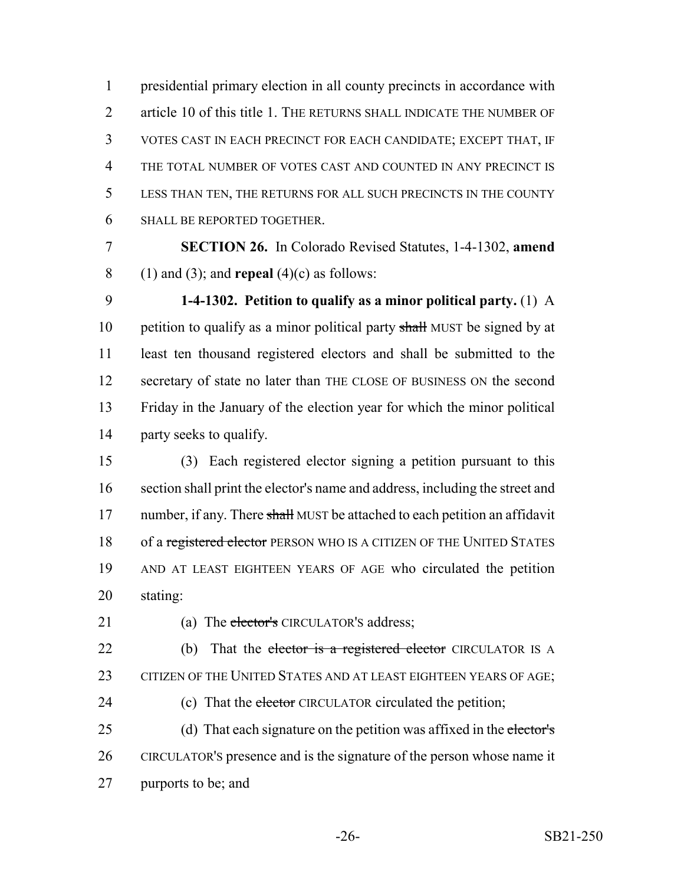presidential primary election in all county precincts in accordance with article 10 of this title 1. THE RETURNS SHALL INDICATE THE NUMBER OF VOTES CAST IN EACH PRECINCT FOR EACH CANDIDATE; EXCEPT THAT, IF THE TOTAL NUMBER OF VOTES CAST AND COUNTED IN ANY PRECINCT IS LESS THAN TEN, THE RETURNS FOR ALL SUCH PRECINCTS IN THE COUNTY SHALL BE REPORTED TOGETHER.

**SECTION 26.** In Colorado Revised Statutes, 1-4-1302, **amend** (1) and (3); and **repeal** (4)(c) as follows:

**1-4-1302. Petition to qualify as a minor political party.** (1) A petition to qualify as a minor political party ~~shall~~ MUST be signed by at least ten thousand registered electors and shall be submitted to the secretary of state no later than THE CLOSE OF BUSINESS ON the second Friday in the January of the election year for which the minor political party seeks to qualify.

(3) Each registered elector signing a petition pursuant to this section shall print the elector's name and address, including the street and number, if any. There ~~shall~~ MUST be attached to each petition an affidavit of a ~~registered elector~~ PERSON WHO IS A CITIZEN OF THE UNITED STATES AND AT LEAST EIGHTEEN YEARS OF AGE who circulated the petition stating:

(a) The ~~elector's~~ CIRCULATOR'S address;

(b) That the ~~elector is a registered elector~~ CIRCULATOR IS A CITIZEN OF THE UNITED STATES AND AT LEAST EIGHTEEN YEARS OF AGE;

(c) That the ~~elector~~ CIRCULATOR circulated the petition;

(d) That each signature on the petition was affixed in the ~~elector's~~ CIRCULATOR'S presence and is the signature of the person whose name it purports to be; and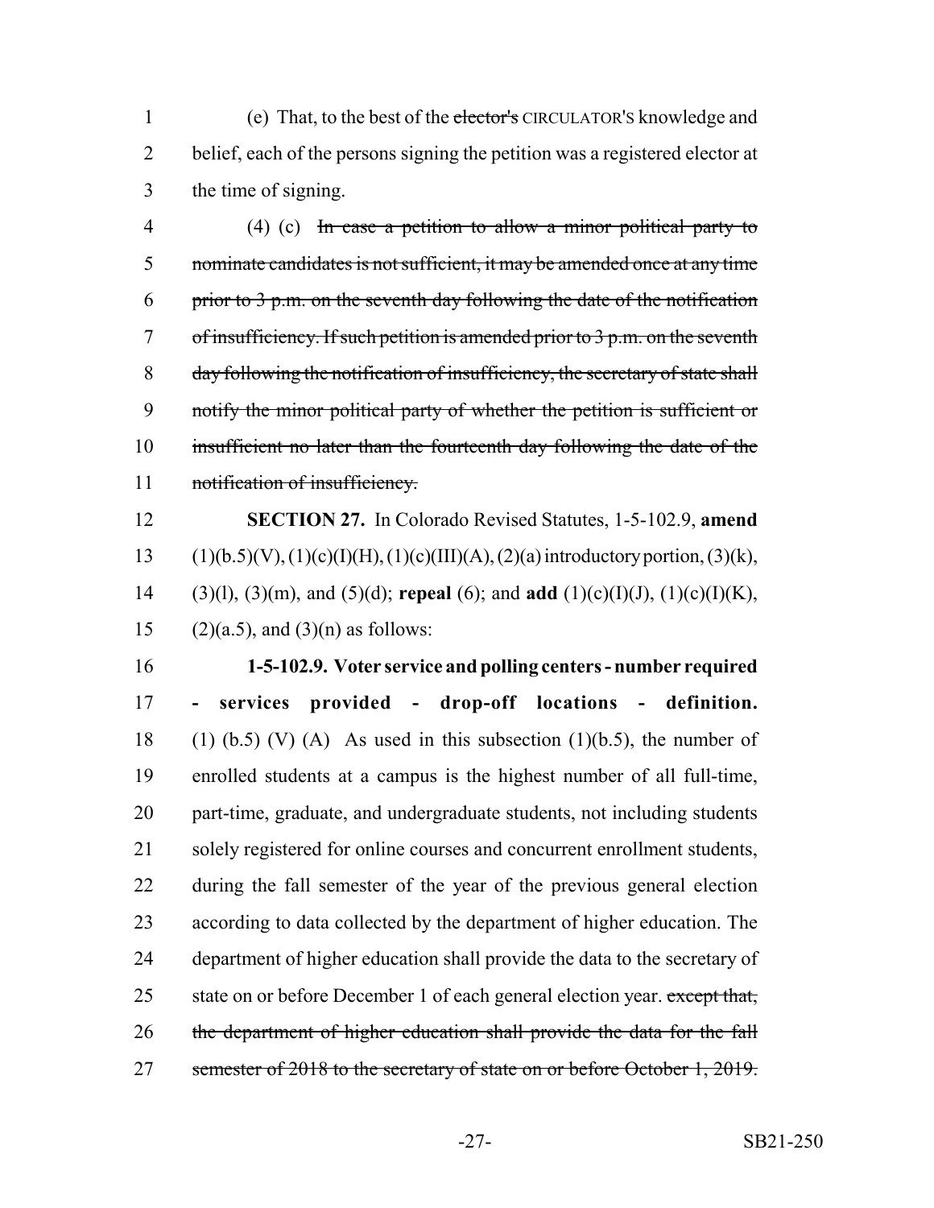(e) That, to the best of the ~~elector's~~ CIRCULATOR'S knowledge and belief, each of the persons signing the petition was a registered elector at the time of signing.

(4) (c) ~~In case a petition to allow a minor political party to nominate candidates is not sufficient, it may be amended once at any time prior to 3 p.m. on the seventh day following the date of the notification of insufficiency. If such petition is amended prior to 3 p.m. on the seventh day following the notification of insufficiency, the secretary of state shall notify the minor political party of whether the petition is sufficient or insufficient no later than the fourteenth day following the date of the notification of insufficiency.~~

**SECTION 27.** In Colorado Revised Statutes, 1-5-102.9, **amend** (1)(b.5)(V), (1)(c)(I)(H), (1)(c)(III)(A), (2)(a) introductory portion, (3)(k), (3)(l), (3)(m), and (5)(d); **repeal** (6); and **add** (1)(c)(I)(J), (1)(c)(I)(K), (2)(a.5), and (3)(n) as follows:

**1-5-102.9. Voter service and polling centers - number required - services provided - drop-off locations - definition.** (1) (b.5) (V) (A) As used in this subsection (1)(b.5), the number of enrolled students at a campus is the highest number of all full-time, part-time, graduate, and undergraduate students, not including students solely registered for online courses and concurrent enrollment students, during the fall semester of the year of the previous general election according to data collected by the department of higher education. The department of higher education shall provide the data to the secretary of state on or before December 1 of each general election year. ~~except that, the department of higher education shall provide the data for the fall semester of 2018 to the secretary of state on or before October 1, 2019.~~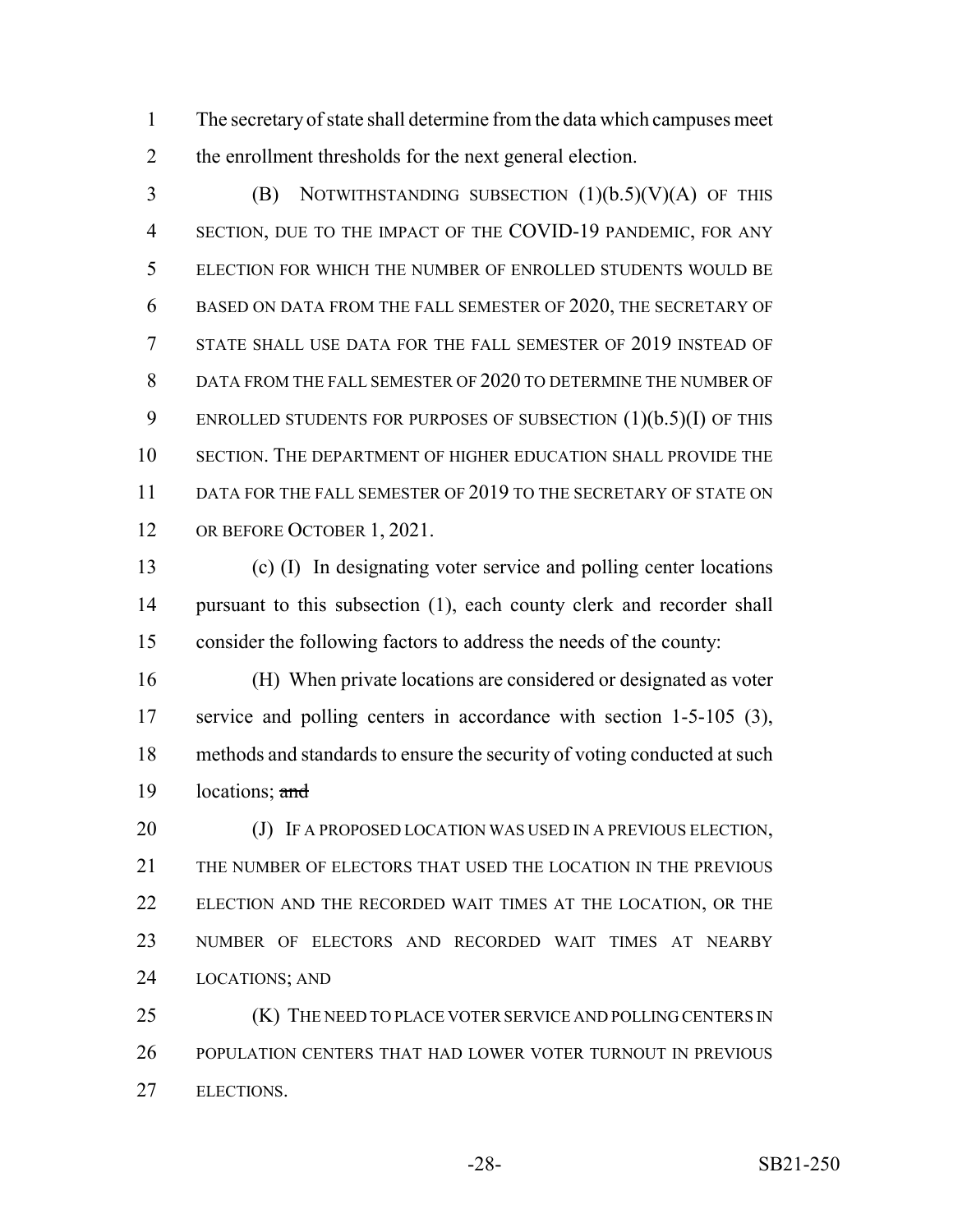The secretary of state shall determine from the data which campuses meet the enrollment thresholds for the next general election.

(B) NOTWITHSTANDING SUBSECTION (1)(b.5)(V)(A) OF THIS SECTION, DUE TO THE IMPACT OF THE COVID-19 PANDEMIC, FOR ANY ELECTION FOR WHICH THE NUMBER OF ENROLLED STUDENTS WOULD BE BASED ON DATA FROM THE FALL SEMESTER OF 2020, THE SECRETARY OF STATE SHALL USE DATA FOR THE FALL SEMESTER OF 2019 INSTEAD OF DATA FROM THE FALL SEMESTER OF 2020 TO DETERMINE THE NUMBER OF ENROLLED STUDENTS FOR PURPOSES OF SUBSECTION (1)(b.5)(I) OF THIS SECTION. THE DEPARTMENT OF HIGHER EDUCATION SHALL PROVIDE THE DATA FOR THE FALL SEMESTER OF 2019 TO THE SECRETARY OF STATE ON OR BEFORE OCTOBER 1, 2021.

(c) (I) In designating voter service and polling center locations pursuant to this subsection (1), each county clerk and recorder shall consider the following factors to address the needs of the county:

(H) When private locations are considered or designated as voter service and polling centers in accordance with section 1-5-105 (3), methods and standards to ensure the security of voting conducted at such locations; ~~and~~

(J) IF A PROPOSED LOCATION WAS USED IN A PREVIOUS ELECTION, THE NUMBER OF ELECTORS THAT USED THE LOCATION IN THE PREVIOUS ELECTION AND THE RECORDED WAIT TIMES AT THE LOCATION, OR THE NUMBER OF ELECTORS AND RECORDED WAIT TIMES AT NEARBY LOCATIONS; AND

(K) THE NEED TO PLACE VOTER SERVICE AND POLLING CENTERS IN POPULATION CENTERS THAT HAD LOWER VOTER TURNOUT IN PREVIOUS ELECTIONS.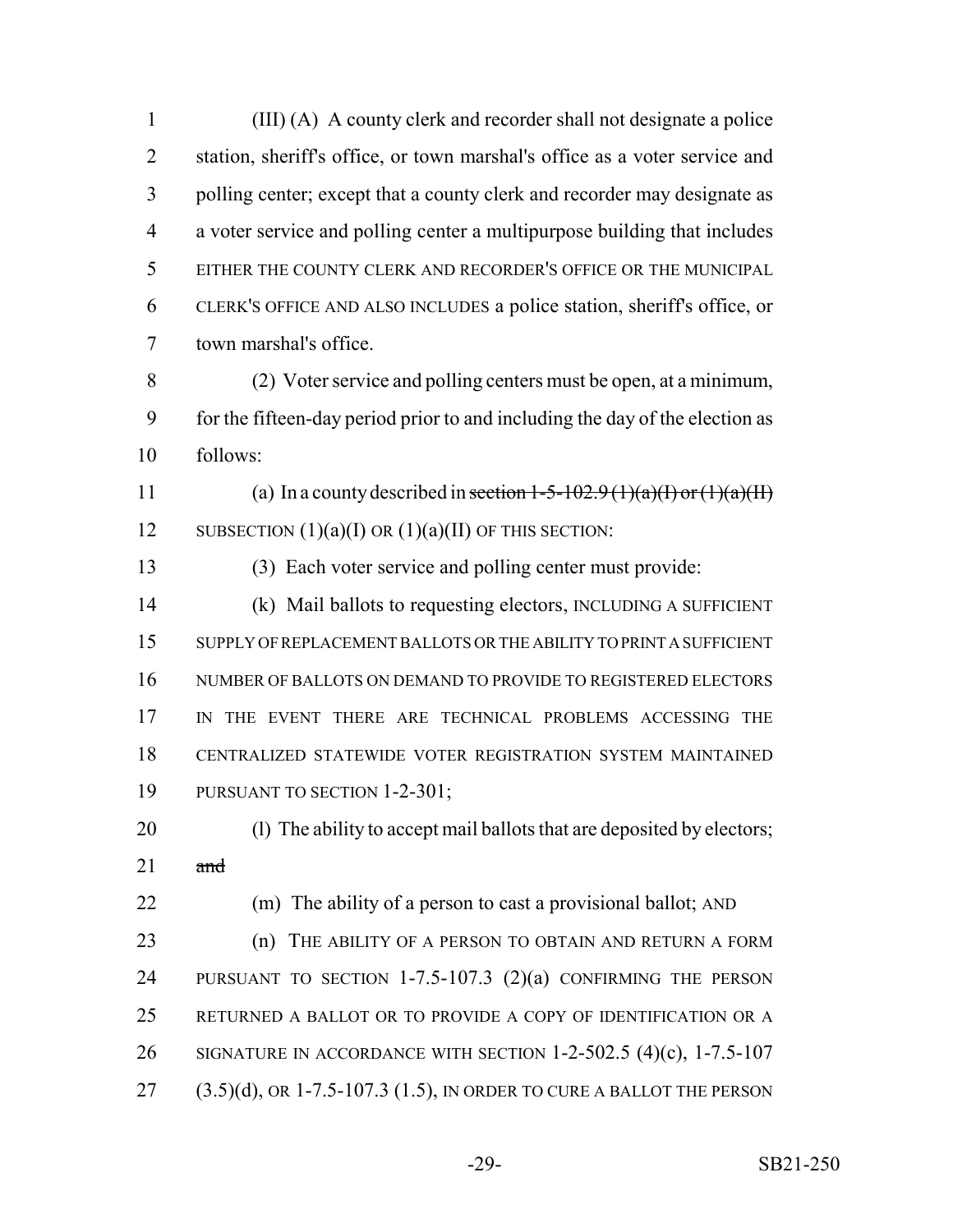(III) (A) A county clerk and recorder shall not designate a police station, sheriff's office, or town marshal's office as a voter service and polling center; except that a county clerk and recorder may designate as a voter service and polling center a multipurpose building that includes EITHER THE COUNTY CLERK AND RECORDER'S OFFICE OR THE MUNICIPAL CLERK'S OFFICE AND ALSO INCLUDES a police station, sheriff's office, or town marshal's office.

(2) Voter service and polling centers must be open, at a minimum, for the fifteen-day period prior to and including the day of the election as follows:

(a) In a county described in ~~section 1-5-102.9 (1)(a)(I) or (1)(a)(II)~~ SUBSECTION (1)(a)(I) OR (1)(a)(II) OF THIS SECTION:

(3) Each voter service and polling center must provide:

(k) Mail ballots to requesting electors, INCLUDING A SUFFICIENT SUPPLY OF REPLACEMENT BALLOTS OR THE ABILITY TO PRINT A SUFFICIENT NUMBER OF BALLOTS ON DEMAND TO PROVIDE TO REGISTERED ELECTORS IN THE EVENT THERE ARE TECHNICAL PROBLEMS ACCESSING THE CENTRALIZED STATEWIDE VOTER REGISTRATION SYSTEM MAINTAINED PURSUANT TO SECTION 1-2-301;

(l) The ability to accept mail ballots that are deposited by electors; ~~and~~

(m) The ability of a person to cast a provisional ballot; AND

(n) THE ABILITY OF A PERSON TO OBTAIN AND RETURN A FORM PURSUANT TO SECTION 1-7.5-107.3 (2)(a) CONFIRMING THE PERSON RETURNED A BALLOT OR TO PROVIDE A COPY OF IDENTIFICATION OR A SIGNATURE IN ACCORDANCE WITH SECTION 1-2-502.5 (4)(c), 1-7.5-107 (3.5)(d), OR 1-7.5-107.3 (1.5), IN ORDER TO CURE A BALLOT THE PERSON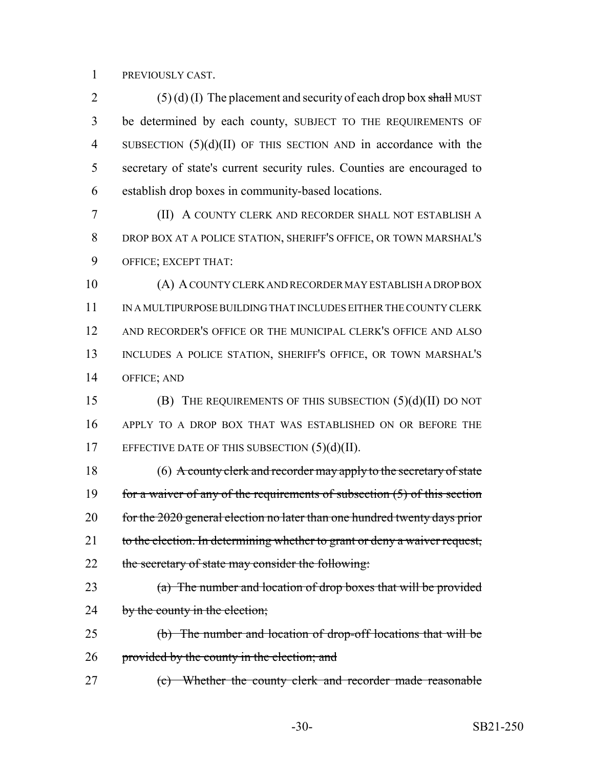PREVIOUSLY CAST.

(5) (d) (I) The placement and security of each drop box ~~shall~~ MUST be determined by each county, SUBJECT TO THE REQUIREMENTS OF SUBSECTION (5)(d)(II) OF THIS SECTION AND in accordance with the secretary of state's current security rules. Counties are encouraged to establish drop boxes in community-based locations.

(II) A COUNTY CLERK AND RECORDER SHALL NOT ESTABLISH A DROP BOX AT A POLICE STATION, SHERIFF'S OFFICE, OR TOWN MARSHAL'S OFFICE; EXCEPT THAT:

(A) A COUNTY CLERK AND RECORDER MAY ESTABLISH A DROP BOX IN A MULTIPURPOSE BUILDING THAT INCLUDES EITHER THE COUNTY CLERK AND RECORDER'S OFFICE OR THE MUNICIPAL CLERK'S OFFICE AND ALSO INCLUDES A POLICE STATION, SHERIFF'S OFFICE, OR TOWN MARSHAL'S OFFICE; AND

(B) THE REQUIREMENTS OF THIS SUBSECTION (5)(d)(II) DO NOT APPLY TO A DROP BOX THAT WAS ESTABLISHED ON OR BEFORE THE EFFECTIVE DATE OF THIS SUBSECTION (5)(d)(II).

(6) ~~A county clerk and recorder may apply to the secretary of state for a waiver of any of the requirements of subsection (5) of this section for the 2020 general election no later than one hundred twenty days prior to the election. In determining whether to grant or deny a waiver request, the secretary of state may consider the following:~~

~~(a) The number and location of drop boxes that will be provided by the county in the election;~~

~~(b) The number and location of drop-off locations that will be provided by the county in the election; and~~

~~(c) Whether the county clerk and recorder made reasonable~~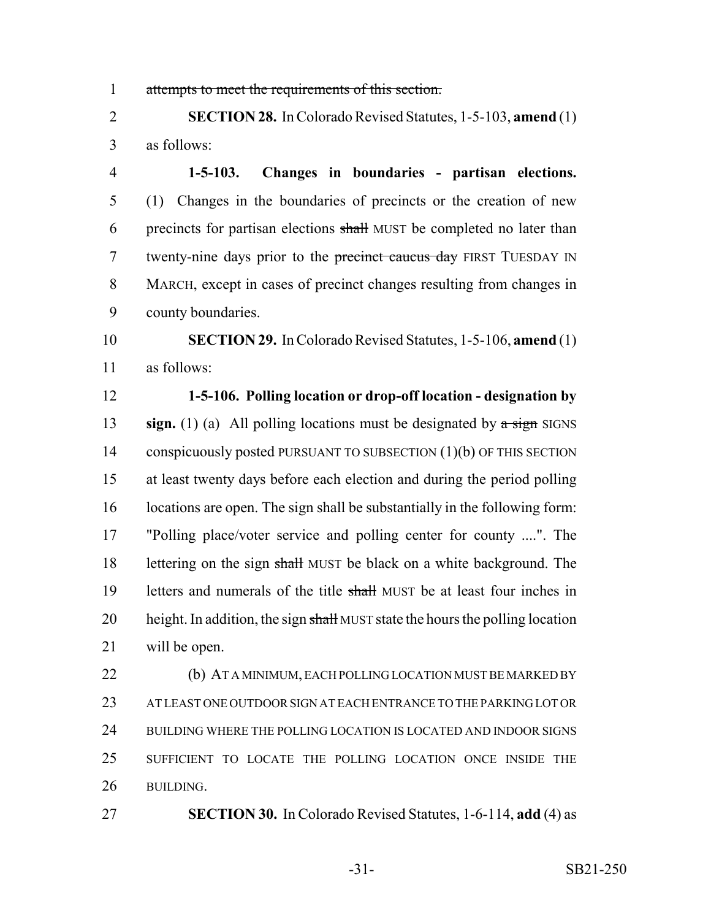attempts to meet the requirements of this section.

**SECTION 28.** In Colorado Revised Statutes, 1-5-103, **amend** (1) as follows:

**1-5-103. Changes in boundaries - partisan elections.** (1) Changes in the boundaries of precincts or the creation of new precincts for partisan elections ~~shall~~ MUST be completed no later than twenty-nine days prior to the ~~precinct caucus day~~ FIRST TUESDAY IN MARCH, except in cases of precinct changes resulting from changes in county boundaries.

**SECTION 29.** In Colorado Revised Statutes, 1-5-106, **amend** (1) as follows:

**1-5-106. Polling location or drop-off location - designation by sign.** (1) (a) All polling locations must be designated by ~~a sign~~ SIGNS conspicuously posted PURSUANT TO SUBSECTION (1)(b) OF THIS SECTION at least twenty days before each election and during the period polling locations are open. The sign shall be substantially in the following form: "Polling place/voter service and polling center for county ....". The lettering on the sign ~~shall~~ MUST be black on a white background. The letters and numerals of the title ~~shall~~ MUST be at least four inches in height. In addition, the sign ~~shall~~ MUST state the hours the polling location will be open.

(b) AT A MINIMUM, EACH POLLING LOCATION MUST BE MARKED BY AT LEAST ONE OUTDOOR SIGN AT EACH ENTRANCE TO THE PARKING LOT OR BUILDING WHERE THE POLLING LOCATION IS LOCATED AND INDOOR SIGNS SUFFICIENT TO LOCATE THE POLLING LOCATION ONCE INSIDE THE BUILDING.

**SECTION 30.** In Colorado Revised Statutes, 1-6-114, **add** (4) as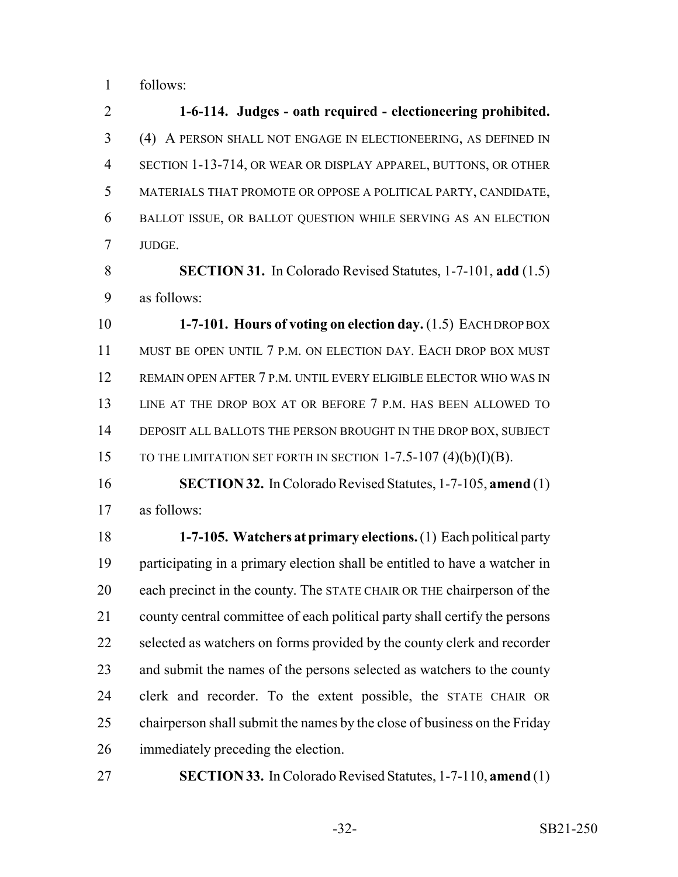follows:

**1-6-114. Judges - oath required - electioneering prohibited.** (4) A PERSON SHALL NOT ENGAGE IN ELECTIONEERING, AS DEFINED IN SECTION 1-13-714, OR WEAR OR DISPLAY APPAREL, BUTTONS, OR OTHER MATERIALS THAT PROMOTE OR OPPOSE A POLITICAL PARTY, CANDIDATE, BALLOT ISSUE, OR BALLOT QUESTION WHILE SERVING AS AN ELECTION JUDGE.

**SECTION 31.** In Colorado Revised Statutes, 1-7-101, **add** (1.5) as follows:

**1-7-101. Hours of voting on election day.** (1.5) EACH DROP BOX MUST BE OPEN UNTIL 7 P.M. ON ELECTION DAY. EACH DROP BOX MUST REMAIN OPEN AFTER 7 P.M. UNTIL EVERY ELIGIBLE ELECTOR WHO WAS IN LINE AT THE DROP BOX AT OR BEFORE 7 P.M. HAS BEEN ALLOWED TO DEPOSIT ALL BALLOTS THE PERSON BROUGHT IN THE DROP BOX, SUBJECT TO THE LIMITATION SET FORTH IN SECTION 1-7.5-107 (4)(b)(I)(B).

**SECTION 32.** In Colorado Revised Statutes, 1-7-105, **amend** (1) as follows:

**1-7-105. Watchers at primary elections.** (1) Each political party participating in a primary election shall be entitled to have a watcher in each precinct in the county. The STATE CHAIR OR THE chairperson of the county central committee of each political party shall certify the persons selected as watchers on forms provided by the county clerk and recorder and submit the names of the persons selected as watchers to the county clerk and recorder. To the extent possible, the STATE CHAIR OR chairperson shall submit the names by the close of business on the Friday immediately preceding the election.

**SECTION 33.** In Colorado Revised Statutes, 1-7-110, **amend** (1)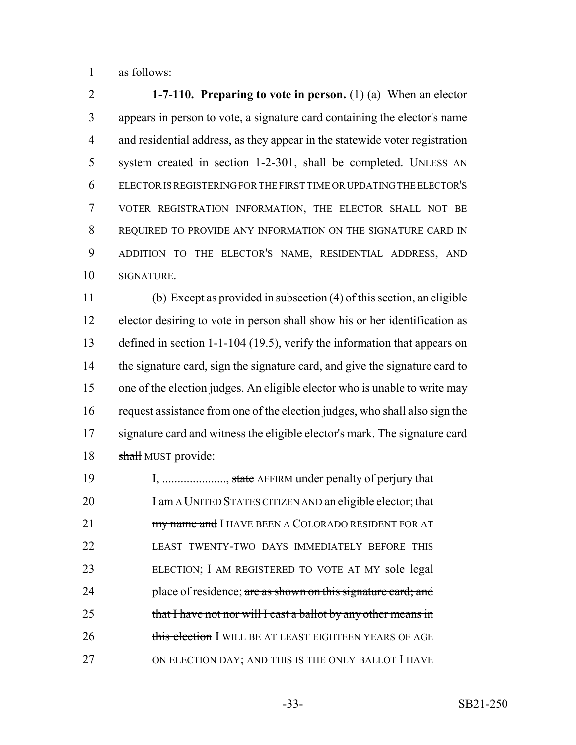as follows:

**1-7-110. Preparing to vote in person.** (1) (a) When an elector appears in person to vote, a signature card containing the elector's name and residential address, as they appear in the statewide voter registration system created in section 1-2-301, shall be completed. UNLESS AN ELECTOR IS REGISTERING FOR THE FIRST TIME OR UPDATING THE ELECTOR'S VOTER REGISTRATION INFORMATION, THE ELECTOR SHALL NOT BE REQUIRED TO PROVIDE ANY INFORMATION ON THE SIGNATURE CARD IN ADDITION TO THE ELECTOR'S NAME, RESIDENTIAL ADDRESS, AND SIGNATURE.

(b) Except as provided in subsection (4) of this section, an eligible elector desiring to vote in person shall show his or her identification as defined in section 1-1-104 (19.5), verify the information that appears on the signature card, sign the signature card, and give the signature card to one of the election judges. An eligible elector who is unable to write may request assistance from one of the election judges, who shall also sign the signature card and witness the eligible elector's mark. The signature card ~~shall~~ MUST provide:

> I, ...................., ~~state~~ AFFIRM under penalty of perjury that I am A UNITED STATES CITIZEN AND an eligible elector; ~~that my name and~~ I HAVE BEEN A COLORADO RESIDENT FOR AT LEAST TWENTY-TWO DAYS IMMEDIATELY BEFORE THIS ELECTION; I AM REGISTERED TO VOTE AT MY sole legal place of residence; ~~are as shown on this signature card; and that I have not nor will I cast a ballot by any other means in this election~~ I WILL BE AT LEAST EIGHTEEN YEARS OF AGE ON ELECTION DAY; AND THIS IS THE ONLY BALLOT I HAVE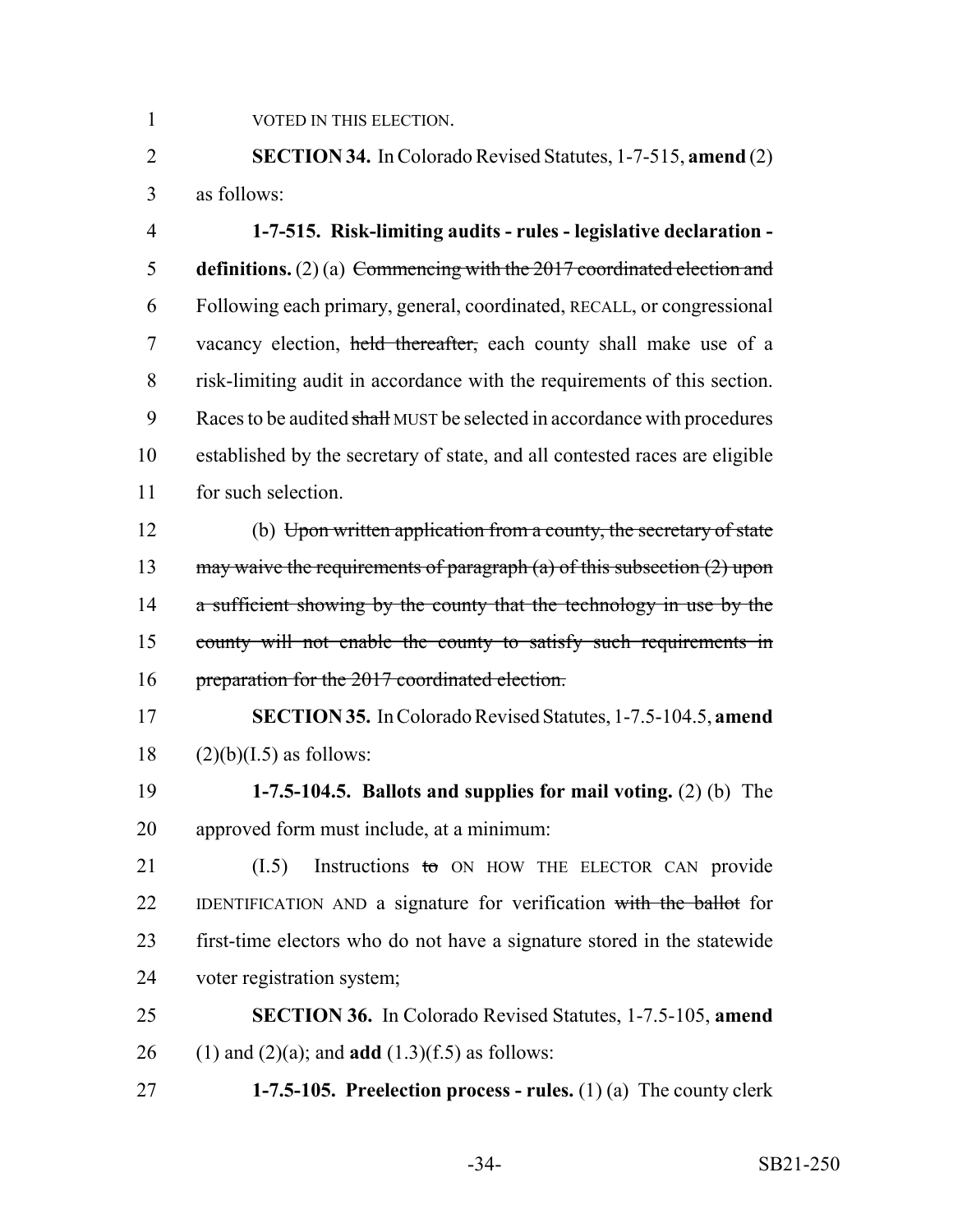VOTED IN THIS ELECTION.

**SECTION 34.** In Colorado Revised Statutes, 1-7-515, **amend** (2) as follows:

**1-7-515. Risk-limiting audits - rules - legislative declaration - definitions.** (2) (a) ~~Commencing with the 2017 coordinated election and~~ Following each primary, general, coordinated, RECALL, or congressional vacancy election, ~~held thereafter,~~ each county shall make use of a risk-limiting audit in accordance with the requirements of this section. Races to be audited ~~shall~~ MUST be selected in accordance with procedures established by the secretary of state, and all contested races are eligible for such selection.

(b) ~~Upon written application from a county, the secretary of state may waive the requirements of paragraph (a) of this subsection (2) upon a sufficient showing by the county that the technology in use by the county will not enable the county to satisfy such requirements in preparation for the 2017 coordinated election.~~

**SECTION 35.** In Colorado Revised Statutes, 1-7.5-104.5, **amend** (2)(b)(I.5) as follows:

**1-7.5-104.5. Ballots and supplies for mail voting.** (2) (b) The approved form must include, at a minimum:

(I.5) Instructions ~~to~~ ON HOW THE ELECTOR CAN provide IDENTIFICATION AND a signature for verification ~~with the ballot~~ for first-time electors who do not have a signature stored in the statewide voter registration system;

**SECTION 36.** In Colorado Revised Statutes, 1-7.5-105, **amend** (1) and (2)(a); and **add** (1.3)(f.5) as follows:

**1-7.5-105. Preelection process - rules.** (1) (a) The county clerk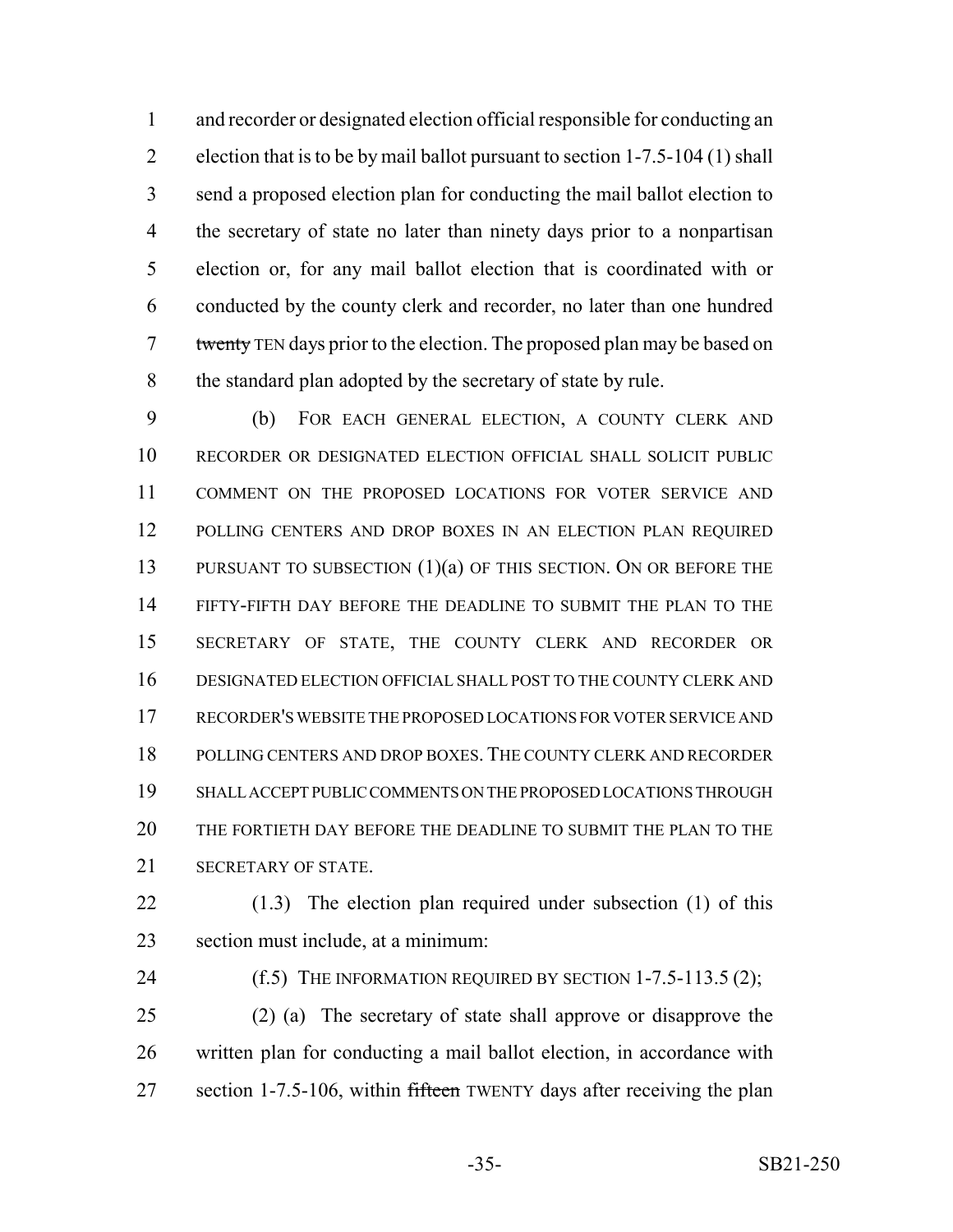and recorder or designated election official responsible for conducting an election that is to be by mail ballot pursuant to section 1-7.5-104 (1) shall send a proposed election plan for conducting the mail ballot election to the secretary of state no later than ninety days prior to a nonpartisan election or, for any mail ballot election that is coordinated with or conducted by the county clerk and recorder, no later than one hundred ~~twenty~~ TEN days prior to the election. The proposed plan may be based on the standard plan adopted by the secretary of state by rule.

(b) FOR EACH GENERAL ELECTION, A COUNTY CLERK AND RECORDER OR DESIGNATED ELECTION OFFICIAL SHALL SOLICIT PUBLIC COMMENT ON THE PROPOSED LOCATIONS FOR VOTER SERVICE AND POLLING CENTERS AND DROP BOXES IN AN ELECTION PLAN REQUIRED PURSUANT TO SUBSECTION (1)(a) OF THIS SECTION. ON OR BEFORE THE FIFTY-FIFTH DAY BEFORE THE DEADLINE TO SUBMIT THE PLAN TO THE SECRETARY OF STATE, THE COUNTY CLERK AND RECORDER OR DESIGNATED ELECTION OFFICIAL SHALL POST TO THE COUNTY CLERK AND RECORDER'S WEBSITE THE PROPOSED LOCATIONS FOR VOTER SERVICE AND POLLING CENTERS AND DROP BOXES. THE COUNTY CLERK AND RECORDER SHALL ACCEPT PUBLIC COMMENTS ON THE PROPOSED LOCATIONS THROUGH THE FORTIETH DAY BEFORE THE DEADLINE TO SUBMIT THE PLAN TO THE SECRETARY OF STATE.

(1.3) The election plan required under subsection (1) of this section must include, at a minimum:

(f.5) THE INFORMATION REQUIRED BY SECTION 1-7.5-113.5 (2);

(2) (a) The secretary of state shall approve or disapprove the written plan for conducting a mail ballot election, in accordance with section 1-7.5-106, within ~~fifteen~~ TWENTY days after receiving the plan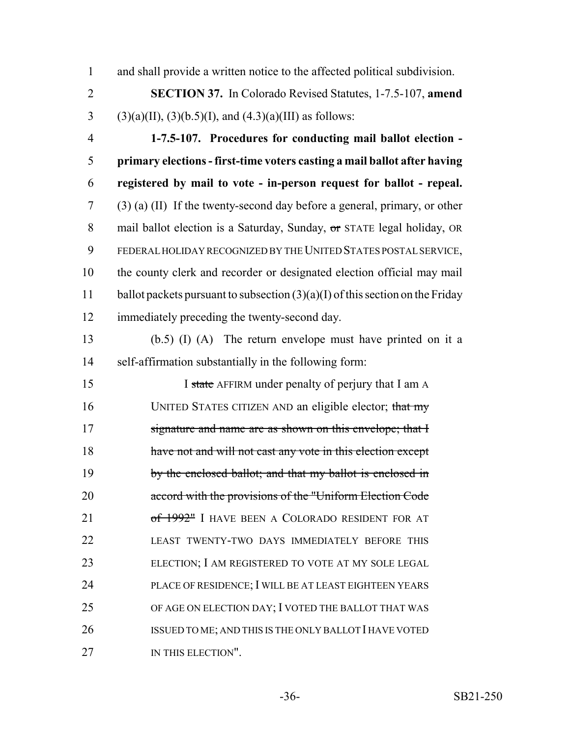and shall provide a written notice to the affected political subdivision.

**SECTION 37.** In Colorado Revised Statutes, 1-7.5-107, **amend** (3)(a)(II), (3)(b.5)(I), and (4.3)(a)(III) as follows:

**1-7.5-107. Procedures for conducting mail ballot election - primary elections - first-time voters casting a mail ballot after having registered by mail to vote - in-person request for ballot - repeal.** (3) (a) (II) If the twenty-second day before a general, primary, or other mail ballot election is a Saturday, Sunday, ~~or~~ STATE legal holiday, OR FEDERAL HOLIDAY RECOGNIZED BY THE UNITED STATES POSTAL SERVICE, the county clerk and recorder or designated election official may mail ballot packets pursuant to subsection (3)(a)(I) of this section on the Friday immediately preceding the twenty-second day.

(b.5) (I) (A) The return envelope must have printed on it a self-affirmation substantially in the following form:

> I ~~state~~ AFFIRM under penalty of perjury that I am A UNITED STATES CITIZEN AND an eligible elector; ~~that my signature and name are as shown on this envelope; that I have not and will not cast any vote in this election except by the enclosed ballot; and that my ballot is enclosed in accord with the provisions of the "Uniform Election Code of 1992"~~ I HAVE BEEN A COLORADO RESIDENT FOR AT LEAST TWENTY-TWO DAYS IMMEDIATELY BEFORE THIS ELECTION; I AM REGISTERED TO VOTE AT MY SOLE LEGAL PLACE OF RESIDENCE; I WILL BE AT LEAST EIGHTEEN YEARS OF AGE ON ELECTION DAY; I VOTED THE BALLOT THAT WAS ISSUED TO ME; AND THIS IS THE ONLY BALLOT I HAVE VOTED IN THIS ELECTION".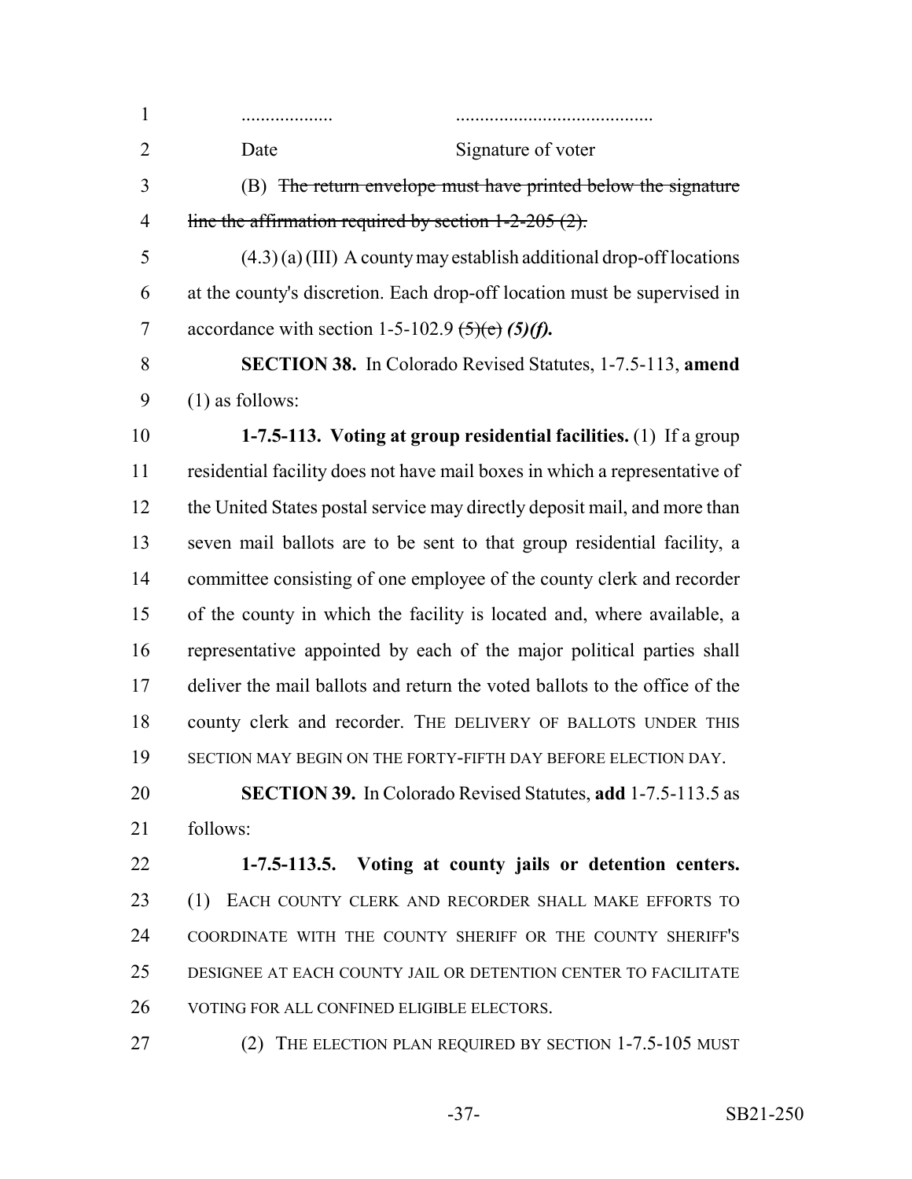.................. ........................................

Date Signature of voter

(B) ~~The return envelope must have printed below the signature line the affirmation required by section 1-2-205 (2).~~

(4.3) (a) (III) A county may establish additional drop-off locations at the county's discretion. Each drop-off location must be supervised in accordance with section 1-5-102.9 ~~(5)(e)~~ ***(5)(f).***

**SECTION 38.** In Colorado Revised Statutes, 1-7.5-113, **amend** (1) as follows:

**1-7.5-113. Voting at group residential facilities.** (1) If a group residential facility does not have mail boxes in which a representative of the United States postal service may directly deposit mail, and more than seven mail ballots are to be sent to that group residential facility, a committee consisting of one employee of the county clerk and recorder of the county in which the facility is located and, where available, a representative appointed by each of the major political parties shall deliver the mail ballots and return the voted ballots to the office of the county clerk and recorder. THE DELIVERY OF BALLOTS UNDER THIS SECTION MAY BEGIN ON THE FORTY-FIFTH DAY BEFORE ELECTION DAY.

**SECTION 39.** In Colorado Revised Statutes, **add** 1-7.5-113.5 as follows:

**1-7.5-113.5. Voting at county jails or detention centers.** (1) EACH COUNTY CLERK AND RECORDER SHALL MAKE EFFORTS TO COORDINATE WITH THE COUNTY SHERIFF OR THE COUNTY SHERIFF'S DESIGNEE AT EACH COUNTY JAIL OR DETENTION CENTER TO FACILITATE VOTING FOR ALL CONFINED ELIGIBLE ELECTORS.

(2) THE ELECTION PLAN REQUIRED BY SECTION 1-7.5-105 MUST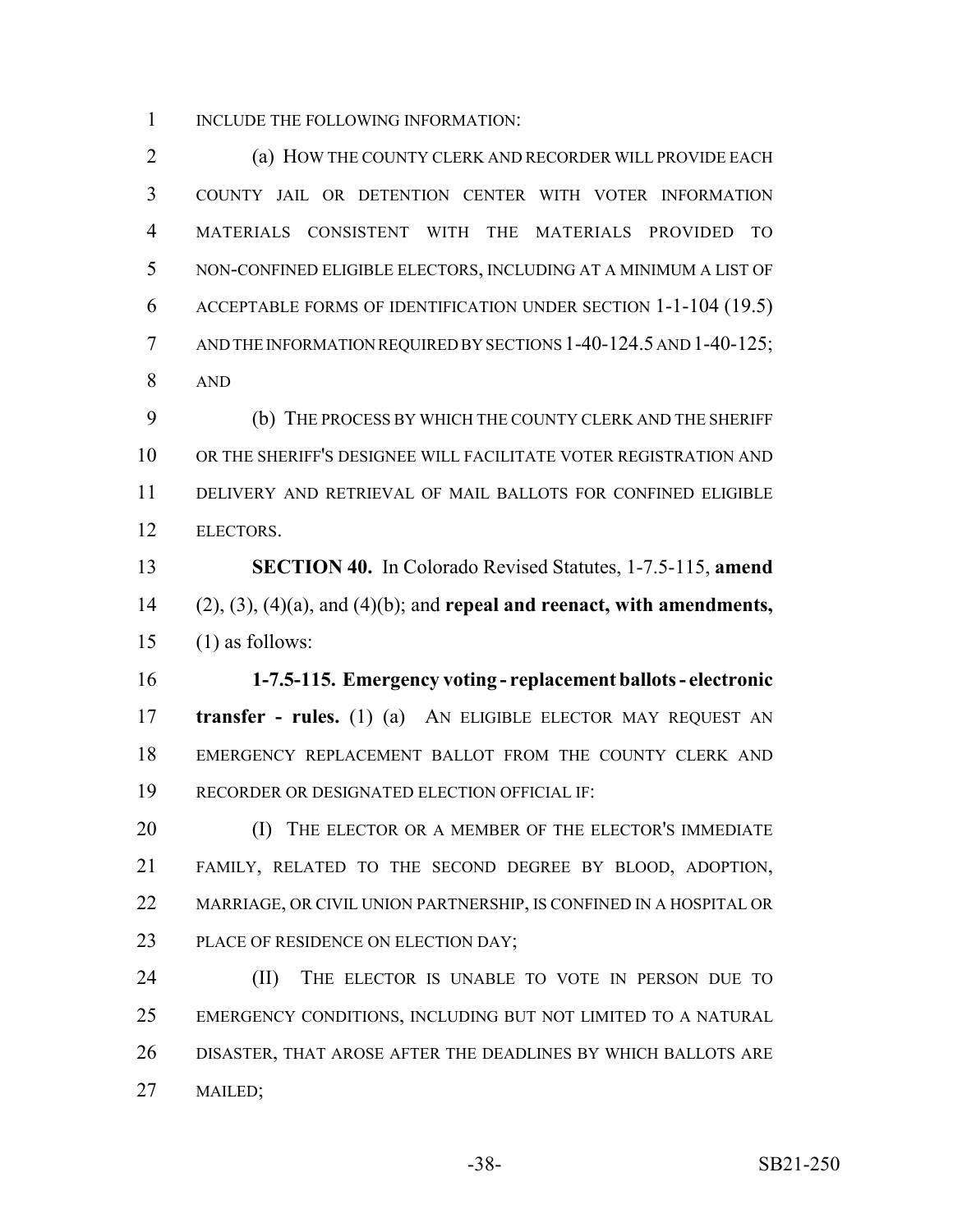INCLUDE THE FOLLOWING INFORMATION:

(a) HOW THE COUNTY CLERK AND RECORDER WILL PROVIDE EACH COUNTY JAIL OR DETENTION CENTER WITH VOTER INFORMATION MATERIALS CONSISTENT WITH THE MATERIALS PROVIDED TO NON-CONFINED ELIGIBLE ELECTORS, INCLUDING AT A MINIMUM A LIST OF ACCEPTABLE FORMS OF IDENTIFICATION UNDER SECTION 1-1-104 (19.5) AND THE INFORMATION REQUIRED BY SECTIONS 1-40-124.5 AND 1-40-125; AND

(b) THE PROCESS BY WHICH THE COUNTY CLERK AND THE SHERIFF OR THE SHERIFF'S DESIGNEE WILL FACILITATE VOTER REGISTRATION AND DELIVERY AND RETRIEVAL OF MAIL BALLOTS FOR CONFINED ELIGIBLE ELECTORS.

**SECTION 40.** In Colorado Revised Statutes, 1-7.5-115, **amend** (2), (3), (4)(a), and (4)(b); and **repeal and reenact, with amendments,** (1) as follows:

**1-7.5-115. Emergency voting - replacement ballots - electronic transfer - rules.** (1) (a) AN ELIGIBLE ELECTOR MAY REQUEST AN EMERGENCY REPLACEMENT BALLOT FROM THE COUNTY CLERK AND RECORDER OR DESIGNATED ELECTION OFFICIAL IF:

(I) THE ELECTOR OR A MEMBER OF THE ELECTOR'S IMMEDIATE FAMILY, RELATED TO THE SECOND DEGREE BY BLOOD, ADOPTION, MARRIAGE, OR CIVIL UNION PARTNERSHIP, IS CONFINED IN A HOSPITAL OR PLACE OF RESIDENCE ON ELECTION DAY;

(II) THE ELECTOR IS UNABLE TO VOTE IN PERSON DUE TO EMERGENCY CONDITIONS, INCLUDING BUT NOT LIMITED TO A NATURAL DISASTER, THAT AROSE AFTER THE DEADLINES BY WHICH BALLOTS ARE MAILED;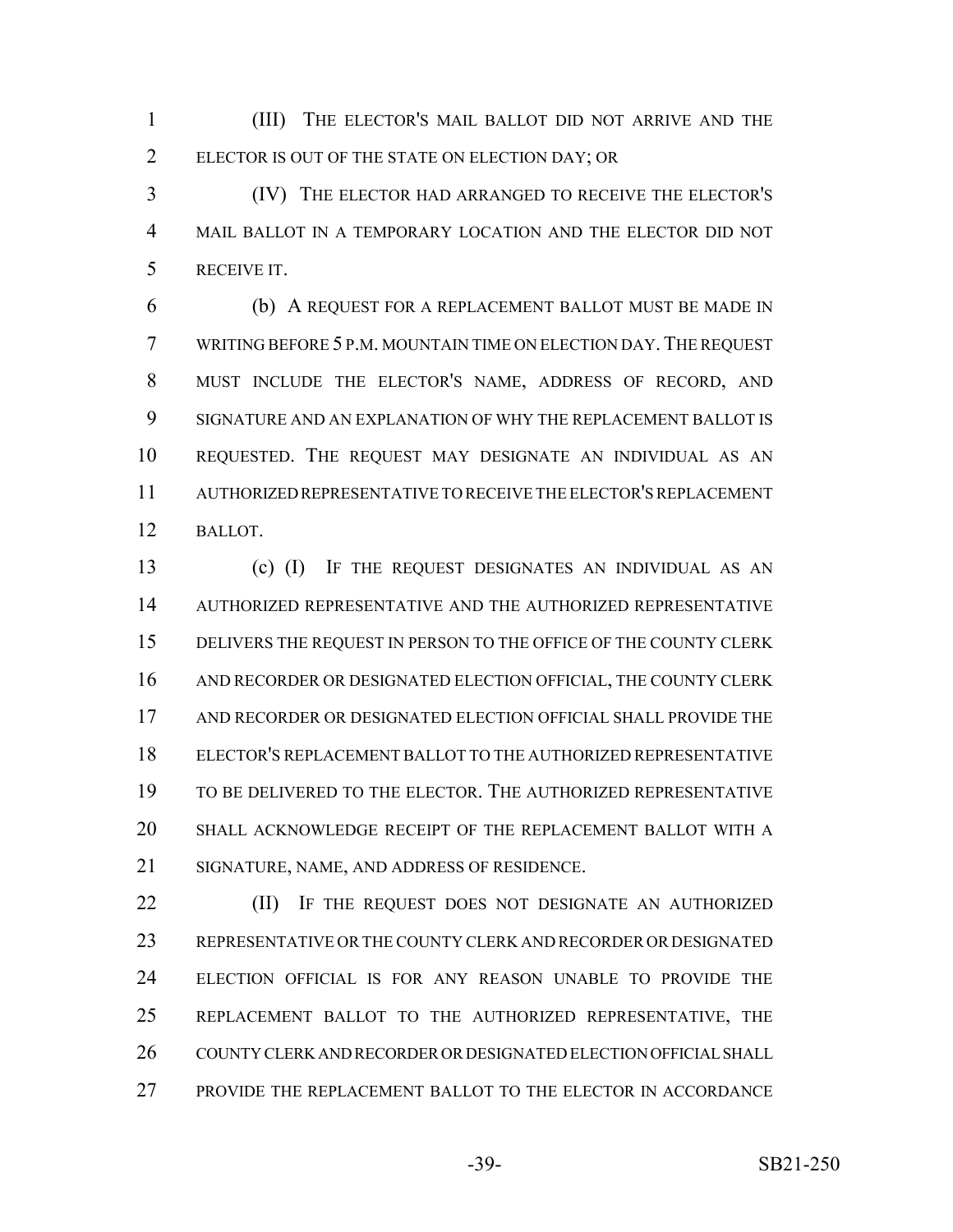(III) THE ELECTOR'S MAIL BALLOT DID NOT ARRIVE AND THE ELECTOR IS OUT OF THE STATE ON ELECTION DAY; OR

(IV) THE ELECTOR HAD ARRANGED TO RECEIVE THE ELECTOR'S MAIL BALLOT IN A TEMPORARY LOCATION AND THE ELECTOR DID NOT RECEIVE IT.

(b) A REQUEST FOR A REPLACEMENT BALLOT MUST BE MADE IN WRITING BEFORE 5 P.M. MOUNTAIN TIME ON ELECTION DAY. THE REQUEST MUST INCLUDE THE ELECTOR'S NAME, ADDRESS OF RECORD, AND SIGNATURE AND AN EXPLANATION OF WHY THE REPLACEMENT BALLOT IS REQUESTED. THE REQUEST MAY DESIGNATE AN INDIVIDUAL AS AN AUTHORIZED REPRESENTATIVE TO RECEIVE THE ELECTOR'S REPLACEMENT BALLOT.

(c) (I) IF THE REQUEST DESIGNATES AN INDIVIDUAL AS AN AUTHORIZED REPRESENTATIVE AND THE AUTHORIZED REPRESENTATIVE DELIVERS THE REQUEST IN PERSON TO THE OFFICE OF THE COUNTY CLERK AND RECORDER OR DESIGNATED ELECTION OFFICIAL, THE COUNTY CLERK AND RECORDER OR DESIGNATED ELECTION OFFICIAL SHALL PROVIDE THE ELECTOR'S REPLACEMENT BALLOT TO THE AUTHORIZED REPRESENTATIVE TO BE DELIVERED TO THE ELECTOR. THE AUTHORIZED REPRESENTATIVE SHALL ACKNOWLEDGE RECEIPT OF THE REPLACEMENT BALLOT WITH A SIGNATURE, NAME, AND ADDRESS OF RESIDENCE.

(II) IF THE REQUEST DOES NOT DESIGNATE AN AUTHORIZED REPRESENTATIVE OR THE COUNTY CLERK AND RECORDER OR DESIGNATED ELECTION OFFICIAL IS FOR ANY REASON UNABLE TO PROVIDE THE REPLACEMENT BALLOT TO THE AUTHORIZED REPRESENTATIVE, THE COUNTY CLERK AND RECORDER OR DESIGNATED ELECTION OFFICIAL SHALL PROVIDE THE REPLACEMENT BALLOT TO THE ELECTOR IN ACCORDANCE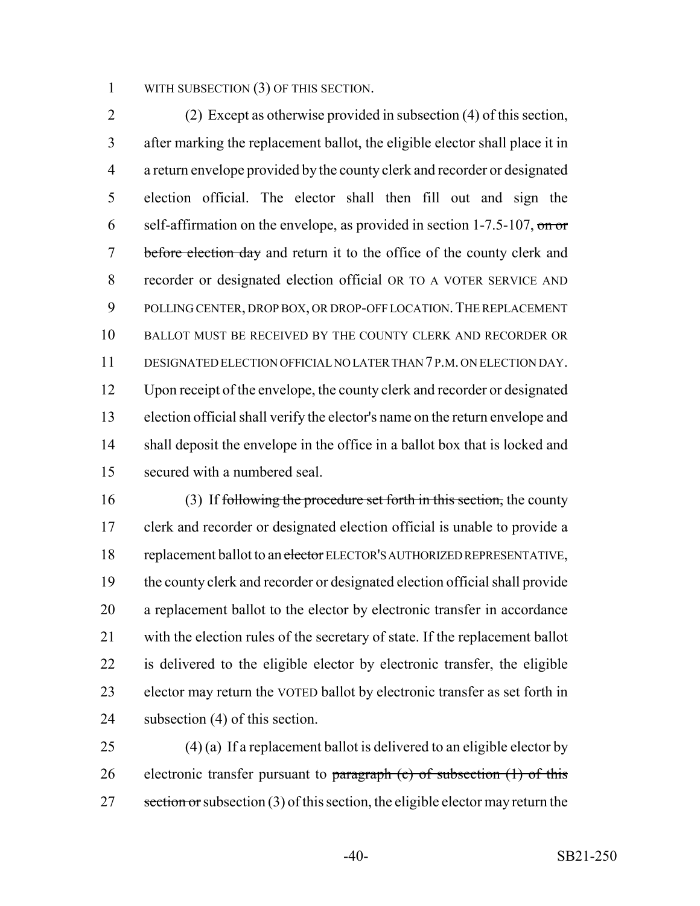WITH SUBSECTION (3) OF THIS SECTION.

(2) Except as otherwise provided in subsection (4) of this section, after marking the replacement ballot, the eligible elector shall place it in a return envelope provided by the county clerk and recorder or designated election official. The elector shall then fill out and sign the self-affirmation on the envelope, as provided in section 1-7.5-107, ~~on or before election day~~ and return it to the office of the county clerk and recorder or designated election official OR TO A VOTER SERVICE AND POLLING CENTER, DROP BOX, OR DROP-OFF LOCATION. THE REPLACEMENT BALLOT MUST BE RECEIVED BY THE COUNTY CLERK AND RECORDER OR DESIGNATED ELECTION OFFICIAL NO LATER THAN 7 P.M. ON ELECTION DAY. Upon receipt of the envelope, the county clerk and recorder or designated election official shall verify the elector's name on the return envelope and shall deposit the envelope in the office in a ballot box that is locked and secured with a numbered seal.

(3) If ~~following the procedure set forth in this section,~~ the county clerk and recorder or designated election official is unable to provide a replacement ballot to an ~~elector~~ ELECTOR'S AUTHORIZED REPRESENTATIVE, the county clerk and recorder or designated election official shall provide a replacement ballot to the elector by electronic transfer in accordance with the election rules of the secretary of state. If the replacement ballot is delivered to the eligible elector by electronic transfer, the eligible elector may return the VOTED ballot by electronic transfer as set forth in subsection (4) of this section.

(4) (a) If a replacement ballot is delivered to an eligible elector by electronic transfer pursuant to ~~paragraph (c) of subsection (1) of this section or~~ subsection (3) of this section, the eligible elector may return the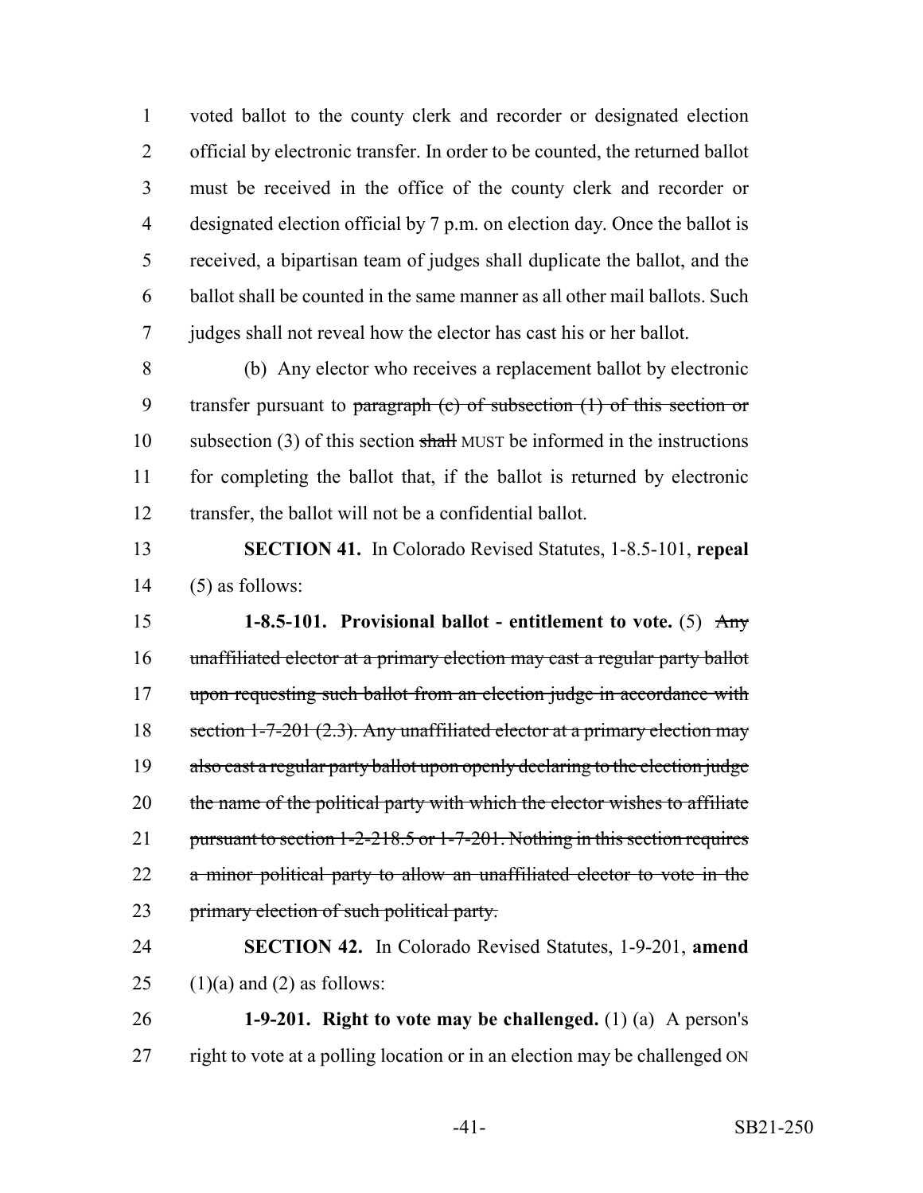voted ballot to the county clerk and recorder or designated election official by electronic transfer. In order to be counted, the returned ballot must be received in the office of the county clerk and recorder or designated election official by 7 p.m. on election day. Once the ballot is received, a bipartisan team of judges shall duplicate the ballot, and the ballot shall be counted in the same manner as all other mail ballots. Such judges shall not reveal how the elector has cast his or her ballot.

(b) Any elector who receives a replacement ballot by electronic transfer pursuant to ~~paragraph (c) of subsection (1) of this section or~~ subsection (3) of this section ~~shall~~ MUST be informed in the instructions for completing the ballot that, if the ballot is returned by electronic transfer, the ballot will not be a confidential ballot.

**SECTION 41.** In Colorado Revised Statutes, 1-8.5-101, **repeal** (5) as follows:

**1-8.5-101. Provisional ballot - entitlement to vote.** (5) ~~Any unaffiliated elector at a primary election may cast a regular party ballot upon requesting such ballot from an election judge in accordance with section 1-7-201 (2.3). Any unaffiliated elector at a primary election may also cast a regular party ballot upon openly declaring to the election judge the name of the political party with which the elector wishes to affiliate pursuant to section 1-2-218.5 or 1-7-201. Nothing in this section requires a minor political party to allow an unaffiliated elector to vote in the primary election of such political party.~~

**SECTION 42.** In Colorado Revised Statutes, 1-9-201, **amend** (1)(a) and (2) as follows:

**1-9-201. Right to vote may be challenged.** (1) (a) A person's right to vote at a polling location or in an election may be challenged ON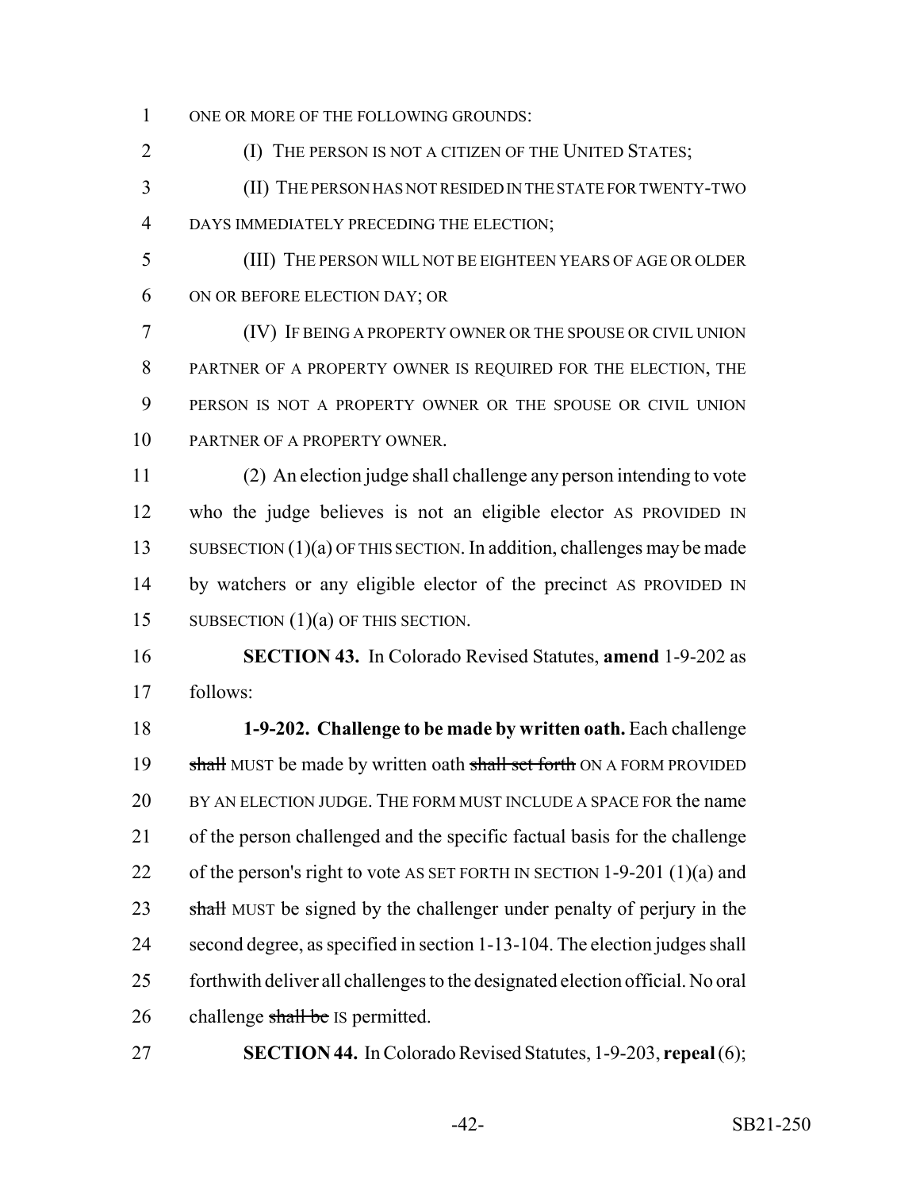ONE OR MORE OF THE FOLLOWING GROUNDS:

(I) THE PERSON IS NOT A CITIZEN OF THE UNITED STATES;

(II) THE PERSON HAS NOT RESIDED IN THE STATE FOR TWENTY-TWO DAYS IMMEDIATELY PRECEDING THE ELECTION;

(III) THE PERSON WILL NOT BE EIGHTEEN YEARS OF AGE OR OLDER ON OR BEFORE ELECTION DAY; OR

(IV) IF BEING A PROPERTY OWNER OR THE SPOUSE OR CIVIL UNION PARTNER OF A PROPERTY OWNER IS REQUIRED FOR THE ELECTION, THE PERSON IS NOT A PROPERTY OWNER OR THE SPOUSE OR CIVIL UNION PARTNER OF A PROPERTY OWNER.

(2) An election judge shall challenge any person intending to vote who the judge believes is not an eligible elector AS PROVIDED IN SUBSECTION (1)(a) OF THIS SECTION. In addition, challenges may be made by watchers or any eligible elector of the precinct AS PROVIDED IN SUBSECTION (1)(a) OF THIS SECTION.

**SECTION 43.** In Colorado Revised Statutes, **amend** 1-9-202 as follows:

**1-9-202. Challenge to be made by written oath.** Each challenge ~~shall~~ MUST be made by written oath ~~shall set forth~~ ON A FORM PROVIDED BY AN ELECTION JUDGE. THE FORM MUST INCLUDE A SPACE FOR the name of the person challenged and the specific factual basis for the challenge of the person's right to vote AS SET FORTH IN SECTION 1-9-201 (1)(a) and ~~shall~~ MUST be signed by the challenger under penalty of perjury in the second degree, as specified in section 1-13-104. The election judges shall forthwith deliver all challenges to the designated election official. No oral challenge ~~shall be~~ IS permitted.

**SECTION 44.** In Colorado Revised Statutes, 1-9-203, **repeal** (6);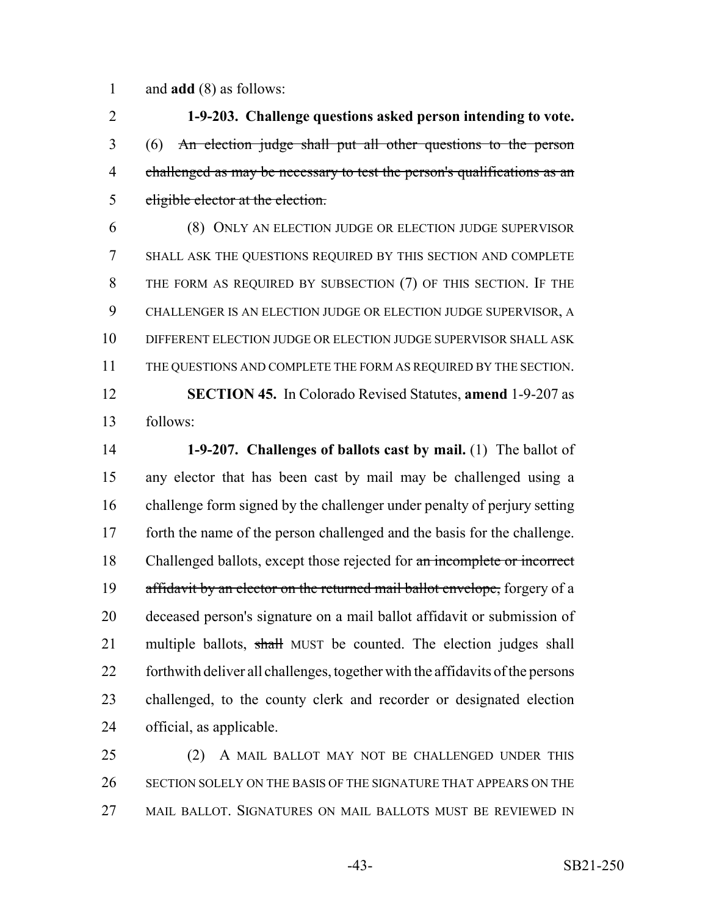and **add** (8) as follows:

**1-9-203. Challenge questions asked person intending to vote.** (6) ~~An election judge shall put all other questions to the person challenged as may be necessary to test the person's qualifications as an eligible elector at the election.~~

(8) ONLY AN ELECTION JUDGE OR ELECTION JUDGE SUPERVISOR SHALL ASK THE QUESTIONS REQUIRED BY THIS SECTION AND COMPLETE THE FORM AS REQUIRED BY SUBSECTION (7) OF THIS SECTION. IF THE CHALLENGER IS AN ELECTION JUDGE OR ELECTION JUDGE SUPERVISOR, A DIFFERENT ELECTION JUDGE OR ELECTION JUDGE SUPERVISOR SHALL ASK THE QUESTIONS AND COMPLETE THE FORM AS REQUIRED BY THE SECTION.

**SECTION 45.** In Colorado Revised Statutes, **amend** 1-9-207 as follows:

**1-9-207. Challenges of ballots cast by mail.** (1) The ballot of any elector that has been cast by mail may be challenged using a challenge form signed by the challenger under penalty of perjury setting forth the name of the person challenged and the basis for the challenge. Challenged ballots, except those rejected for ~~an incomplete or incorrect affidavit by an elector on the returned mail ballot envelope,~~ forgery of a deceased person's signature on a mail ballot affidavit or submission of multiple ballots, ~~shall~~ MUST be counted. The election judges shall forthwith deliver all challenges, together with the affidavits of the persons challenged, to the county clerk and recorder or designated election official, as applicable.

(2) A MAIL BALLOT MAY NOT BE CHALLENGED UNDER THIS SECTION SOLELY ON THE BASIS OF THE SIGNATURE THAT APPEARS ON THE MAIL BALLOT. SIGNATURES ON MAIL BALLOTS MUST BE REVIEWED IN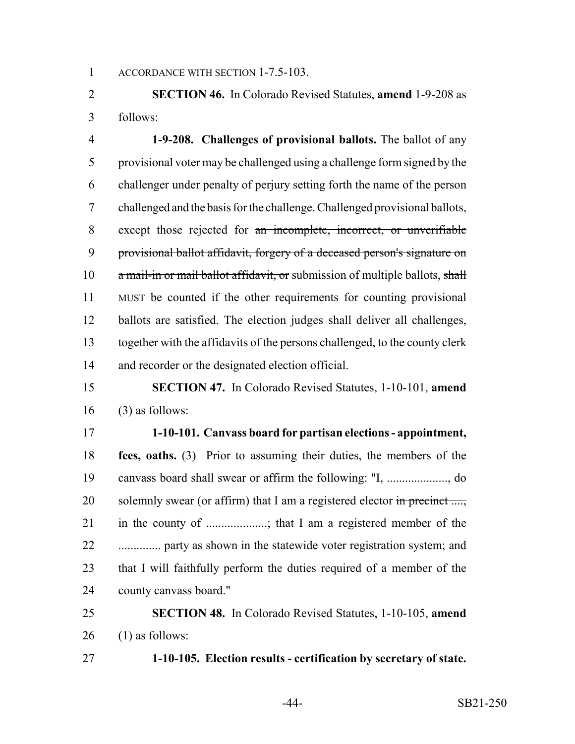ACCORDANCE WITH SECTION 1-7.5-103.

**SECTION 46.** In Colorado Revised Statutes, **amend** 1-9-208 as follows:

**1-9-208. Challenges of provisional ballots.** The ballot of any provisional voter may be challenged using a challenge form signed by the challenger under penalty of perjury setting forth the name of the person challenged and the basis for the challenge. Challenged provisional ballots, except those rejected for ~~an incomplete, incorrect, or unverifiable provisional ballot affidavit, forgery of a deceased person's signature on a mail-in or mail ballot affidavit, or~~ submission of multiple ballots, ~~shall~~ MUST be counted if the other requirements for counting provisional ballots are satisfied. The election judges shall deliver all challenges, together with the affidavits of the persons challenged, to the county clerk and recorder or the designated election official.

**SECTION 47.** In Colorado Revised Statutes, 1-10-101, **amend** (3) as follows:

**1-10-101. Canvass board for partisan elections - appointment, fees, oaths.** (3) Prior to assuming their duties, the members of the canvass board shall swear or affirm the following: "I, ...................., do solemnly swear (or affirm) that I am a registered elector ~~in precinct ....,~~ in the county of ....................; that I am a registered member of the .............. party as shown in the statewide voter registration system; and that I will faithfully perform the duties required of a member of the county canvass board."

**SECTION 48.** In Colorado Revised Statutes, 1-10-105, **amend** (1) as follows:

**1-10-105. Election results - certification by secretary of state.**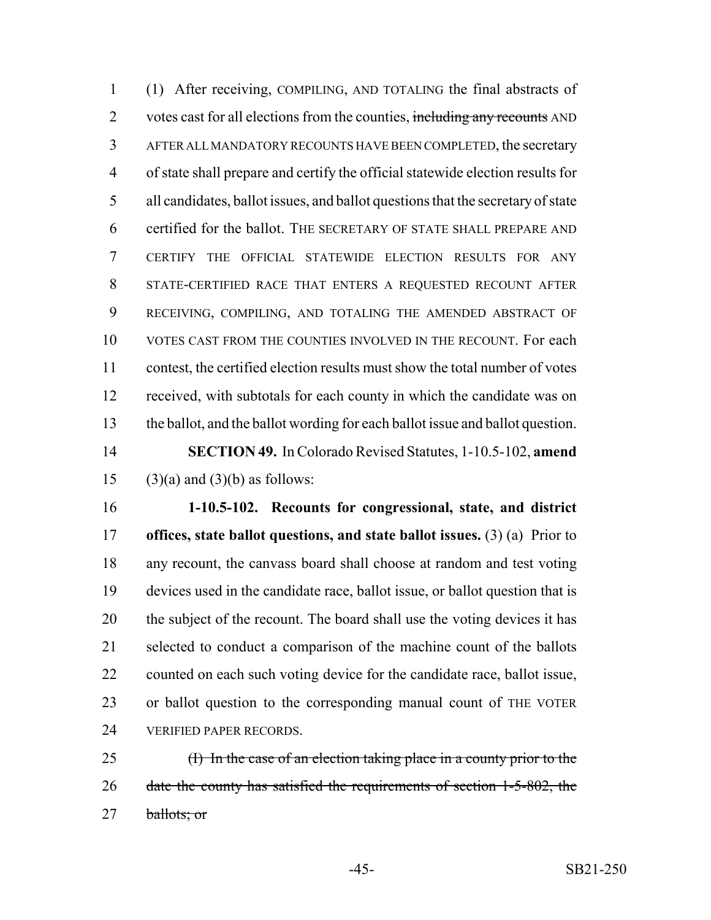(1) After receiving, COMPILING, AND TOTALING the final abstracts of votes cast for all elections from the counties, ~~including any recounts~~ AND AFTER ALL MANDATORY RECOUNTS HAVE BEEN COMPLETED, the secretary of state shall prepare and certify the official statewide election results for all candidates, ballot issues, and ballot questions that the secretary of state certified for the ballot. THE SECRETARY OF STATE SHALL PREPARE AND CERTIFY THE OFFICIAL STATEWIDE ELECTION RESULTS FOR ANY STATE-CERTIFIED RACE THAT ENTERS A REQUESTED RECOUNT AFTER RECEIVING, COMPILING, AND TOTALING THE AMENDED ABSTRACT OF VOTES CAST FROM THE COUNTIES INVOLVED IN THE RECOUNT. For each contest, the certified election results must show the total number of votes received, with subtotals for each county in which the candidate was on the ballot, and the ballot wording for each ballot issue and ballot question.

**SECTION 49.** In Colorado Revised Statutes, 1-10.5-102, **amend** (3)(a) and (3)(b) as follows:

**1-10.5-102. Recounts for congressional, state, and district offices, state ballot questions, and state ballot issues.** (3) (a) Prior to any recount, the canvass board shall choose at random and test voting devices used in the candidate race, ballot issue, or ballot question that is the subject of the recount. The board shall use the voting devices it has selected to conduct a comparison of the machine count of the ballots counted on each such voting device for the candidate race, ballot issue, or ballot question to the corresponding manual count of THE VOTER VERIFIED PAPER RECORDS.

~~(I) In the case of an election taking place in a county prior to the date the county has satisfied the requirements of section 1-5-802, the ballots; or~~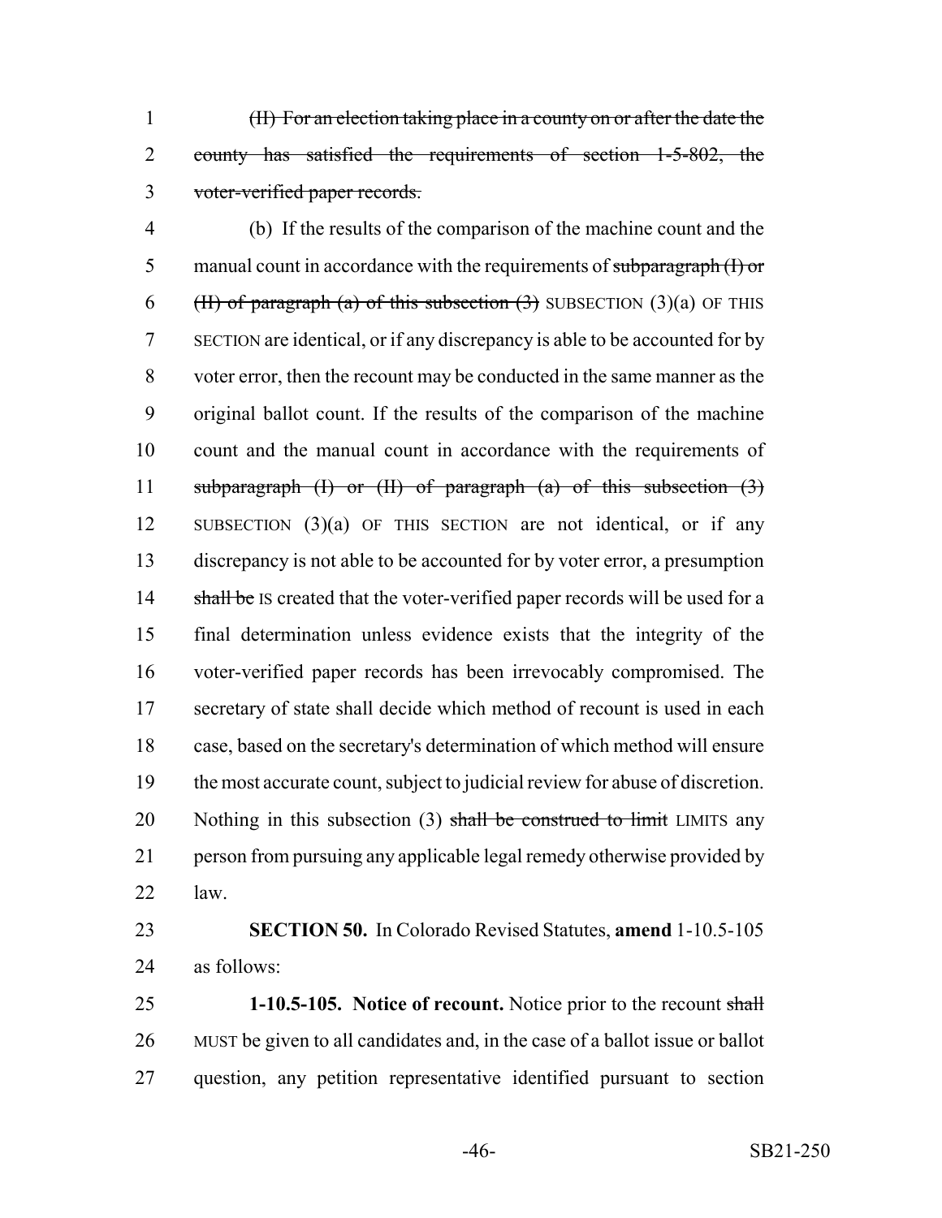~~(II) For an election taking place in a county on or after the date the county has satisfied the requirements of section 1-5-802, the voter-verified paper records.~~

(b) If the results of the comparison of the machine count and the manual count in accordance with the requirements of ~~subparagraph (I) or (II) of paragraph (a) of this subsection (3)~~ SUBSECTION (3)(a) OF THIS SECTION are identical, or if any discrepancy is able to be accounted for by voter error, then the recount may be conducted in the same manner as the original ballot count. If the results of the comparison of the machine count and the manual count in accordance with the requirements of ~~subparagraph (I) or (II) of paragraph (a) of this subsection (3)~~ SUBSECTION (3)(a) OF THIS SECTION are not identical, or if any discrepancy is not able to be accounted for by voter error, a presumption ~~shall be~~ IS created that the voter-verified paper records will be used for a final determination unless evidence exists that the integrity of the voter-verified paper records has been irrevocably compromised. The secretary of state shall decide which method of recount is used in each case, based on the secretary's determination of which method will ensure the most accurate count, subject to judicial review for abuse of discretion. Nothing in this subsection (3) ~~shall be construed to limit~~ LIMITS any person from pursuing any applicable legal remedy otherwise provided by law.

**SECTION 50.** In Colorado Revised Statutes, **amend** 1-10.5-105 as follows:

**1-10.5-105. Notice of recount.** Notice prior to the recount ~~shall~~ MUST be given to all candidates and, in the case of a ballot issue or ballot question, any petition representative identified pursuant to section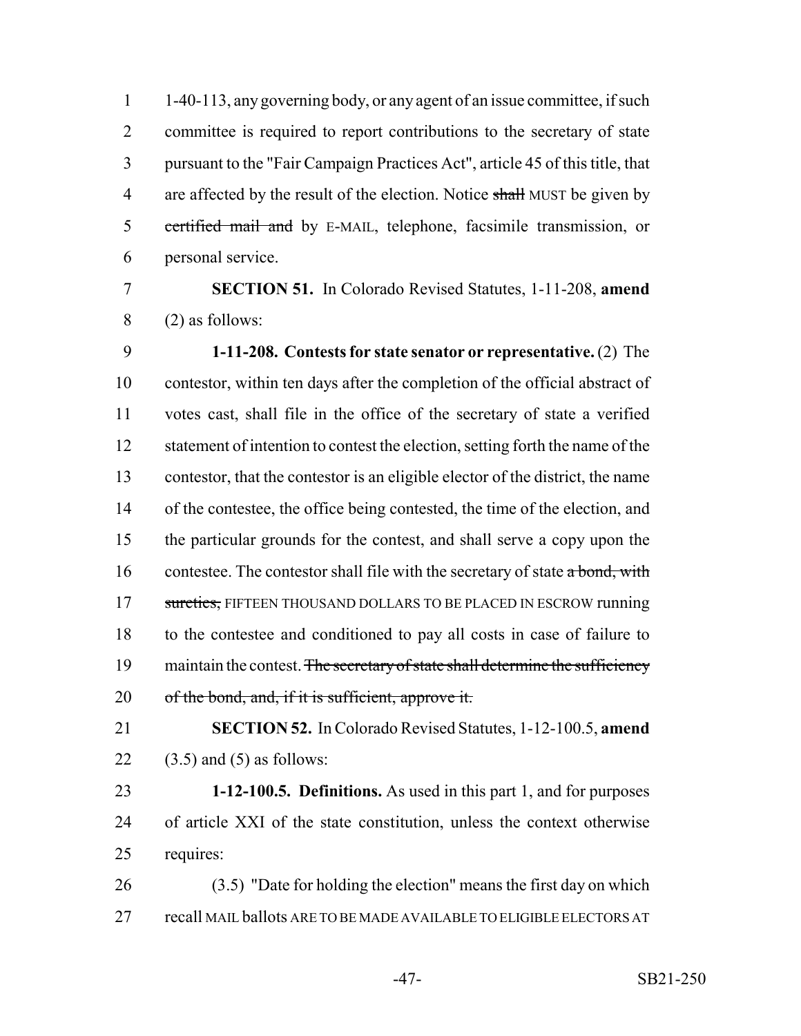1-40-113, any governing body, or any agent of an issue committee, if such committee is required to report contributions to the secretary of state pursuant to the "Fair Campaign Practices Act", article 45 of this title, that are affected by the result of the election. Notice ~~shall~~ MUST be given by ~~certified mail and~~ by E-MAIL, telephone, facsimile transmission, or personal service.

**SECTION 51.** In Colorado Revised Statutes, 1-11-208, **amend** (2) as follows:

**1-11-208. Contests for state senator or representative.** (2) The contestor, within ten days after the completion of the official abstract of votes cast, shall file in the office of the secretary of state a verified statement of intention to contest the election, setting forth the name of the contestor, that the contestor is an eligible elector of the district, the name of the contestee, the office being contested, the time of the election, and the particular grounds for the contest, and shall serve a copy upon the contestee. The contestor shall file with the secretary of state ~~a bond, with sureties,~~ FIFTEEN THOUSAND DOLLARS TO BE PLACED IN ESCROW running to the contestee and conditioned to pay all costs in case of failure to maintain the contest. ~~The secretary of state shall determine the sufficiency of the bond, and, if it is sufficient, approve it.~~

**SECTION 52.** In Colorado Revised Statutes, 1-12-100.5, **amend** (3.5) and (5) as follows:

**1-12-100.5. Definitions.** As used in this part 1, and for purposes of article XXI of the state constitution, unless the context otherwise requires:

(3.5) "Date for holding the election" means the first day on which recall MAIL ballots ARE TO BE MADE AVAILABLE TO ELIGIBLE ELECTORS AT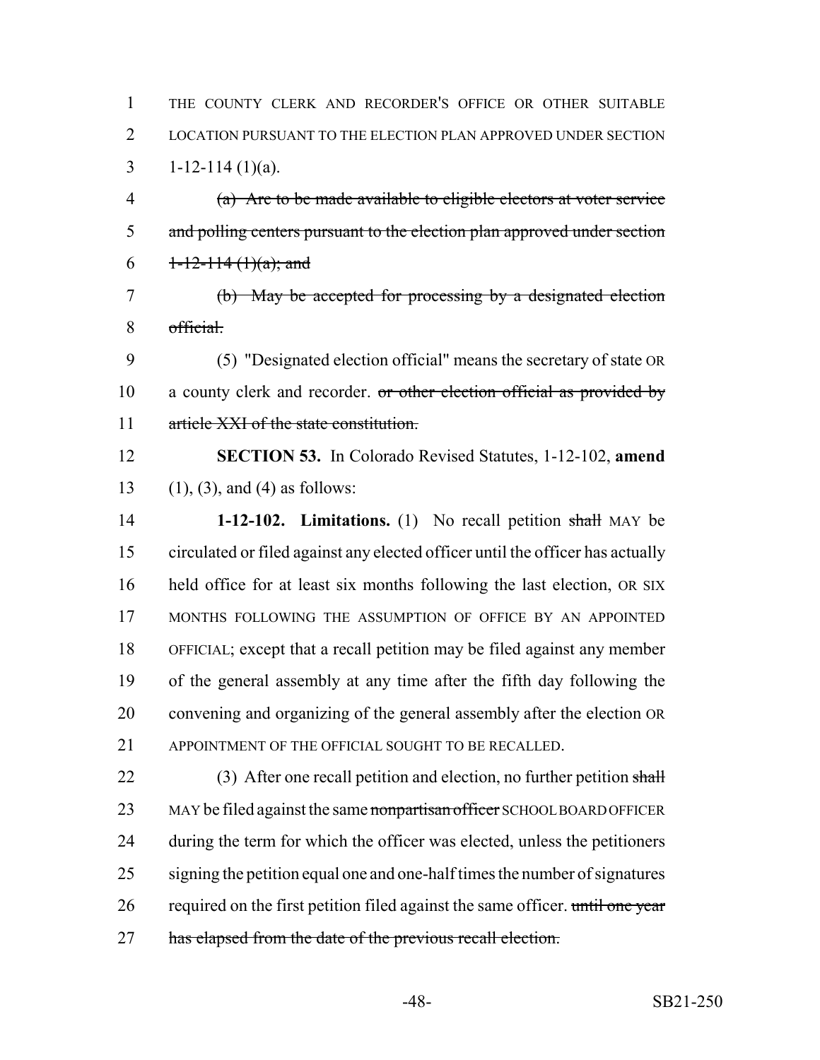THE COUNTY CLERK AND RECORDER'S OFFICE OR OTHER SUITABLE LOCATION PURSUANT TO THE ELECTION PLAN APPROVED UNDER SECTION 1-12-114 (1)(a).

~~(a) Are to be made available to eligible electors at voter service and polling centers pursuant to the election plan approved under section 1-12-114 (1)(a); and~~

~~(b) May be accepted for processing by a designated election official.~~

(5) "Designated election official" means the secretary of state OR a county clerk and recorder. ~~or other election official as provided by article XXI of the state constitution.~~

**SECTION 53.** In Colorado Revised Statutes, 1-12-102, **amend** (1), (3), and (4) as follows:

**1-12-102. Limitations.** (1) No recall petition ~~shall~~ MAY be circulated or filed against any elected officer until the officer has actually held office for at least six months following the last election, OR SIX MONTHS FOLLOWING THE ASSUMPTION OF OFFICE BY AN APPOINTED OFFICIAL; except that a recall petition may be filed against any member of the general assembly at any time after the fifth day following the convening and organizing of the general assembly after the election OR APPOINTMENT OF THE OFFICIAL SOUGHT TO BE RECALLED.

(3) After one recall petition and election, no further petition ~~shall~~ MAY be filed against the same ~~nonpartisan officer~~ SCHOOL BOARD OFFICER during the term for which the officer was elected, unless the petitioners signing the petition equal one and one-half times the number of signatures required on the first petition filed against the same officer. ~~until one year has elapsed from the date of the previous recall election.~~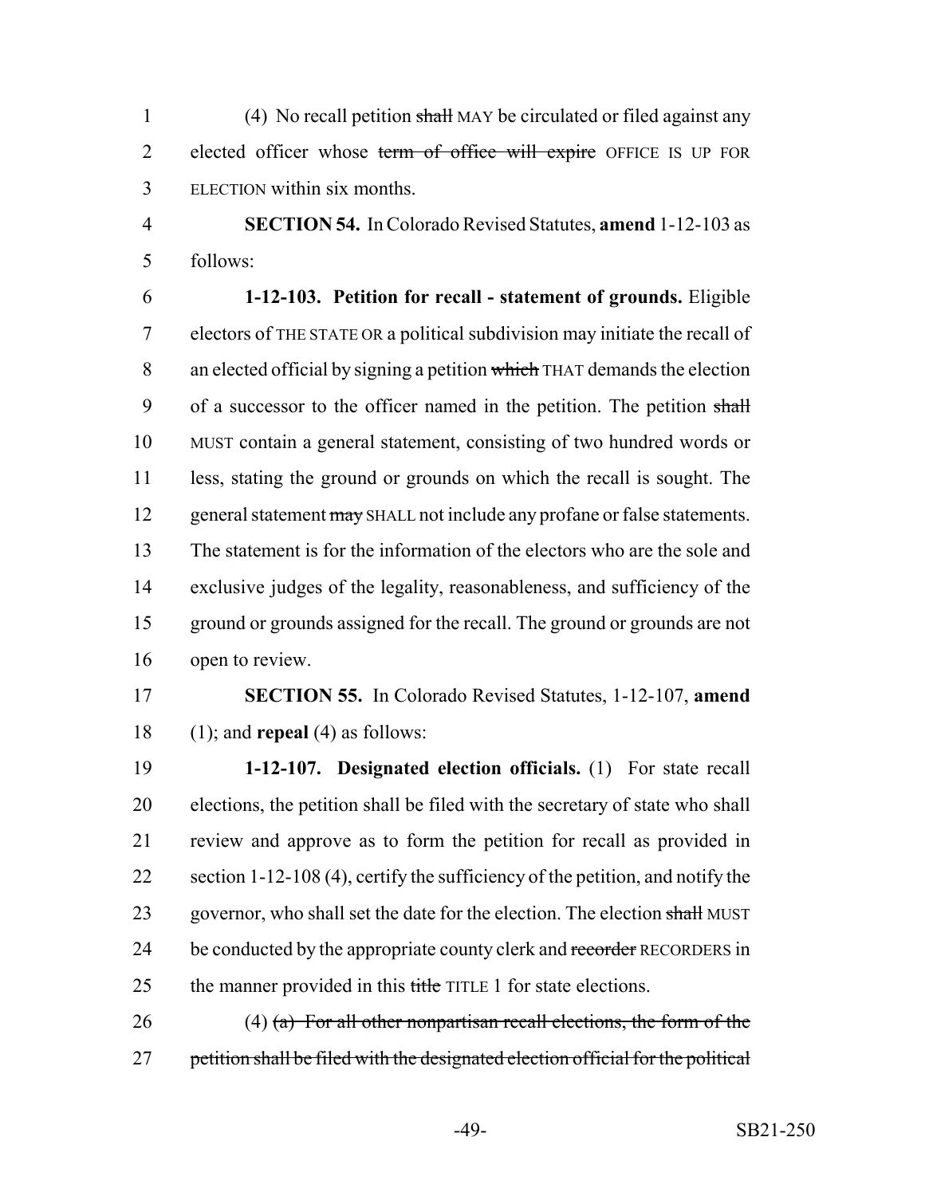(4) No recall petition ~~shall~~ MAY be circulated or filed against any elected officer whose ~~term of office will expire~~ OFFICE IS UP FOR ELECTION within six months.

**SECTION 54.** In Colorado Revised Statutes, **amend** 1-12-103 as follows:

**1-12-103. Petition for recall - statement of grounds.** Eligible electors of THE STATE OR a political subdivision may initiate the recall of an elected official by signing a petition ~~which~~ THAT demands the election of a successor to the officer named in the petition. The petition ~~shall~~ MUST contain a general statement, consisting of two hundred words or less, stating the ground or grounds on which the recall is sought. The general statement ~~may~~ SHALL not include any profane or false statements. The statement is for the information of the electors who are the sole and exclusive judges of the legality, reasonableness, and sufficiency of the ground or grounds assigned for the recall. The ground or grounds are not open to review.

**SECTION 55.** In Colorado Revised Statutes, 1-12-107, **amend** (1); and **repeal** (4) as follows:

**1-12-107. Designated election officials.** (1) For state recall elections, the petition shall be filed with the secretary of state who shall review and approve as to form the petition for recall as provided in section 1-12-108 (4), certify the sufficiency of the petition, and notify the governor, who shall set the date for the election. The election ~~shall~~ MUST be conducted by the appropriate county clerk and ~~recorder~~ RECORDERS in the manner provided in this ~~title~~ TITLE 1 for state elections.

(4) ~~(a) For all other nonpartisan recall elections, the form of the petition shall be filed with the designated election official for the political~~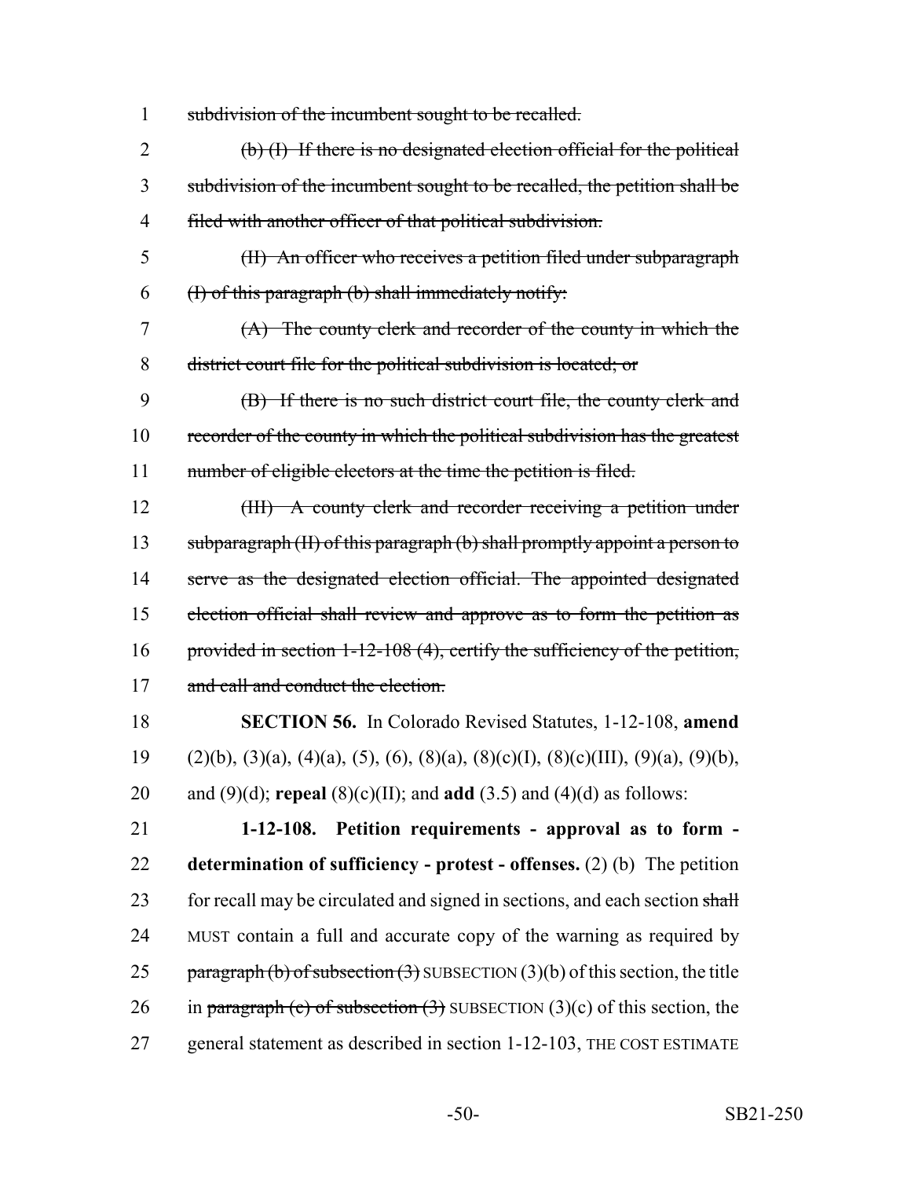1 ~~subdivision of the incumbent sought to be recalled.~~

2 ~~(b) (I) If there is no designated election official for the political~~
3 ~~subdivision of the incumbent sought to be recalled, the petition shall be~~
4 ~~filed with another officer of that political subdivision.~~

5 ~~(II) An officer who receives a petition filed under subparagraph~~
6 ~~(I) of this paragraph (b) shall immediately notify:~~

7 ~~(A) The county clerk and recorder of the county in which the~~
8 ~~district court file for the political subdivision is located; or~~

9 ~~(B) If there is no such district court file, the county clerk and~~
10 ~~recorder of the county in which the political subdivision has the greatest~~
11 ~~number of eligible electors at the time the petition is filed.~~

12 ~~(III) A county clerk and recorder receiving a petition under~~
13 ~~subparagraph (II) of this paragraph (b) shall promptly appoint a person to~~
14 ~~serve as the designated election official. The appointed designated~~
15 ~~election official shall review and approve as to form the petition as~~
16 ~~provided in section 1-12-108 (4), certify the sufficiency of the petition,~~
17 ~~and call and conduct the election.~~

18 **SECTION 56.** In Colorado Revised Statutes, 1-12-108, **amend**
19 (2)(b), (3)(a), (4)(a), (5), (6), (8)(a), (8)(c)(I), (8)(c)(III), (9)(a), (9)(b),
20 and (9)(d); **repeal** (8)(c)(II); and **add** (3.5) and (4)(d) as follows:

21 **1-12-108. Petition requirements - approval as to form -**
22 **determination of sufficiency - protest - offenses.** (2) (b) The petition
23 for recall may be circulated and signed in sections, and each section ~~shall~~
24 MUST contain a full and accurate copy of the warning as required by
25 ~~paragraph (b) of subsection (3)~~ SUBSECTION (3)(b) of this section, the title
26 in ~~paragraph (c) of subsection (3)~~ SUBSECTION (3)(c) of this section, the
27 general statement as described in section 1-12-103, THE COST ESTIMATE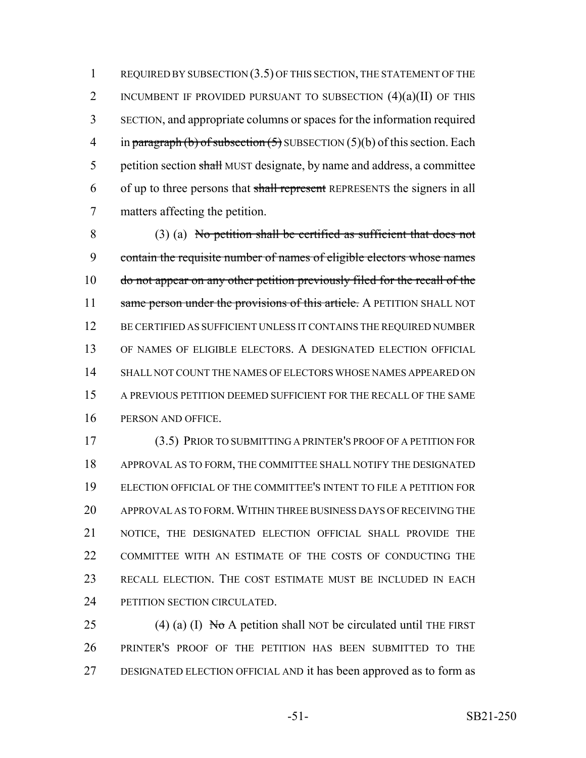REQUIRED BY SUBSECTION (3.5) OF THIS SECTION, THE STATEMENT OF THE INCUMBENT IF PROVIDED PURSUANT TO SUBSECTION (4)(a)(II) OF THIS SECTION, and appropriate columns or spaces for the information required in ~~paragraph (b) of subsection (5)~~ SUBSECTION (5)(b) of this section. Each petition section ~~shall~~ MUST designate, by name and address, a committee of up to three persons that ~~shall represent~~ REPRESENTS the signers in all matters affecting the petition.

(3) (a) ~~No petition shall be certified as sufficient that does not contain the requisite number of names of eligible electors whose names do not appear on any other petition previously filed for the recall of the same person under the provisions of this article.~~ A PETITION SHALL NOT BE CERTIFIED AS SUFFICIENT UNLESS IT CONTAINS THE REQUIRED NUMBER OF NAMES OF ELIGIBLE ELECTORS. A DESIGNATED ELECTION OFFICIAL SHALL NOT COUNT THE NAMES OF ELECTORS WHOSE NAMES APPEARED ON A PREVIOUS PETITION DEEMED SUFFICIENT FOR THE RECALL OF THE SAME PERSON AND OFFICE.

(3.5) PRIOR TO SUBMITTING A PRINTER'S PROOF OF A PETITION FOR APPROVAL AS TO FORM, THE COMMITTEE SHALL NOTIFY THE DESIGNATED ELECTION OFFICIAL OF THE COMMITTEE'S INTENT TO FILE A PETITION FOR APPROVAL AS TO FORM. WITHIN THREE BUSINESS DAYS OF RECEIVING THE NOTICE, THE DESIGNATED ELECTION OFFICIAL SHALL PROVIDE THE COMMITTEE WITH AN ESTIMATE OF THE COSTS OF CONDUCTING THE RECALL ELECTION. THE COST ESTIMATE MUST BE INCLUDED IN EACH PETITION SECTION CIRCULATED.

(4) (a) (I) ~~No~~ A petition shall NOT be circulated until THE FIRST PRINTER'S PROOF OF THE PETITION HAS BEEN SUBMITTED TO THE DESIGNATED ELECTION OFFICIAL AND it has been approved as to form as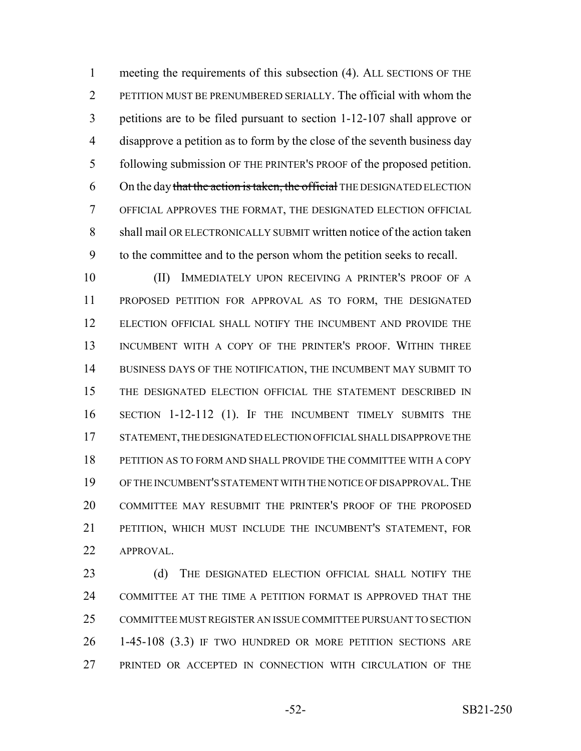meeting the requirements of this subsection (4). ALL SECTIONS OF THE PETITION MUST BE PRENUMBERED SERIALLY. The official with whom the petitions are to be filed pursuant to section 1-12-107 shall approve or disapprove a petition as to form by the close of the seventh business day following submission OF THE PRINTER'S PROOF of the proposed petition. On the day ~~that the action is taken, the official~~ THE DESIGNATED ELECTION OFFICIAL APPROVES THE FORMAT, THE DESIGNATED ELECTION OFFICIAL shall mail OR ELECTRONICALLY SUBMIT written notice of the action taken to the committee and to the person whom the petition seeks to recall.

(II) IMMEDIATELY UPON RECEIVING A PRINTER'S PROOF OF A PROPOSED PETITION FOR APPROVAL AS TO FORM, THE DESIGNATED ELECTION OFFICIAL SHALL NOTIFY THE INCUMBENT AND PROVIDE THE INCUMBENT WITH A COPY OF THE PRINTER'S PROOF. WITHIN THREE BUSINESS DAYS OF THE NOTIFICATION, THE INCUMBENT MAY SUBMIT TO THE DESIGNATED ELECTION OFFICIAL THE STATEMENT DESCRIBED IN SECTION 1-12-112 (1). IF THE INCUMBENT TIMELY SUBMITS THE STATEMENT, THE DESIGNATED ELECTION OFFICIAL SHALL DISAPPROVE THE PETITION AS TO FORM AND SHALL PROVIDE THE COMMITTEE WITH A COPY OF THE INCUMBENT'S STATEMENT WITH THE NOTICE OF DISAPPROVAL. THE COMMITTEE MAY RESUBMIT THE PRINTER'S PROOF OF THE PROPOSED PETITION, WHICH MUST INCLUDE THE INCUMBENT'S STATEMENT, FOR APPROVAL.

(d) THE DESIGNATED ELECTION OFFICIAL SHALL NOTIFY THE COMMITTEE AT THE TIME A PETITION FORMAT IS APPROVED THAT THE COMMITTEE MUST REGISTER AN ISSUE COMMITTEE PURSUANT TO SECTION 1-45-108 (3.3) IF TWO HUNDRED OR MORE PETITION SECTIONS ARE PRINTED OR ACCEPTED IN CONNECTION WITH CIRCULATION OF THE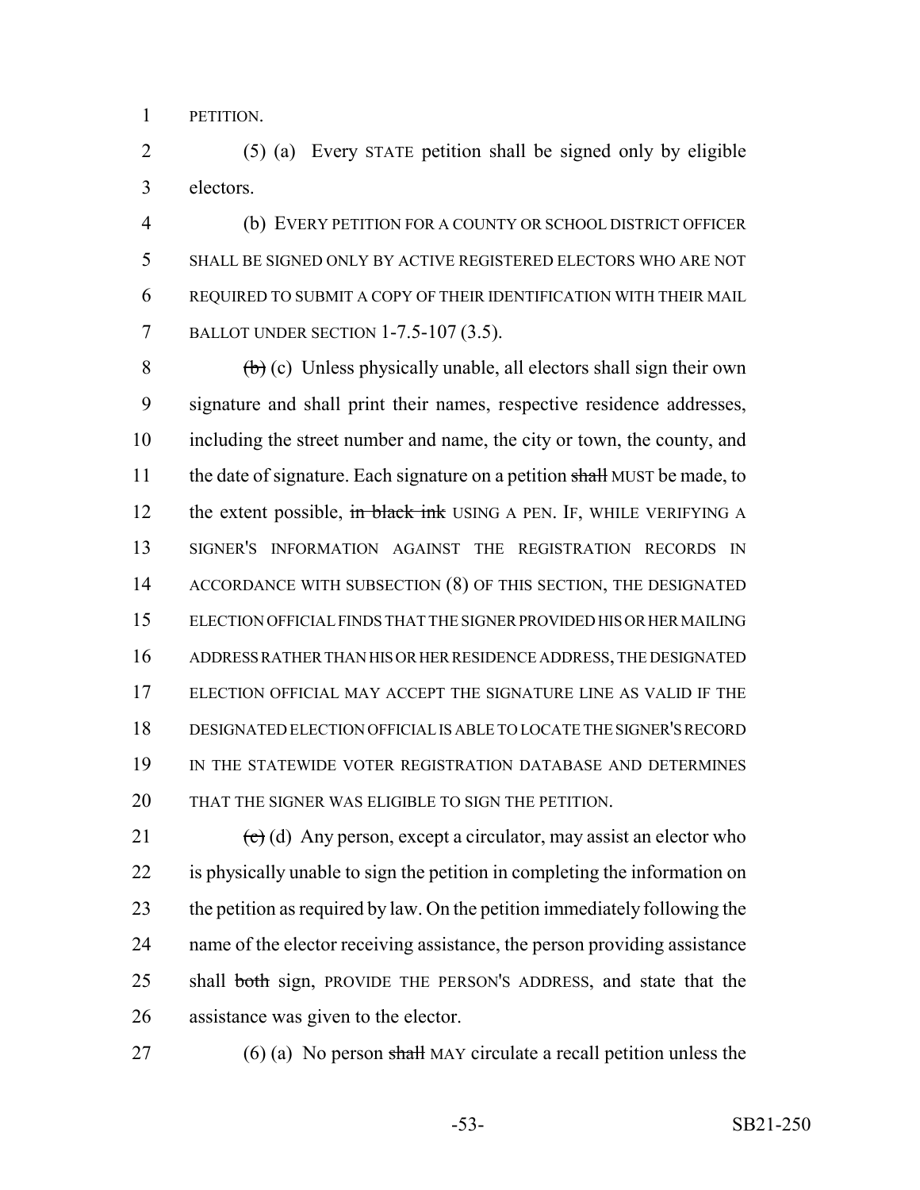PETITION.

(5) (a) Every STATE petition shall be signed only by eligible electors.

(b) EVERY PETITION FOR A COUNTY OR SCHOOL DISTRICT OFFICER SHALL BE SIGNED ONLY BY ACTIVE REGISTERED ELECTORS WHO ARE NOT REQUIRED TO SUBMIT A COPY OF THEIR IDENTIFICATION WITH THEIR MAIL BALLOT UNDER SECTION 1-7.5-107 (3.5).

~~(b)~~ (c) Unless physically unable, all electors shall sign their own signature and shall print their names, respective residence addresses, including the street number and name, the city or town, the county, and the date of signature. Each signature on a petition ~~shall~~ MUST be made, to the extent possible, ~~in black ink~~ USING A PEN. IF, WHILE VERIFYING A SIGNER'S INFORMATION AGAINST THE REGISTRATION RECORDS IN ACCORDANCE WITH SUBSECTION (8) OF THIS SECTION, THE DESIGNATED ELECTION OFFICIAL FINDS THAT THE SIGNER PROVIDED HIS OR HER MAILING ADDRESS RATHER THAN HIS OR HER RESIDENCE ADDRESS, THE DESIGNATED ELECTION OFFICIAL MAY ACCEPT THE SIGNATURE LINE AS VALID IF THE DESIGNATED ELECTION OFFICIAL IS ABLE TO LOCATE THE SIGNER'S RECORD IN THE STATEWIDE VOTER REGISTRATION DATABASE AND DETERMINES THAT THE SIGNER WAS ELIGIBLE TO SIGN THE PETITION.

~~(c)~~ (d) Any person, except a circulator, may assist an elector who is physically unable to sign the petition in completing the information on the petition as required by law. On the petition immediately following the name of the elector receiving assistance, the person providing assistance shall ~~both~~ sign, PROVIDE THE PERSON'S ADDRESS, and state that the assistance was given to the elector.

(6) (a) No person ~~shall~~ MAY circulate a recall petition unless the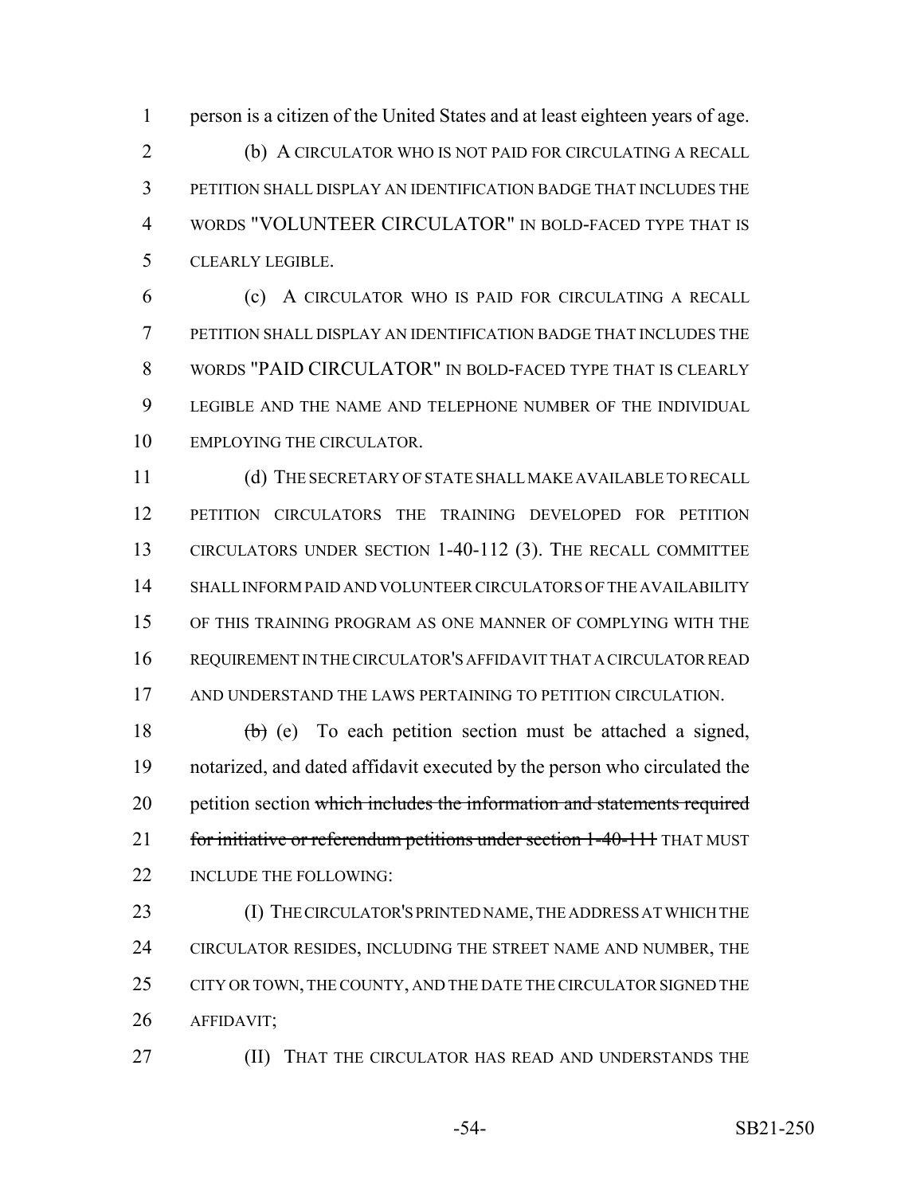person is a citizen of the United States and at least eighteen years of age.

(b) A CIRCULATOR WHO IS NOT PAID FOR CIRCULATING A RECALL PETITION SHALL DISPLAY AN IDENTIFICATION BADGE THAT INCLUDES THE WORDS "VOLUNTEER CIRCULATOR" IN BOLD-FACED TYPE THAT IS CLEARLY LEGIBLE.

(c) A CIRCULATOR WHO IS PAID FOR CIRCULATING A RECALL PETITION SHALL DISPLAY AN IDENTIFICATION BADGE THAT INCLUDES THE WORDS "PAID CIRCULATOR" IN BOLD-FACED TYPE THAT IS CLEARLY LEGIBLE AND THE NAME AND TELEPHONE NUMBER OF THE INDIVIDUAL EMPLOYING THE CIRCULATOR.

(d) THE SECRETARY OF STATE SHALL MAKE AVAILABLE TO RECALL PETITION CIRCULATORS THE TRAINING DEVELOPED FOR PETITION CIRCULATORS UNDER SECTION 1-40-112 (3). THE RECALL COMMITTEE SHALL INFORM PAID AND VOLUNTEER CIRCULATORS OF THE AVAILABILITY OF THIS TRAINING PROGRAM AS ONE MANNER OF COMPLYING WITH THE REQUIREMENT IN THE CIRCULATOR'S AFFIDAVIT THAT A CIRCULATOR READ AND UNDERSTAND THE LAWS PERTAINING TO PETITION CIRCULATION.

~~(b)~~ (e) To each petition section must be attached a signed, notarized, and dated affidavit executed by the person who circulated the petition section ~~which includes the information and statements required for initiative or referendum petitions under section 1-40-111~~ THAT MUST INCLUDE THE FOLLOWING:

(I) THE CIRCULATOR'S PRINTED NAME, THE ADDRESS AT WHICH THE CIRCULATOR RESIDES, INCLUDING THE STREET NAME AND NUMBER, THE CITY OR TOWN, THE COUNTY, AND THE DATE THE CIRCULATOR SIGNED THE AFFIDAVIT;

(II) THAT THE CIRCULATOR HAS READ AND UNDERSTANDS THE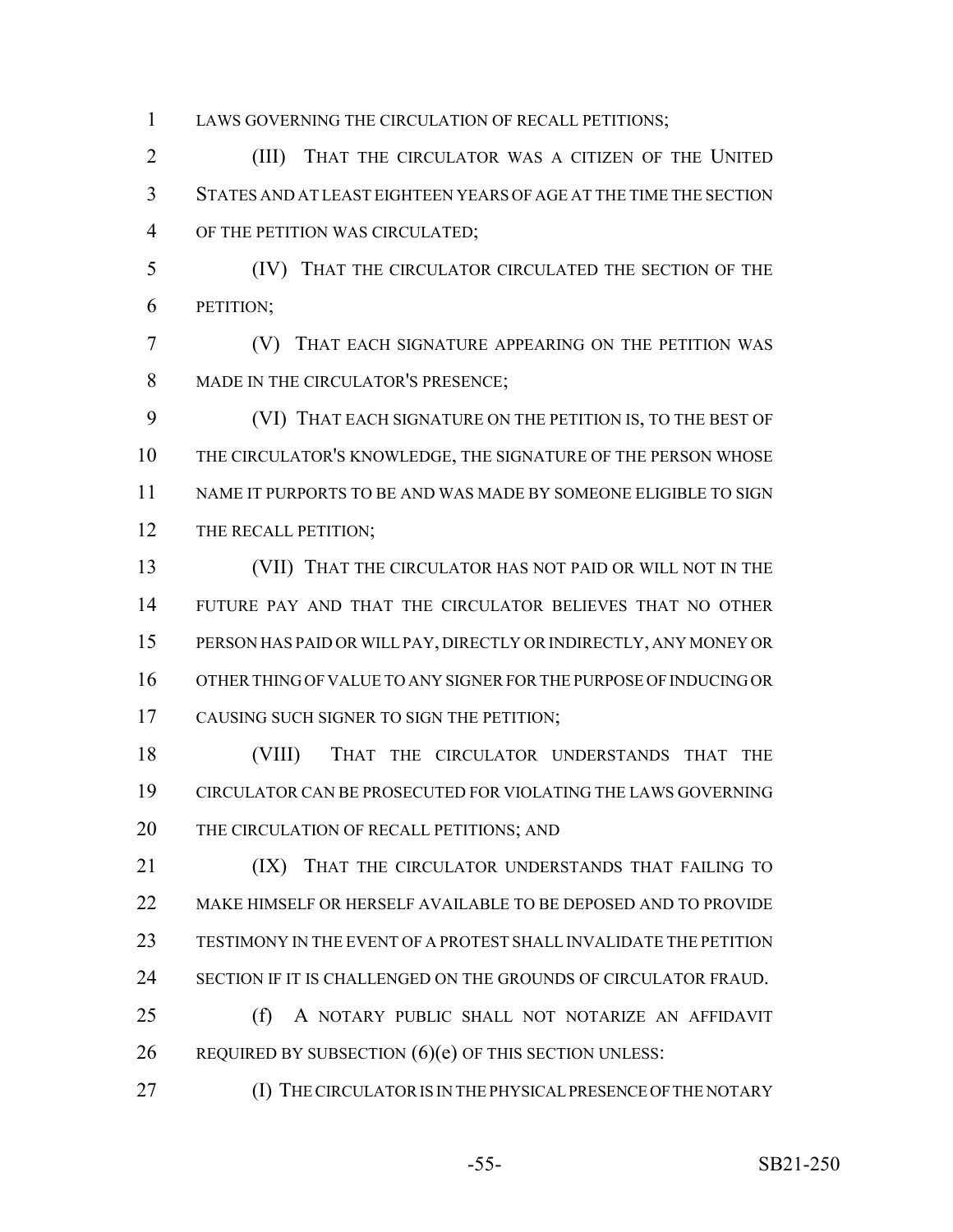LAWS GOVERNING THE CIRCULATION OF RECALL PETITIONS;

(III) THAT THE CIRCULATOR WAS A CITIZEN OF THE UNITED STATES AND AT LEAST EIGHTEEN YEARS OF AGE AT THE TIME THE SECTION OF THE PETITION WAS CIRCULATED;

(IV) THAT THE CIRCULATOR CIRCULATED THE SECTION OF THE PETITION;

(V) THAT EACH SIGNATURE APPEARING ON THE PETITION WAS MADE IN THE CIRCULATOR'S PRESENCE;

(VI) THAT EACH SIGNATURE ON THE PETITION IS, TO THE BEST OF THE CIRCULATOR'S KNOWLEDGE, THE SIGNATURE OF THE PERSON WHOSE NAME IT PURPORTS TO BE AND WAS MADE BY SOMEONE ELIGIBLE TO SIGN THE RECALL PETITION;

(VII) THAT THE CIRCULATOR HAS NOT PAID OR WILL NOT IN THE FUTURE PAY AND THAT THE CIRCULATOR BELIEVES THAT NO OTHER PERSON HAS PAID OR WILL PAY, DIRECTLY OR INDIRECTLY, ANY MONEY OR OTHER THING OF VALUE TO ANY SIGNER FOR THE PURPOSE OF INDUCING OR CAUSING SUCH SIGNER TO SIGN THE PETITION;

(VIII) THAT THE CIRCULATOR UNDERSTANDS THAT THE CIRCULATOR CAN BE PROSECUTED FOR VIOLATING THE LAWS GOVERNING THE CIRCULATION OF RECALL PETITIONS; AND

(IX) THAT THE CIRCULATOR UNDERSTANDS THAT FAILING TO MAKE HIMSELF OR HERSELF AVAILABLE TO BE DEPOSED AND TO PROVIDE TESTIMONY IN THE EVENT OF A PROTEST SHALL INVALIDATE THE PETITION SECTION IF IT IS CHALLENGED ON THE GROUNDS OF CIRCULATOR FRAUD.

(f) A NOTARY PUBLIC SHALL NOT NOTARIZE AN AFFIDAVIT REQUIRED BY SUBSECTION (6)(e) OF THIS SECTION UNLESS:

(I) THE CIRCULATOR IS IN THE PHYSICAL PRESENCE OF THE NOTARY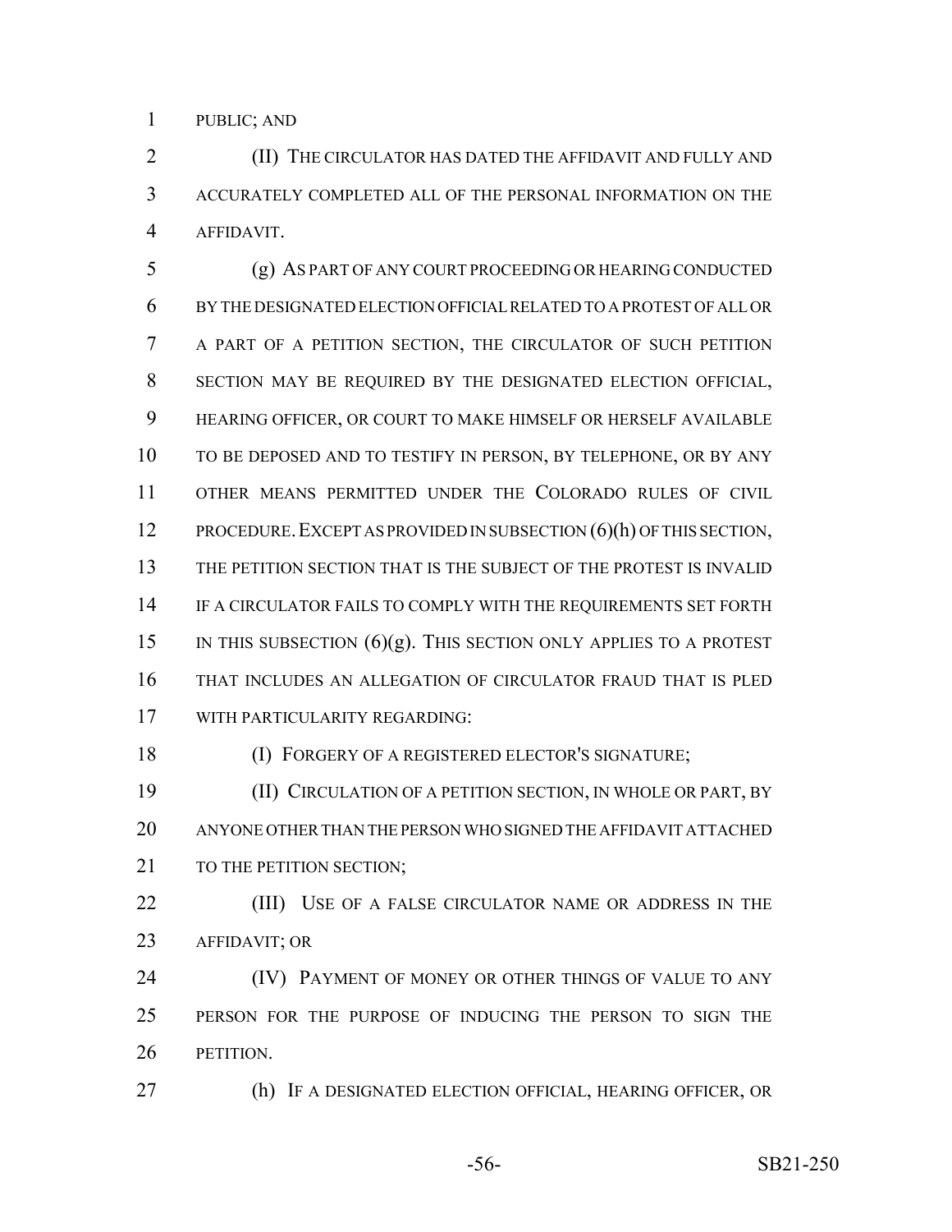PUBLIC; AND

(II) THE CIRCULATOR HAS DATED THE AFFIDAVIT AND FULLY AND ACCURATELY COMPLETED ALL OF THE PERSONAL INFORMATION ON THE AFFIDAVIT.

(g) AS PART OF ANY COURT PROCEEDING OR HEARING CONDUCTED BY THE DESIGNATED ELECTION OFFICIAL RELATED TO A PROTEST OF ALL OR A PART OF A PETITION SECTION, THE CIRCULATOR OF SUCH PETITION SECTION MAY BE REQUIRED BY THE DESIGNATED ELECTION OFFICIAL, HEARING OFFICER, OR COURT TO MAKE HIMSELF OR HERSELF AVAILABLE TO BE DEPOSED AND TO TESTIFY IN PERSON, BY TELEPHONE, OR BY ANY OTHER MEANS PERMITTED UNDER THE COLORADO RULES OF CIVIL PROCEDURE. EXCEPT AS PROVIDED IN SUBSECTION (6)(h) OF THIS SECTION, THE PETITION SECTION THAT IS THE SUBJECT OF THE PROTEST IS INVALID IF A CIRCULATOR FAILS TO COMPLY WITH THE REQUIREMENTS SET FORTH IN THIS SUBSECTION (6)(g). THIS SECTION ONLY APPLIES TO A PROTEST THAT INCLUDES AN ALLEGATION OF CIRCULATOR FRAUD THAT IS PLED WITH PARTICULARITY REGARDING:

(I) FORGERY OF A REGISTERED ELECTOR'S SIGNATURE;

(II) CIRCULATION OF A PETITION SECTION, IN WHOLE OR PART, BY ANYONE OTHER THAN THE PERSON WHO SIGNED THE AFFIDAVIT ATTACHED TO THE PETITION SECTION;

(III) USE OF A FALSE CIRCULATOR NAME OR ADDRESS IN THE AFFIDAVIT; OR

(IV) PAYMENT OF MONEY OR OTHER THINGS OF VALUE TO ANY PERSON FOR THE PURPOSE OF INDUCING THE PERSON TO SIGN THE PETITION.

(h) IF A DESIGNATED ELECTION OFFICIAL, HEARING OFFICER, OR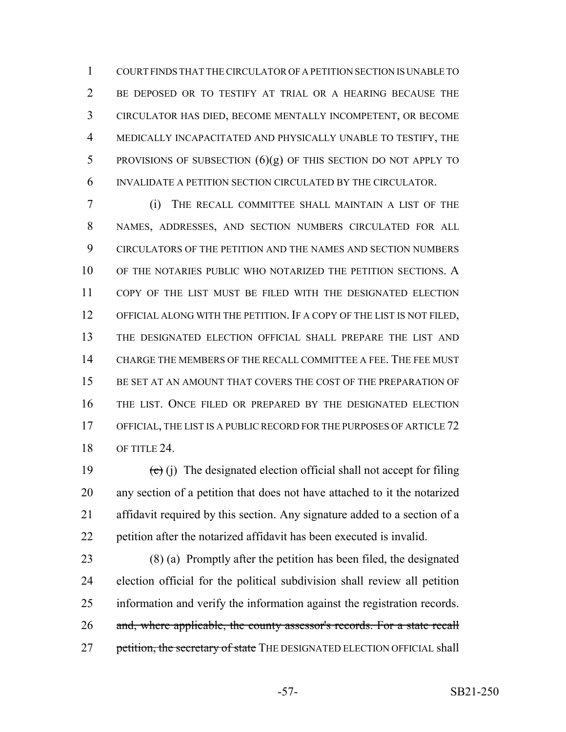COURT FINDS THAT THE CIRCULATOR OF A PETITION SECTION IS UNABLE TO BE DEPOSED OR TO TESTIFY AT TRIAL OR A HEARING BECAUSE THE CIRCULATOR HAS DIED, BECOME MENTALLY INCOMPETENT, OR BECOME MEDICALLY INCAPACITATED AND PHYSICALLY UNABLE TO TESTIFY, THE PROVISIONS OF SUBSECTION (6)(g) OF THIS SECTION DO NOT APPLY TO INVALIDATE A PETITION SECTION CIRCULATED BY THE CIRCULATOR.

(i) THE RECALL COMMITTEE SHALL MAINTAIN A LIST OF THE NAMES, ADDRESSES, AND SECTION NUMBERS CIRCULATED FOR ALL CIRCULATORS OF THE PETITION AND THE NAMES AND SECTION NUMBERS OF THE NOTARIES PUBLIC WHO NOTARIZED THE PETITION SECTIONS. A COPY OF THE LIST MUST BE FILED WITH THE DESIGNATED ELECTION OFFICIAL ALONG WITH THE PETITION. IF A COPY OF THE LIST IS NOT FILED, THE DESIGNATED ELECTION OFFICIAL SHALL PREPARE THE LIST AND CHARGE THE MEMBERS OF THE RECALL COMMITTEE A FEE. THE FEE MUST BE SET AT AN AMOUNT THAT COVERS THE COST OF THE PREPARATION OF THE LIST. ONCE FILED OR PREPARED BY THE DESIGNATED ELECTION OFFICIAL, THE LIST IS A PUBLIC RECORD FOR THE PURPOSES OF ARTICLE 72 OF TITLE 24.

~~(c)~~ (j) The designated election official shall not accept for filing any section of a petition that does not have attached to it the notarized affidavit required by this section. Any signature added to a section of a petition after the notarized affidavit has been executed is invalid.

(8) (a) Promptly after the petition has been filed, the designated election official for the political subdivision shall review all petition information and verify the information against the registration records. ~~and, where applicable, the county assessor's records. For a state recall petition, the secretary of state~~ THE DESIGNATED ELECTION OFFICIAL shall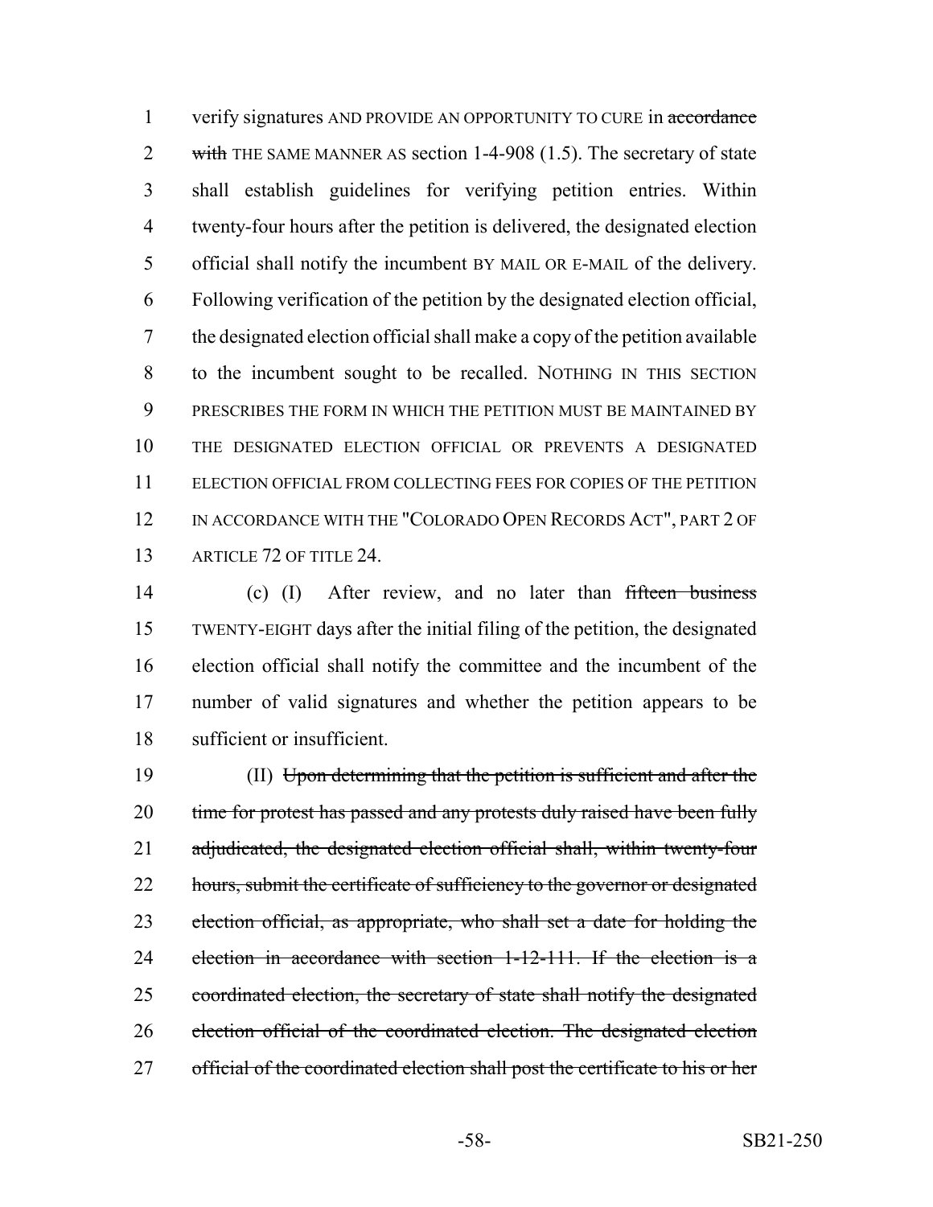verify signatures AND PROVIDE AN OPPORTUNITY TO CURE in ~~accordance with~~ THE SAME MANNER AS section 1-4-908 (1.5). The secretary of state shall establish guidelines for verifying petition entries. Within twenty-four hours after the petition is delivered, the designated election official shall notify the incumbent BY MAIL OR E-MAIL of the delivery. Following verification of the petition by the designated election official, the designated election official shall make a copy of the petition available to the incumbent sought to be recalled. NOTHING IN THIS SECTION PRESCRIBES THE FORM IN WHICH THE PETITION MUST BE MAINTAINED BY THE DESIGNATED ELECTION OFFICIAL OR PREVENTS A DESIGNATED ELECTION OFFICIAL FROM COLLECTING FEES FOR COPIES OF THE PETITION IN ACCORDANCE WITH THE "COLORADO OPEN RECORDS ACT", PART 2 OF ARTICLE 72 OF TITLE 24.

(c) (I) After review, and no later than ~~fifteen business~~ TWENTY-EIGHT days after the initial filing of the petition, the designated election official shall notify the committee and the incumbent of the number of valid signatures and whether the petition appears to be sufficient or insufficient.

(II) ~~Upon determining that the petition is sufficient and after the time for protest has passed and any protests duly raised have been fully adjudicated, the designated election official shall, within twenty-four hours, submit the certificate of sufficiency to the governor or designated election official, as appropriate, who shall set a date for holding the election in accordance with section 1-12-111. If the election is a coordinated election, the secretary of state shall notify the designated election official of the coordinated election. The designated election official of the coordinated election shall post the certificate to his or her~~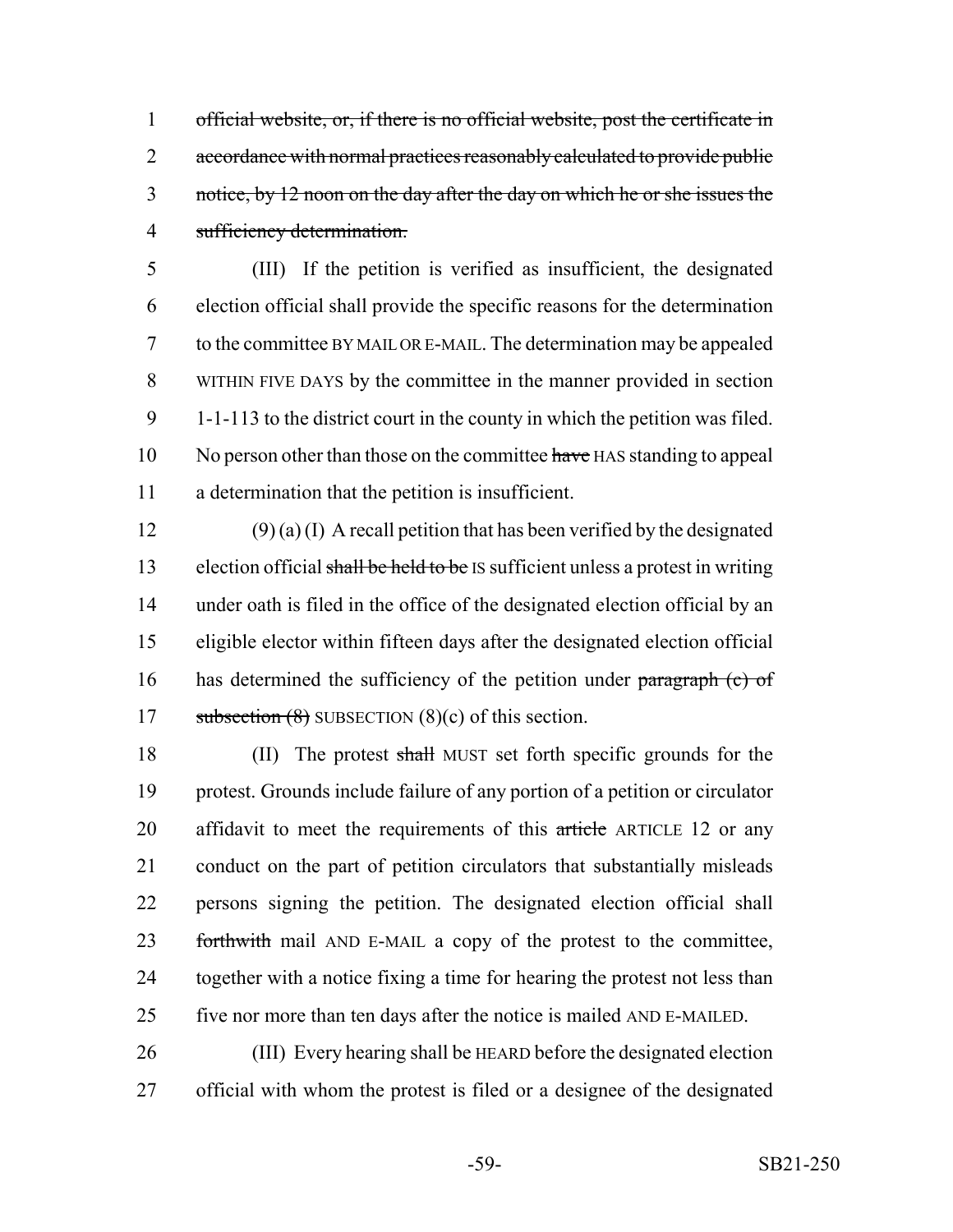~~official website, or, if there is no official website, post the certificate in accordance with normal practices reasonably calculated to provide public notice, by 12 noon on the day after the day on which he or she issues the sufficiency determination.~~

(III) If the petition is verified as insufficient, the designated election official shall provide the specific reasons for the determination to the committee BY MAIL OR E-MAIL. The determination may be appealed WITHIN FIVE DAYS by the committee in the manner provided in section 1-1-113 to the district court in the county in which the petition was filed. No person other than those on the committee ~~have~~ HAS standing to appeal a determination that the petition is insufficient.

(9) (a) (I) A recall petition that has been verified by the designated election official ~~shall be held to be~~ IS sufficient unless a protest in writing under oath is filed in the office of the designated election official by an eligible elector within fifteen days after the designated election official has determined the sufficiency of the petition under ~~paragraph (c) of subsection (8)~~ SUBSECTION (8)(c) of this section.

(II) The protest ~~shall~~ MUST set forth specific grounds for the protest. Grounds include failure of any portion of a petition or circulator affidavit to meet the requirements of this ~~article~~ ARTICLE 12 or any conduct on the part of petition circulators that substantially misleads persons signing the petition. The designated election official shall ~~forthwith~~ mail AND E-MAIL a copy of the protest to the committee, together with a notice fixing a time for hearing the protest not less than five nor more than ten days after the notice is mailed AND E-MAILED.

(III) Every hearing shall be HEARD before the designated election official with whom the protest is filed or a designee of the designated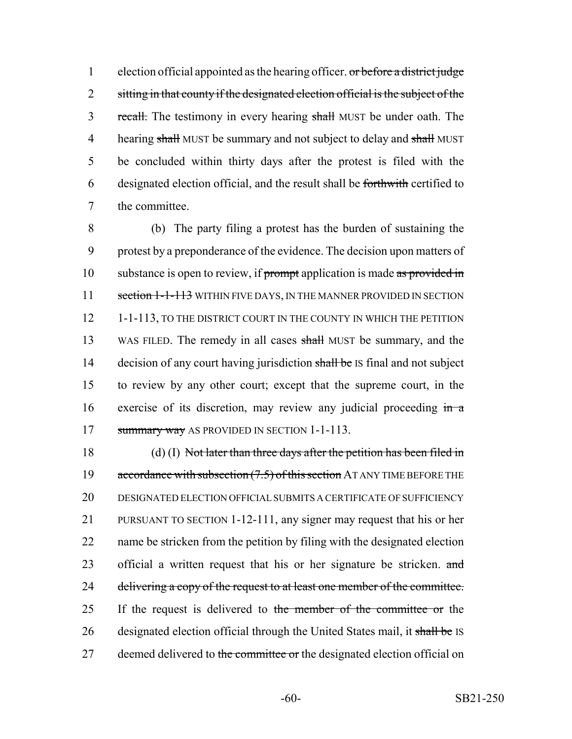election official appointed as the hearing officer. ~~or before a district judge sitting in that county if the designated election official is the subject of the recall.~~ The testimony in every hearing ~~shall~~ MUST be under oath. The hearing ~~shall~~ MUST be summary and not subject to delay and ~~shall~~ MUST be concluded within thirty days after the protest is filed with the designated election official, and the result shall be ~~forthwith~~ certified to the committee.

(b) The party filing a protest has the burden of sustaining the protest by a preponderance of the evidence. The decision upon matters of substance is open to review, if ~~prompt~~ application is made ~~as provided in section 1-1-113~~ WITHIN FIVE DAYS, IN THE MANNER PROVIDED IN SECTION 1-1-113, TO THE DISTRICT COURT IN THE COUNTY IN WHICH THE PETITION WAS FILED. The remedy in all cases ~~shall~~ MUST be summary, and the decision of any court having jurisdiction ~~shall be~~ IS final and not subject to review by any other court; except that the supreme court, in the exercise of its discretion, may review any judicial proceeding ~~in a summary way~~ AS PROVIDED IN SECTION 1-1-113.

(d) (I) ~~Not later than three days after the petition has been filed in accordance with subsection (7.5) of this section~~ AT ANY TIME BEFORE THE DESIGNATED ELECTION OFFICIAL SUBMITS A CERTIFICATE OF SUFFICIENCY PURSUANT TO SECTION 1-12-111, any signer may request that his or her name be stricken from the petition by filing with the designated election official a written request that his or her signature be stricken. ~~and delivering a copy of the request to at least one member of the committee.~~ If the request is delivered to ~~the member of the committee or~~ the designated election official through the United States mail, it ~~shall be~~ IS deemed delivered to ~~the committee or~~ the designated election official on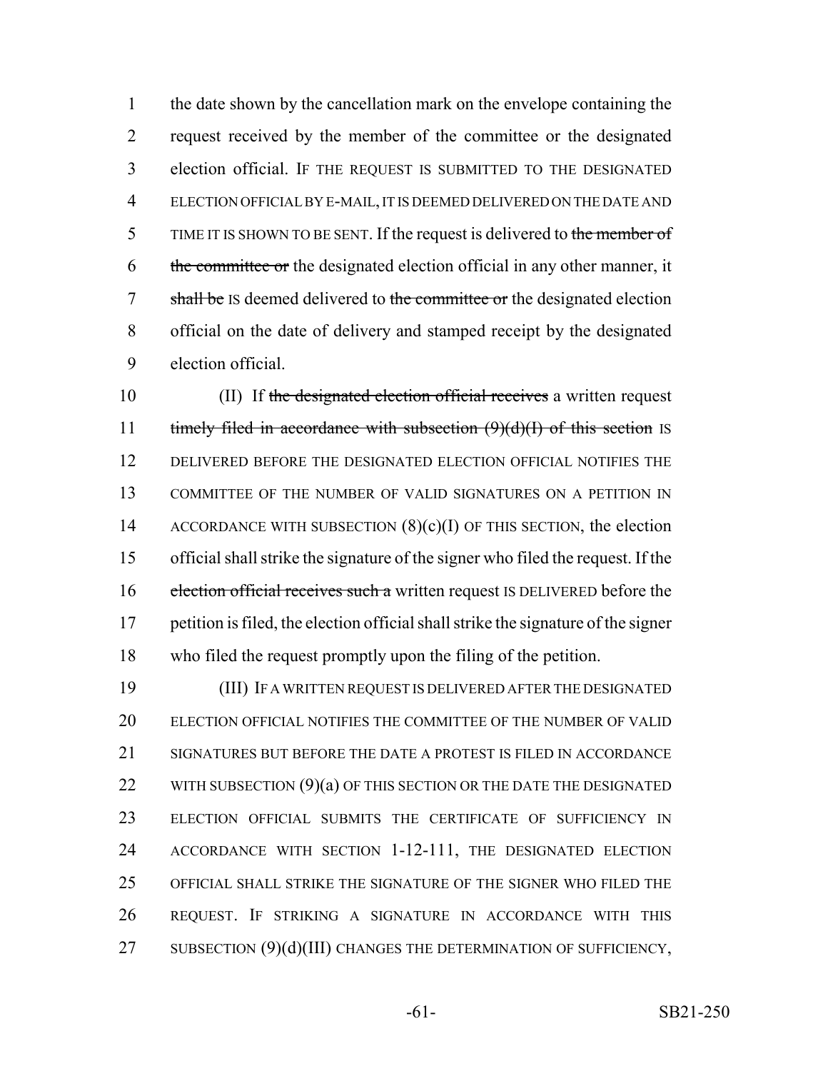the date shown by the cancellation mark on the envelope containing the request received by the member of the committee or the designated election official. IF THE REQUEST IS SUBMITTED TO THE DESIGNATED ELECTION OFFICIAL BY E-MAIL, IT IS DEEMED DELIVERED ON THE DATE AND TIME IT IS SHOWN TO BE SENT. If the request is delivered to ~~the member of the committee or~~ the designated election official in any other manner, it ~~shall be~~ IS deemed delivered to ~~the committee or~~ the designated election official on the date of delivery and stamped receipt by the designated election official.

(II) If ~~the designated election official receives~~ a written request ~~timely filed in accordance with subsection (9)(d)(I) of this section~~ IS DELIVERED BEFORE THE DESIGNATED ELECTION OFFICIAL NOTIFIES THE COMMITTEE OF THE NUMBER OF VALID SIGNATURES ON A PETITION IN ACCORDANCE WITH SUBSECTION (8)(c)(I) OF THIS SECTION, the election official shall strike the signature of the signer who filed the request. If the ~~election official receives such a~~ written request IS DELIVERED before the petition is filed, the election official shall strike the signature of the signer who filed the request promptly upon the filing of the petition.

(III) IF A WRITTEN REQUEST IS DELIVERED AFTER THE DESIGNATED ELECTION OFFICIAL NOTIFIES THE COMMITTEE OF THE NUMBER OF VALID SIGNATURES BUT BEFORE THE DATE A PROTEST IS FILED IN ACCORDANCE WITH SUBSECTION (9)(a) OF THIS SECTION OR THE DATE THE DESIGNATED ELECTION OFFICIAL SUBMITS THE CERTIFICATE OF SUFFICIENCY IN ACCORDANCE WITH SECTION 1-12-111, THE DESIGNATED ELECTION OFFICIAL SHALL STRIKE THE SIGNATURE OF THE SIGNER WHO FILED THE REQUEST. IF STRIKING A SIGNATURE IN ACCORDANCE WITH THIS SUBSECTION (9)(d)(III) CHANGES THE DETERMINATION OF SUFFICIENCY,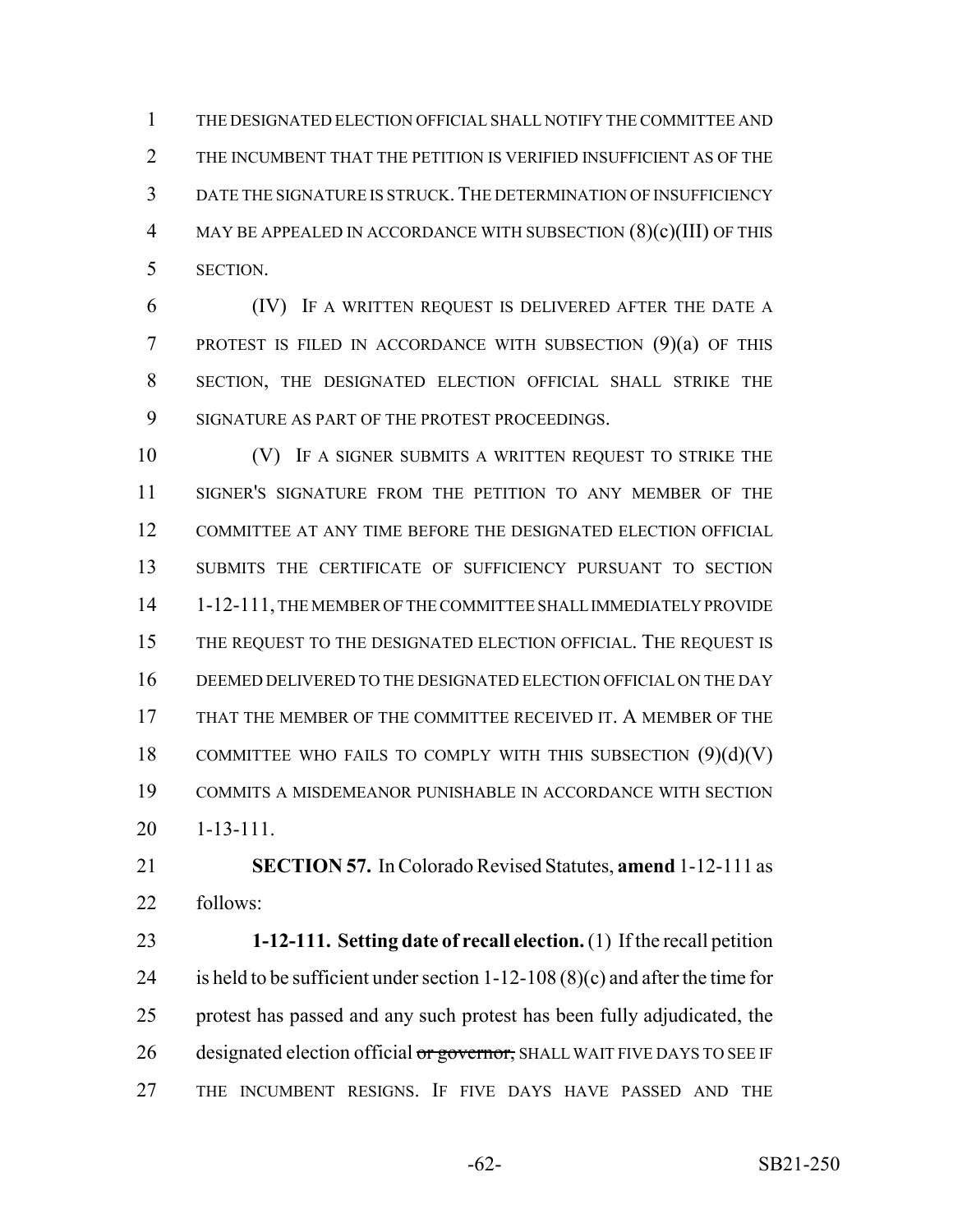THE DESIGNATED ELECTION OFFICIAL SHALL NOTIFY THE COMMITTEE AND THE INCUMBENT THAT THE PETITION IS VERIFIED INSUFFICIENT AS OF THE DATE THE SIGNATURE IS STRUCK. THE DETERMINATION OF INSUFFICIENCY MAY BE APPEALED IN ACCORDANCE WITH SUBSECTION (8)(c)(III) OF THIS SECTION.

(IV) IF A WRITTEN REQUEST IS DELIVERED AFTER THE DATE A PROTEST IS FILED IN ACCORDANCE WITH SUBSECTION (9)(a) OF THIS SECTION, THE DESIGNATED ELECTION OFFICIAL SHALL STRIKE THE SIGNATURE AS PART OF THE PROTEST PROCEEDINGS.

(V) IF A SIGNER SUBMITS A WRITTEN REQUEST TO STRIKE THE SIGNER'S SIGNATURE FROM THE PETITION TO ANY MEMBER OF THE COMMITTEE AT ANY TIME BEFORE THE DESIGNATED ELECTION OFFICIAL SUBMITS THE CERTIFICATE OF SUFFICIENCY PURSUANT TO SECTION 1-12-111, THE MEMBER OF THE COMMITTEE SHALL IMMEDIATELY PROVIDE THE REQUEST TO THE DESIGNATED ELECTION OFFICIAL. THE REQUEST IS DEEMED DELIVERED TO THE DESIGNATED ELECTION OFFICIAL ON THE DAY THAT THE MEMBER OF THE COMMITTEE RECEIVED IT. A MEMBER OF THE COMMITTEE WHO FAILS TO COMPLY WITH THIS SUBSECTION (9)(d)(V) COMMITS A MISDEMEANOR PUNISHABLE IN ACCORDANCE WITH SECTION 1-13-111.

**SECTION 57.** In Colorado Revised Statutes, **amend** 1-12-111 as follows:

**1-12-111. Setting date of recall election.** (1) If the recall petition is held to be sufficient under section 1-12-108 (8)(c) and after the time for protest has passed and any such protest has been fully adjudicated, the designated election official ~~or governor,~~ SHALL WAIT FIVE DAYS TO SEE IF THE INCUMBENT RESIGNS. IF FIVE DAYS HAVE PASSED AND THE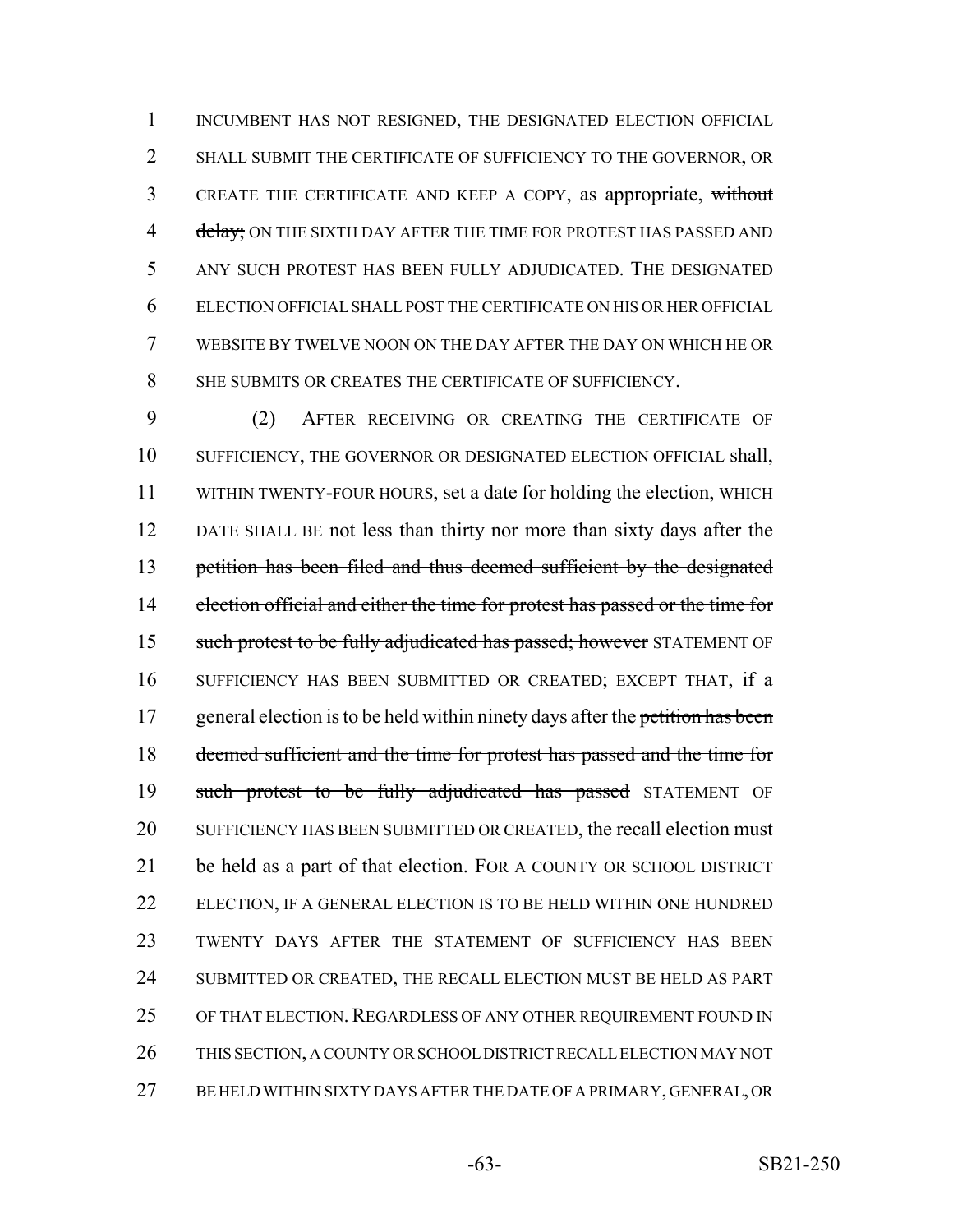INCUMBENT HAS NOT RESIGNED, THE DESIGNATED ELECTION OFFICIAL SHALL SUBMIT THE CERTIFICATE OF SUFFICIENCY TO THE GOVERNOR, OR CREATE THE CERTIFICATE AND KEEP A COPY, as appropriate, ~~without delay;~~ ON THE SIXTH DAY AFTER THE TIME FOR PROTEST HAS PASSED AND ANY SUCH PROTEST HAS BEEN FULLY ADJUDICATED. THE DESIGNATED ELECTION OFFICIAL SHALL POST THE CERTIFICATE ON HIS OR HER OFFICIAL WEBSITE BY TWELVE NOON ON THE DAY AFTER THE DAY ON WHICH HE OR SHE SUBMITS OR CREATES THE CERTIFICATE OF SUFFICIENCY.

(2) AFTER RECEIVING OR CREATING THE CERTIFICATE OF SUFFICIENCY, THE GOVERNOR OR DESIGNATED ELECTION OFFICIAL shall, WITHIN TWENTY-FOUR HOURS, set a date for holding the election, WHICH DATE SHALL BE not less than thirty nor more than sixty days after the ~~petition has been filed and thus deemed sufficient by the designated election official and either the time for protest has passed or the time for such protest to be fully adjudicated has passed; however~~ STATEMENT OF SUFFICIENCY HAS BEEN SUBMITTED OR CREATED; EXCEPT THAT, if a general election is to be held within ninety days after the ~~petition has been deemed sufficient and the time for protest has passed and the time for such protest to be fully adjudicated has passed~~ STATEMENT OF SUFFICIENCY HAS BEEN SUBMITTED OR CREATED, the recall election must be held as a part of that election. FOR A COUNTY OR SCHOOL DISTRICT ELECTION, IF A GENERAL ELECTION IS TO BE HELD WITHIN ONE HUNDRED TWENTY DAYS AFTER THE STATEMENT OF SUFFICIENCY HAS BEEN SUBMITTED OR CREATED, THE RECALL ELECTION MUST BE HELD AS PART OF THAT ELECTION. REGARDLESS OF ANY OTHER REQUIREMENT FOUND IN THIS SECTION, A COUNTY OR SCHOOL DISTRICT RECALL ELECTION MAY NOT BE HELD WITHIN SIXTY DAYS AFTER THE DATE OF A PRIMARY, GENERAL, OR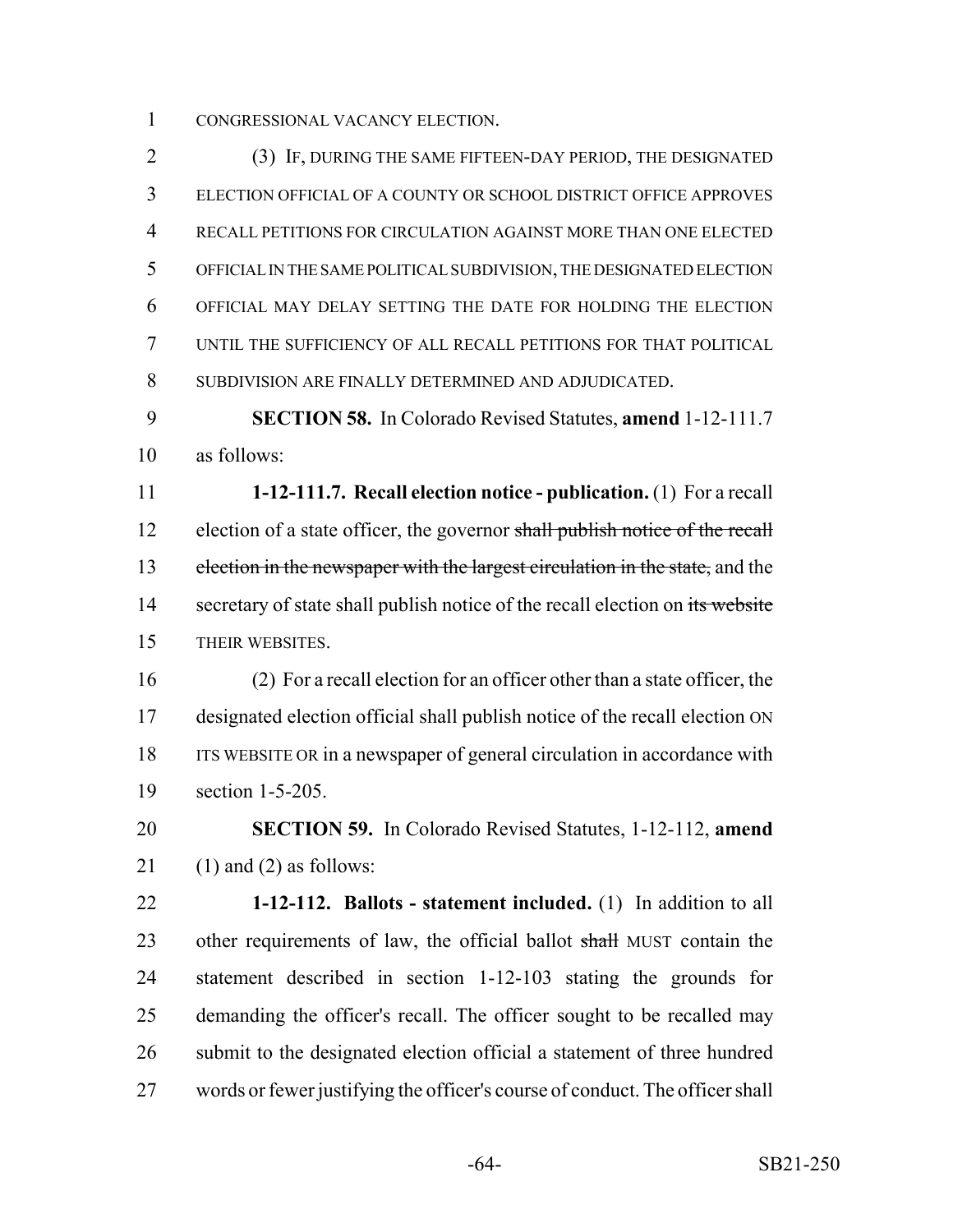CONGRESSIONAL VACANCY ELECTION.

(3) IF, DURING THE SAME FIFTEEN-DAY PERIOD, THE DESIGNATED ELECTION OFFICIAL OF A COUNTY OR SCHOOL DISTRICT OFFICE APPROVES RECALL PETITIONS FOR CIRCULATION AGAINST MORE THAN ONE ELECTED OFFICIAL IN THE SAME POLITICAL SUBDIVISION, THE DESIGNATED ELECTION OFFICIAL MAY DELAY SETTING THE DATE FOR HOLDING THE ELECTION UNTIL THE SUFFICIENCY OF ALL RECALL PETITIONS FOR THAT POLITICAL SUBDIVISION ARE FINALLY DETERMINED AND ADJUDICATED.

**SECTION 58.** In Colorado Revised Statutes, **amend** 1-12-111.7 as follows:

**1-12-111.7. Recall election notice - publication.** (1) For a recall election of a state officer, the governor ~~shall publish notice of the recall election in the newspaper with the largest circulation in the state,~~ and the secretary of state shall publish notice of the recall election on ~~its website~~ THEIR WEBSITES.

(2) For a recall election for an officer other than a state officer, the designated election official shall publish notice of the recall election ON ITS WEBSITE OR in a newspaper of general circulation in accordance with section 1-5-205.

**SECTION 59.** In Colorado Revised Statutes, 1-12-112, **amend** (1) and (2) as follows:

**1-12-112. Ballots - statement included.** (1) In addition to all other requirements of law, the official ballot ~~shall~~ MUST contain the statement described in section 1-12-103 stating the grounds for demanding the officer's recall. The officer sought to be recalled may submit to the designated election official a statement of three hundred words or fewer justifying the officer's course of conduct. The officer shall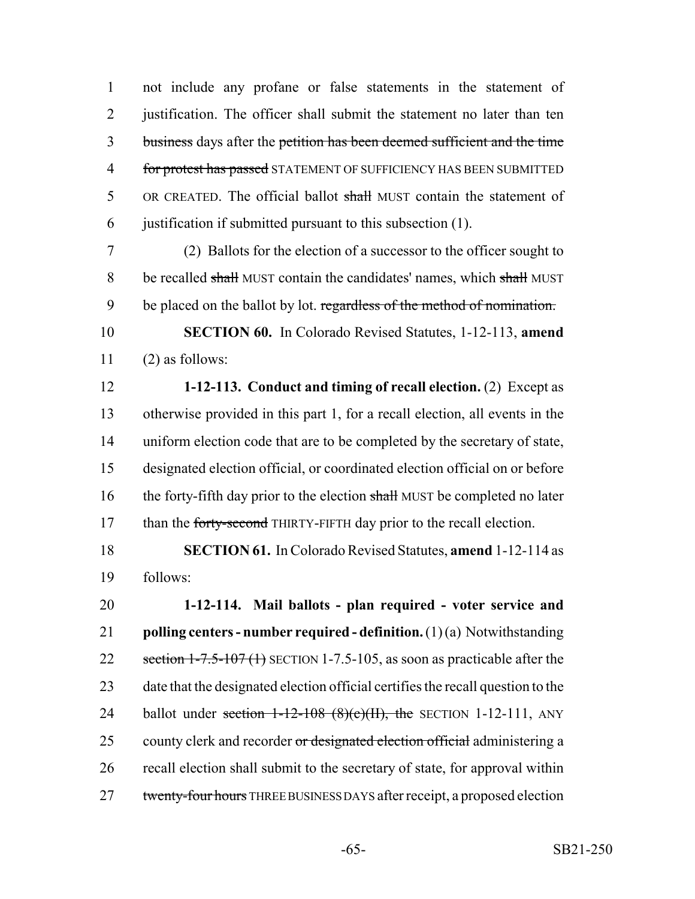not include any profane or false statements in the statement of justification. The officer shall submit the statement no later than ten ~~business~~ days after the ~~petition has been deemed sufficient and the time for protest has passed~~ STATEMENT OF SUFFICIENCY HAS BEEN SUBMITTED OR CREATED. The official ballot ~~shall~~ MUST contain the statement of justification if submitted pursuant to this subsection (1).

(2) Ballots for the election of a successor to the officer sought to be recalled ~~shall~~ MUST contain the candidates' names, which ~~shall~~ MUST be placed on the ballot by lot. ~~regardless of the method of nomination.~~

**SECTION 60.** In Colorado Revised Statutes, 1-12-113, **amend** (2) as follows:

**1-12-113. Conduct and timing of recall election.** (2) Except as otherwise provided in this part 1, for a recall election, all events in the uniform election code that are to be completed by the secretary of state, designated election official, or coordinated election official on or before the forty-fifth day prior to the election ~~shall~~ MUST be completed no later than the ~~forty-second~~ THIRTY-FIFTH day prior to the recall election.

**SECTION 61.** In Colorado Revised Statutes, **amend** 1-12-114 as follows:

**1-12-114. Mail ballots - plan required - voter service and polling centers - number required - definition.** (1) (a) Notwithstanding ~~section 1-7.5-107 (1)~~ SECTION 1-7.5-105, as soon as practicable after the date that the designated election official certifies the recall question to the ballot under ~~section 1-12-108 (8)(c)(II), the~~ SECTION 1-12-111, ANY county clerk and recorder ~~or designated election official~~ administering a recall election shall submit to the secretary of state, for approval within ~~twenty-four hours~~ THREE BUSINESS DAYS after receipt, a proposed election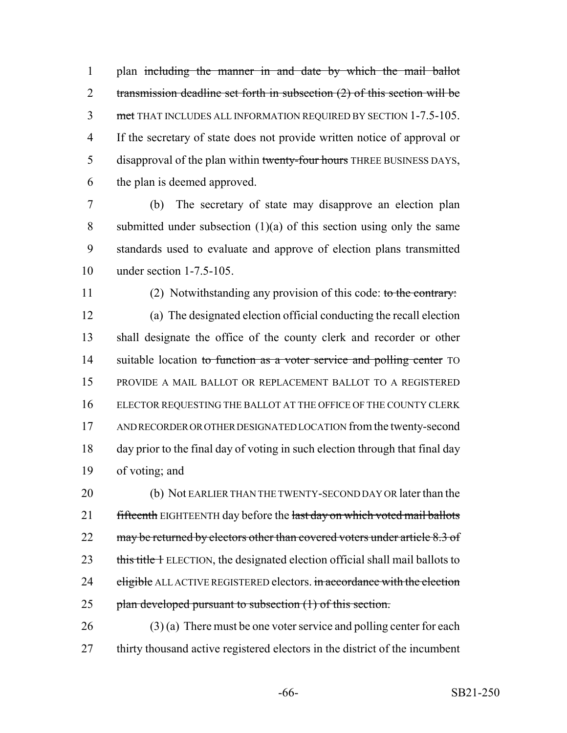plan ~~including the manner in and date by which the mail ballot transmission deadline set forth in subsection (2) of this section will be met~~ THAT INCLUDES ALL INFORMATION REQUIRED BY SECTION 1-7.5-105. If the secretary of state does not provide written notice of approval or disapproval of the plan within ~~twenty-four hours~~ THREE BUSINESS DAYS, the plan is deemed approved.

(b) The secretary of state may disapprove an election plan submitted under subsection (1)(a) of this section using only the same standards used to evaluate and approve of election plans transmitted under section 1-7.5-105.

(2) Notwithstanding any provision of this code: ~~to the contrary:~~

(a) The designated election official conducting the recall election shall designate the office of the county clerk and recorder or other suitable location ~~to function as a voter service and polling center~~ TO PROVIDE A MAIL BALLOT OR REPLACEMENT BALLOT TO A REGISTERED ELECTOR REQUESTING THE BALLOT AT THE OFFICE OF THE COUNTY CLERK AND RECORDER OR OTHER DESIGNATED LOCATION from the twenty-second day prior to the final day of voting in such election through that final day of voting; and

(b) Not EARLIER THAN THE TWENTY-SECOND DAY OR later than the ~~fifteenth~~ EIGHTEENTH day before the ~~last day on which voted mail ballots may be returned by electors other than covered voters under article 8.3 of this title 1~~ ELECTION, the designated election official shall mail ballots to ~~eligible~~ ALL ACTIVE REGISTERED electors. ~~in accordance with the election plan developed pursuant to subsection (1) of this section.~~

(3) (a) There must be one voter service and polling center for each thirty thousand active registered electors in the district of the incumbent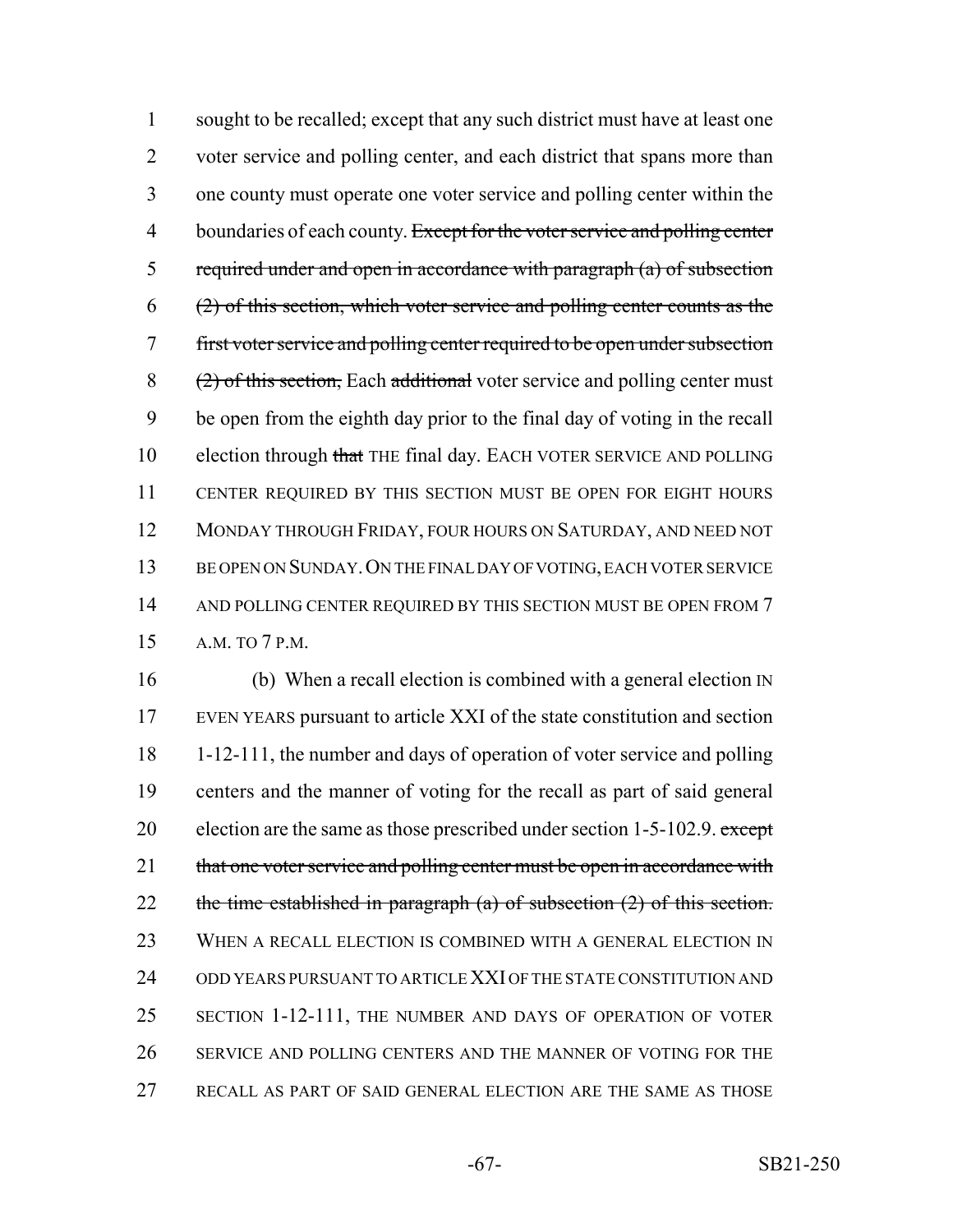sought to be recalled; except that any such district must have at least one voter service and polling center, and each district that spans more than one county must operate one voter service and polling center within the boundaries of each county. ~~Except for the voter service and polling center required under and open in accordance with paragraph (a) of subsection (2) of this section, which voter service and polling center counts as the first voter service and polling center required to be open under subsection (2) of this section,~~ Each ~~additional~~ voter service and polling center must be open from the eighth day prior to the final day of voting in the recall election through ~~that~~ THE final day. EACH VOTER SERVICE AND POLLING CENTER REQUIRED BY THIS SECTION MUST BE OPEN FOR EIGHT HOURS MONDAY THROUGH FRIDAY, FOUR HOURS ON SATURDAY, AND NEED NOT BE OPEN ON SUNDAY. ON THE FINAL DAY OF VOTING, EACH VOTER SERVICE AND POLLING CENTER REQUIRED BY THIS SECTION MUST BE OPEN FROM 7 A.M. TO 7 P.M.

(b) When a recall election is combined with a general election IN EVEN YEARS pursuant to article XXI of the state constitution and section 1-12-111, the number and days of operation of voter service and polling centers and the manner of voting for the recall as part of said general election are the same as those prescribed under section 1-5-102.9. ~~except that one voter service and polling center must be open in accordance with the time established in paragraph (a) of subsection (2) of this section.~~ WHEN A RECALL ELECTION IS COMBINED WITH A GENERAL ELECTION IN ODD YEARS PURSUANT TO ARTICLE XXI OF THE STATE CONSTITUTION AND SECTION 1-12-111, THE NUMBER AND DAYS OF OPERATION OF VOTER SERVICE AND POLLING CENTERS AND THE MANNER OF VOTING FOR THE RECALL AS PART OF SAID GENERAL ELECTION ARE THE SAME AS THOSE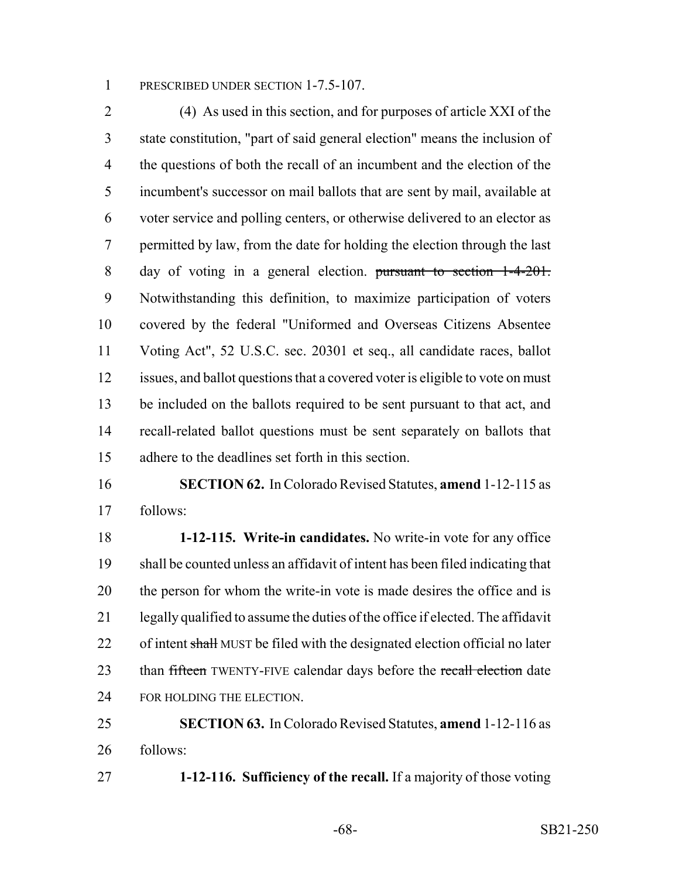PRESCRIBED UNDER SECTION 1-7.5-107.

(4) As used in this section, and for purposes of article XXI of the state constitution, "part of said general election" means the inclusion of the questions of both the recall of an incumbent and the election of the incumbent's successor on mail ballots that are sent by mail, available at voter service and polling centers, or otherwise delivered to an elector as permitted by law, from the date for holding the election through the last day of voting in a general election. ~~pursuant to section 1-4-201.~~ Notwithstanding this definition, to maximize participation of voters covered by the federal "Uniformed and Overseas Citizens Absentee Voting Act", 52 U.S.C. sec. 20301 et seq., all candidate races, ballot issues, and ballot questions that a covered voter is eligible to vote on must be included on the ballots required to be sent pursuant to that act, and recall-related ballot questions must be sent separately on ballots that adhere to the deadlines set forth in this section.

**SECTION 62.** In Colorado Revised Statutes, **amend** 1-12-115 as follows:

**1-12-115. Write-in candidates.** No write-in vote for any office shall be counted unless an affidavit of intent has been filed indicating that the person for whom the write-in vote is made desires the office and is legally qualified to assume the duties of the office if elected. The affidavit of intent ~~shall~~ MUST be filed with the designated election official no later than ~~fifteen~~ TWENTY-FIVE calendar days before the ~~recall election~~ date FOR HOLDING THE ELECTION.

**SECTION 63.** In Colorado Revised Statutes, **amend** 1-12-116 as follows:

**1-12-116. Sufficiency of the recall.** If a majority of those voting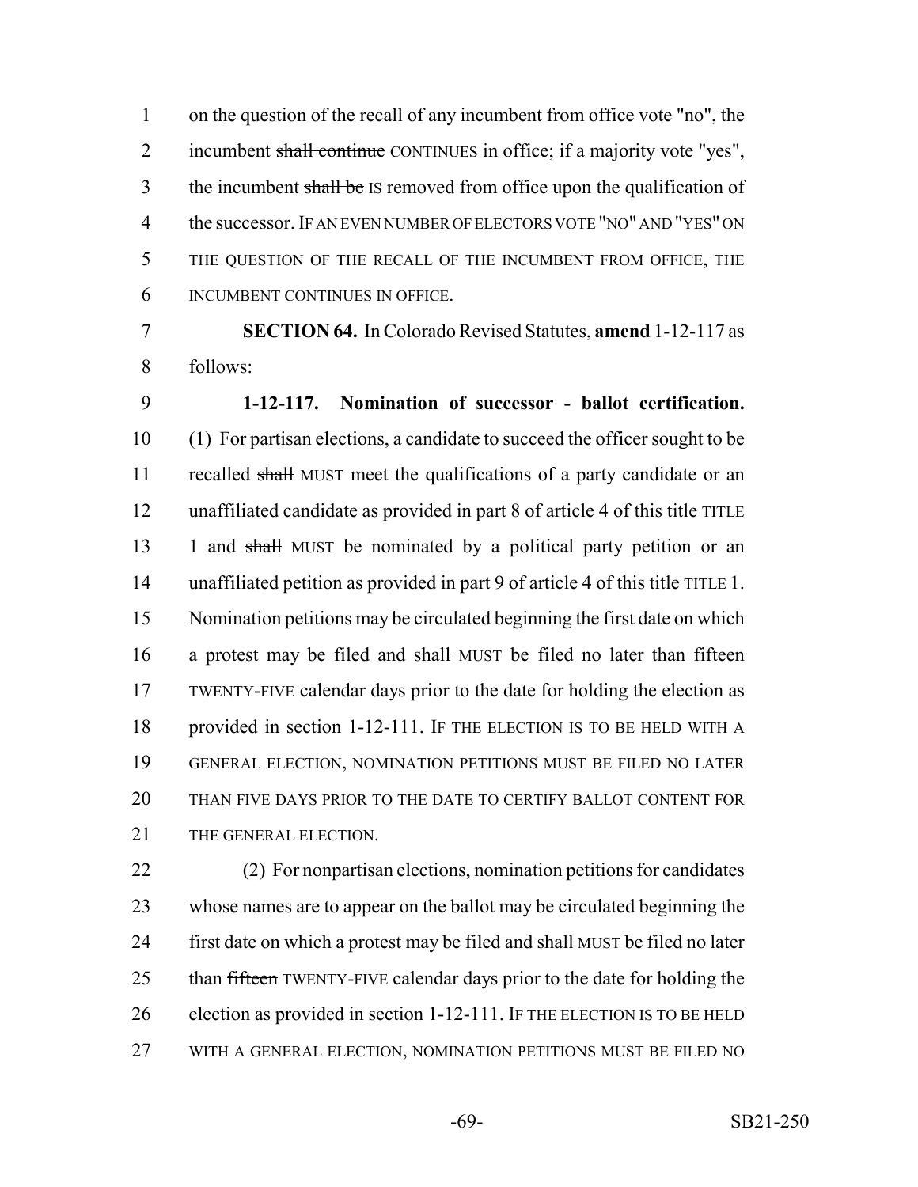on the question of the recall of any incumbent from office vote "no", the incumbent ~~shall continue~~ CONTINUES in office; if a majority vote "yes", the incumbent ~~shall be~~ IS removed from office upon the qualification of the successor. IF AN EVEN NUMBER OF ELECTORS VOTE "NO" AND "YES" ON THE QUESTION OF THE RECALL OF THE INCUMBENT FROM OFFICE, THE INCUMBENT CONTINUES IN OFFICE.

**SECTION 64.** In Colorado Revised Statutes, **amend** 1-12-117 as follows:

**1-12-117. Nomination of successor - ballot certification.** (1) For partisan elections, a candidate to succeed the officer sought to be recalled ~~shall~~ MUST meet the qualifications of a party candidate or an unaffiliated candidate as provided in part 8 of article 4 of this ~~title~~ TITLE 1 and ~~shall~~ MUST be nominated by a political party petition or an unaffiliated petition as provided in part 9 of article 4 of this ~~title~~ TITLE 1. Nomination petitions may be circulated beginning the first date on which a protest may be filed and ~~shall~~ MUST be filed no later than ~~fifteen~~ TWENTY-FIVE calendar days prior to the date for holding the election as provided in section 1-12-111. IF THE ELECTION IS TO BE HELD WITH A GENERAL ELECTION, NOMINATION PETITIONS MUST BE FILED NO LATER THAN FIVE DAYS PRIOR TO THE DATE TO CERTIFY BALLOT CONTENT FOR THE GENERAL ELECTION.

(2) For nonpartisan elections, nomination petitions for candidates whose names are to appear on the ballot may be circulated beginning the first date on which a protest may be filed and ~~shall~~ MUST be filed no later than ~~fifteen~~ TWENTY-FIVE calendar days prior to the date for holding the election as provided in section 1-12-111. IF THE ELECTION IS TO BE HELD WITH A GENERAL ELECTION, NOMINATION PETITIONS MUST BE FILED NO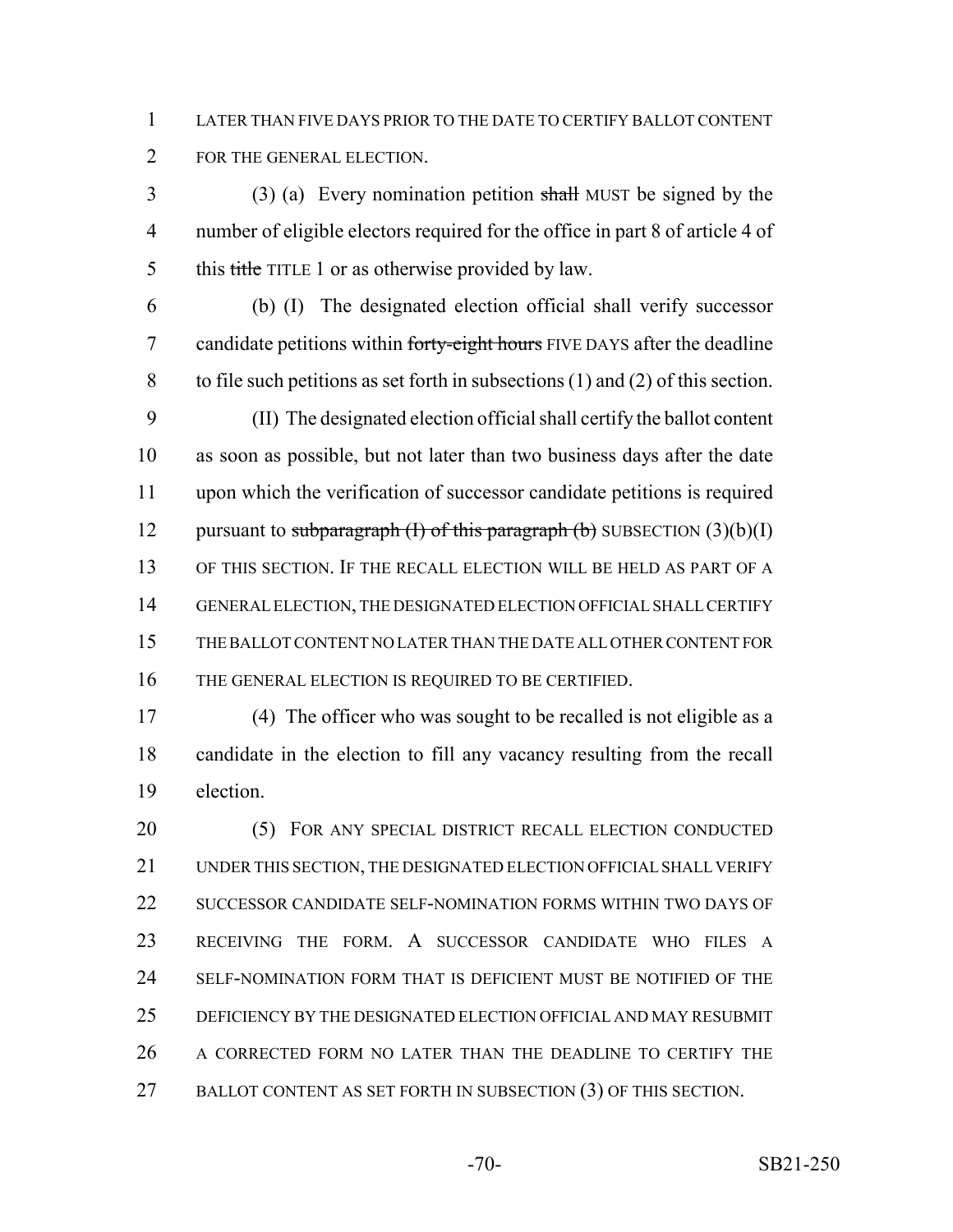LATER THAN FIVE DAYS PRIOR TO THE DATE TO CERTIFY BALLOT CONTENT FOR THE GENERAL ELECTION.

(3) (a) Every nomination petition ~~shall~~ MUST be signed by the number of eligible electors required for the office in part 8 of article 4 of this ~~title~~ TITLE 1 or as otherwise provided by law.

(b) (I) The designated election official shall verify successor candidate petitions within ~~forty-eight hours~~ FIVE DAYS after the deadline to file such petitions as set forth in subsections (1) and (2) of this section.

(II) The designated election official shall certify the ballot content as soon as possible, but not later than two business days after the date upon which the verification of successor candidate petitions is required pursuant to ~~subparagraph (I) of this paragraph (b)~~ SUBSECTION (3)(b)(I) OF THIS SECTION. IF THE RECALL ELECTION WILL BE HELD AS PART OF A GENERAL ELECTION, THE DESIGNATED ELECTION OFFICIAL SHALL CERTIFY THE BALLOT CONTENT NO LATER THAN THE DATE ALL OTHER CONTENT FOR THE GENERAL ELECTION IS REQUIRED TO BE CERTIFIED.

(4) The officer who was sought to be recalled is not eligible as a candidate in the election to fill any vacancy resulting from the recall election.

(5) FOR ANY SPECIAL DISTRICT RECALL ELECTION CONDUCTED UNDER THIS SECTION, THE DESIGNATED ELECTION OFFICIAL SHALL VERIFY SUCCESSOR CANDIDATE SELF-NOMINATION FORMS WITHIN TWO DAYS OF RECEIVING THE FORM. A SUCCESSOR CANDIDATE WHO FILES A SELF-NOMINATION FORM THAT IS DEFICIENT MUST BE NOTIFIED OF THE DEFICIENCY BY THE DESIGNATED ELECTION OFFICIAL AND MAY RESUBMIT A CORRECTED FORM NO LATER THAN THE DEADLINE TO CERTIFY THE BALLOT CONTENT AS SET FORTH IN SUBSECTION (3) OF THIS SECTION.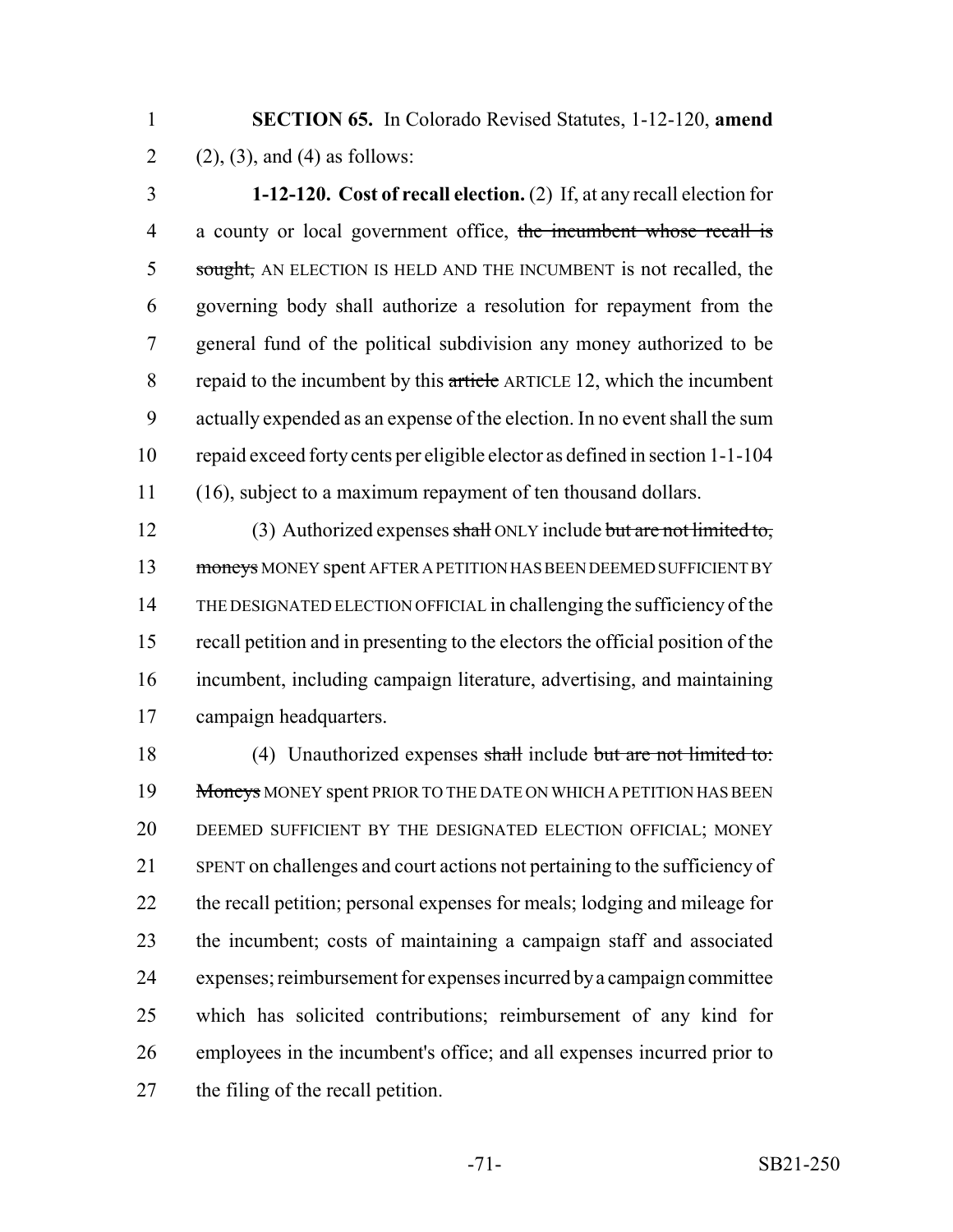**SECTION 65.** In Colorado Revised Statutes, 1-12-120, **amend** (2), (3), and (4) as follows:

**1-12-120. Cost of recall election.** (2) If, at any recall election for a county or local government office, ~~the incumbent whose recall is sought,~~ AN ELECTION IS HELD AND THE INCUMBENT is not recalled, the governing body shall authorize a resolution for repayment from the general fund of the political subdivision any money authorized to be repaid to the incumbent by this ~~article~~ ARTICLE 12, which the incumbent actually expended as an expense of the election. In no event shall the sum repaid exceed forty cents per eligible elector as defined in section 1-1-104 (16), subject to a maximum repayment of ten thousand dollars.

(3) Authorized expenses ~~shall~~ ONLY include ~~but are not limited to, moneys~~ MONEY spent AFTER A PETITION HAS BEEN DEEMED SUFFICIENT BY THE DESIGNATED ELECTION OFFICIAL in challenging the sufficiency of the recall petition and in presenting to the electors the official position of the incumbent, including campaign literature, advertising, and maintaining campaign headquarters.

(4) Unauthorized expenses ~~shall~~ include ~~but are not limited to: Moneys~~ MONEY spent PRIOR TO THE DATE ON WHICH A PETITION HAS BEEN DEEMED SUFFICIENT BY THE DESIGNATED ELECTION OFFICIAL; MONEY SPENT on challenges and court actions not pertaining to the sufficiency of the recall petition; personal expenses for meals; lodging and mileage for the incumbent; costs of maintaining a campaign staff and associated expenses; reimbursement for expenses incurred by a campaign committee which has solicited contributions; reimbursement of any kind for employees in the incumbent's office; and all expenses incurred prior to the filing of the recall petition.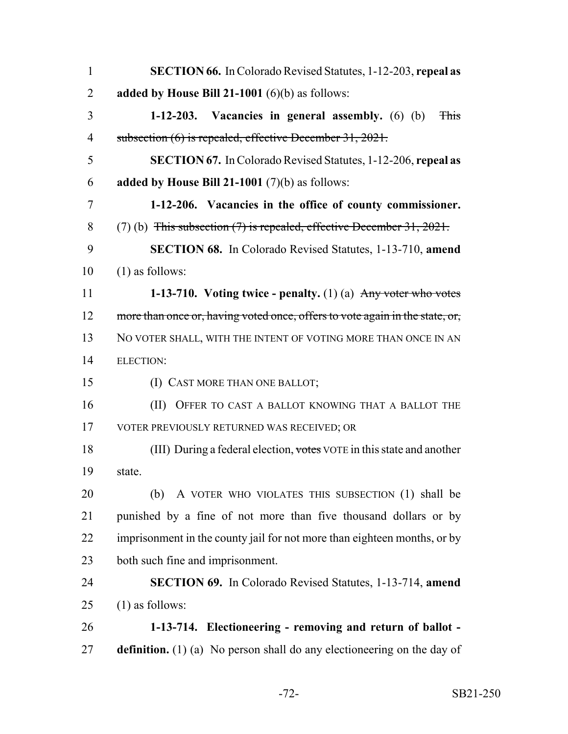**SECTION 66.** In Colorado Revised Statutes, 1-12-203, **repeal as added by House Bill 21-1001** (6)(b) as follows:

**1-12-203. Vacancies in general assembly.** (6) (b) ~~This subsection (6) is repealed, effective December 31, 2021.~~

**SECTION 67.** In Colorado Revised Statutes, 1-12-206, **repeal as added by House Bill 21-1001** (7)(b) as follows:

**1-12-206. Vacancies in the office of county commissioner.** (7) (b) ~~This subsection (7) is repealed, effective December 31, 2021.~~

**SECTION 68.** In Colorado Revised Statutes, 1-13-710, **amend** (1) as follows:

**1-13-710. Voting twice - penalty.** (1) (a) ~~Any voter who votes more than once or, having voted once, offers to vote again in the state, or,~~ NO VOTER SHALL, WITH THE INTENT OF VOTING MORE THAN ONCE IN AN ELECTION:

(I) CAST MORE THAN ONE BALLOT;

(II) OFFER TO CAST A BALLOT KNOWING THAT A BALLOT THE VOTER PREVIOUSLY RETURNED WAS RECEIVED; OR

(III) During a federal election, ~~votes~~ VOTE in this state and another state.

(b) A VOTER WHO VIOLATES THIS SUBSECTION (1) shall be punished by a fine of not more than five thousand dollars or by imprisonment in the county jail for not more than eighteen months, or by both such fine and imprisonment.

**SECTION 69.** In Colorado Revised Statutes, 1-13-714, **amend** (1) as follows:

**1-13-714. Electioneering - removing and return of ballot - definition.** (1) (a) No person shall do any electioneering on the day of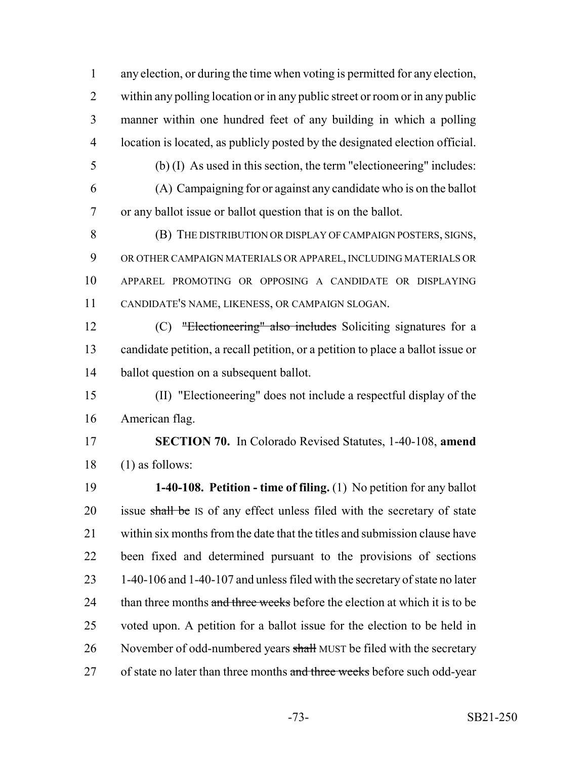any election, or during the time when voting is permitted for any election, within any polling location or in any public street or room or in any public manner within one hundred feet of any building in which a polling location is located, as publicly posted by the designated election official.

(b) (I) As used in this section, the term "electioneering" includes:

(A) Campaigning for or against any candidate who is on the ballot or any ballot issue or ballot question that is on the ballot.

(B) THE DISTRIBUTION OR DISPLAY OF CAMPAIGN POSTERS, SIGNS, OR OTHER CAMPAIGN MATERIALS OR APPAREL, INCLUDING MATERIALS OR APPAREL PROMOTING OR OPPOSING A CANDIDATE OR DISPLAYING CANDIDATE'S NAME, LIKENESS, OR CAMPAIGN SLOGAN.

(C) ~~"Electioneering" also includes~~ Soliciting signatures for a candidate petition, a recall petition, or a petition to place a ballot issue or ballot question on a subsequent ballot.

(II) "Electioneering" does not include a respectful display of the American flag.

**SECTION 70.** In Colorado Revised Statutes, 1-40-108, **amend** (1) as follows:

**1-40-108. Petition - time of filing.** (1) No petition for any ballot issue ~~shall be~~ IS of any effect unless filed with the secretary of state within six months from the date that the titles and submission clause have been fixed and determined pursuant to the provisions of sections 1-40-106 and 1-40-107 and unless filed with the secretary of state no later than three months ~~and three weeks~~ before the election at which it is to be voted upon. A petition for a ballot issue for the election to be held in November of odd-numbered years ~~shall~~ MUST be filed with the secretary of state no later than three months ~~and three weeks~~ before such odd-year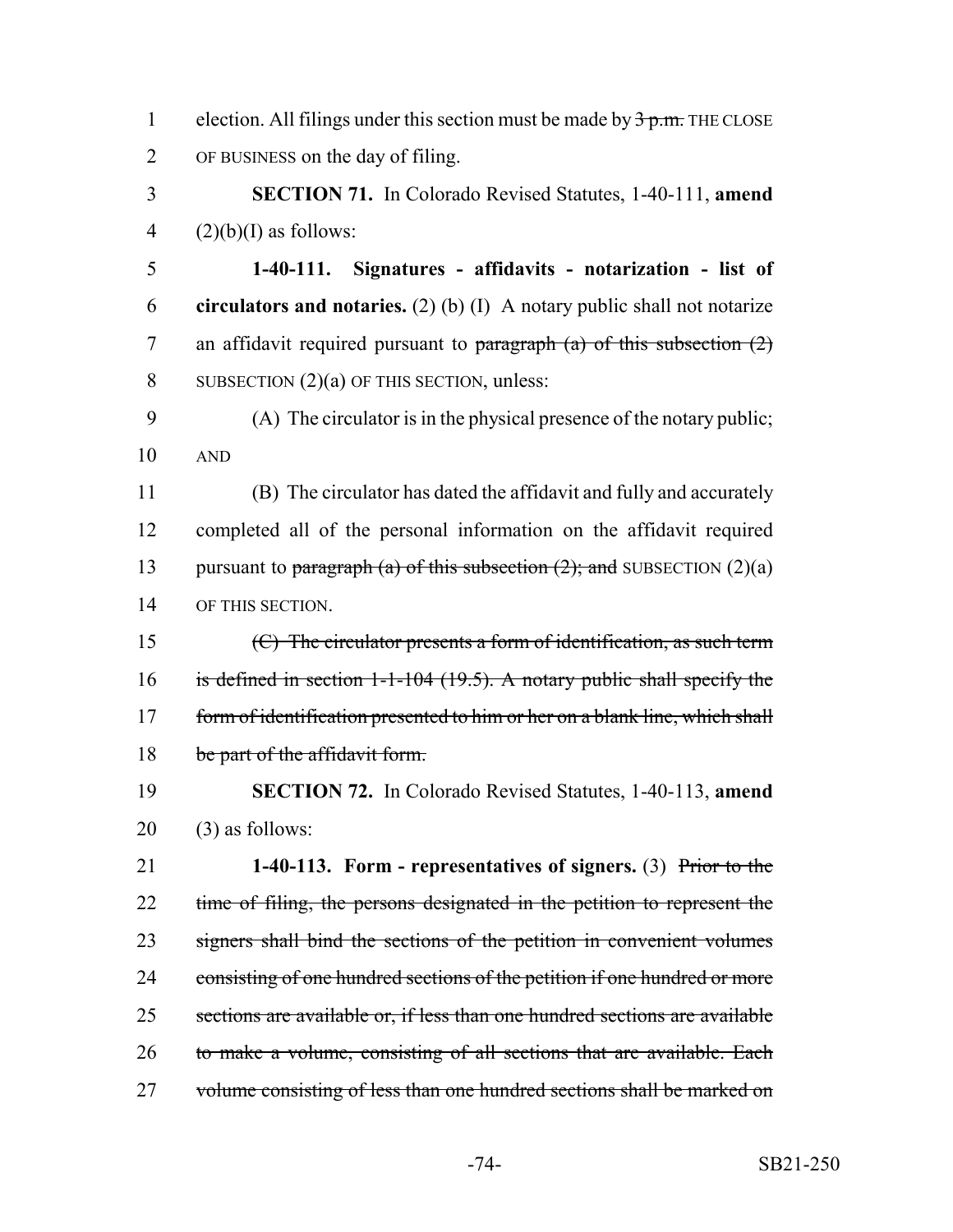election. All filings under this section must be made by ~~3 p.m.~~ THE CLOSE OF BUSINESS on the day of filing.

**SECTION 71.** In Colorado Revised Statutes, 1-40-111, **amend** (2)(b)(I) as follows:

**1-40-111. Signatures - affidavits - notarization - list of circulators and notaries.** (2) (b) (I) A notary public shall not notarize an affidavit required pursuant to ~~paragraph (a) of this subsection (2)~~ SUBSECTION (2)(a) OF THIS SECTION, unless:

(A) The circulator is in the physical presence of the notary public; AND

(B) The circulator has dated the affidavit and fully and accurately completed all of the personal information on the affidavit required pursuant to ~~paragraph (a) of this subsection (2); and~~ SUBSECTION (2)(a) OF THIS SECTION.

~~(C) The circulator presents a form of identification, as such term is defined in section 1-1-104 (19.5). A notary public shall specify the form of identification presented to him or her on a blank line, which shall be part of the affidavit form.~~

**SECTION 72.** In Colorado Revised Statutes, 1-40-113, **amend** (3) as follows:

**1-40-113. Form - representatives of signers.** (3) ~~Prior to the time of filing, the persons designated in the petition to represent the signers shall bind the sections of the petition in convenient volumes consisting of one hundred sections of the petition if one hundred or more sections are available or, if less than one hundred sections are available to make a volume, consisting of all sections that are available. Each volume consisting of less than one hundred sections shall be marked on~~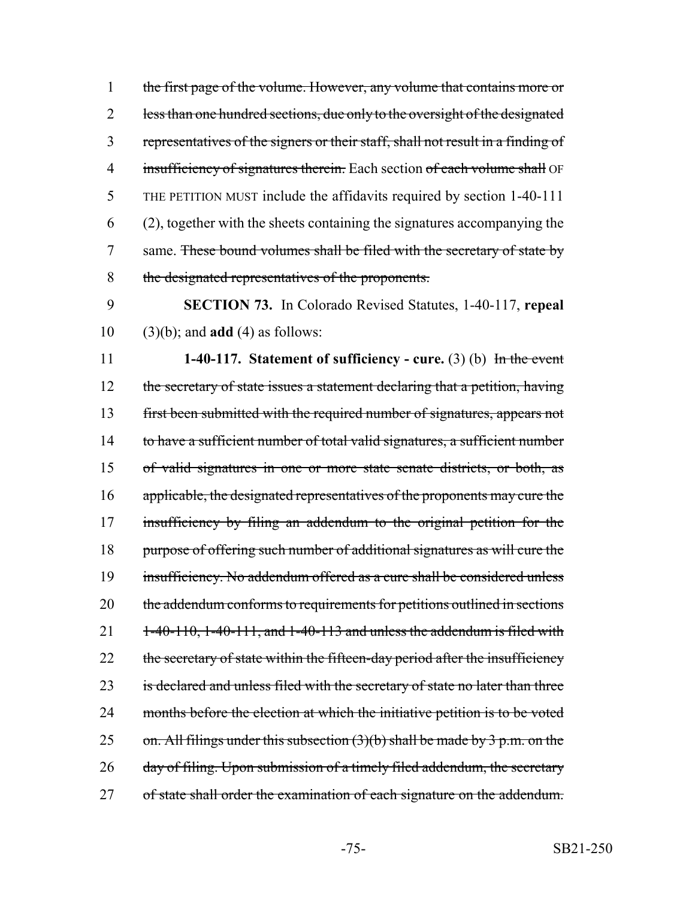the first page of the volume. However, any volume that contains more or less than one hundred sections, due only to the oversight of the designated representatives of the signers or their staff, shall not result in a finding of insufficiency of signatures therein. Each section of each volume shall OF THE PETITION MUST include the affidavits required by section 1-40-111 (2), together with the sheets containing the signatures accompanying the same. These bound volumes shall be filed with the secretary of state by the designated representatives of the proponents.

**SECTION 73.** In Colorado Revised Statutes, 1-40-117, **repeal** (3)(b); and **add** (4) as follows:

**1-40-117. Statement of sufficiency - cure.** (3) (b) In the event the secretary of state issues a statement declaring that a petition, having first been submitted with the required number of signatures, appears not to have a sufficient number of total valid signatures, a sufficient number of valid signatures in one or more state senate districts, or both, as applicable, the designated representatives of the proponents may cure the insufficiency by filing an addendum to the original petition for the purpose of offering such number of additional signatures as will cure the insufficiency. No addendum offered as a cure shall be considered unless the addendum conforms to requirements for petitions outlined in sections 1-40-110, 1-40-111, and 1-40-113 and unless the addendum is filed with the secretary of state within the fifteen-day period after the insufficiency is declared and unless filed with the secretary of state no later than three months before the election at which the initiative petition is to be voted on. All filings under this subsection (3)(b) shall be made by 3 p.m. on the day of filing. Upon submission of a timely filed addendum, the secretary of state shall order the examination of each signature on the addendum.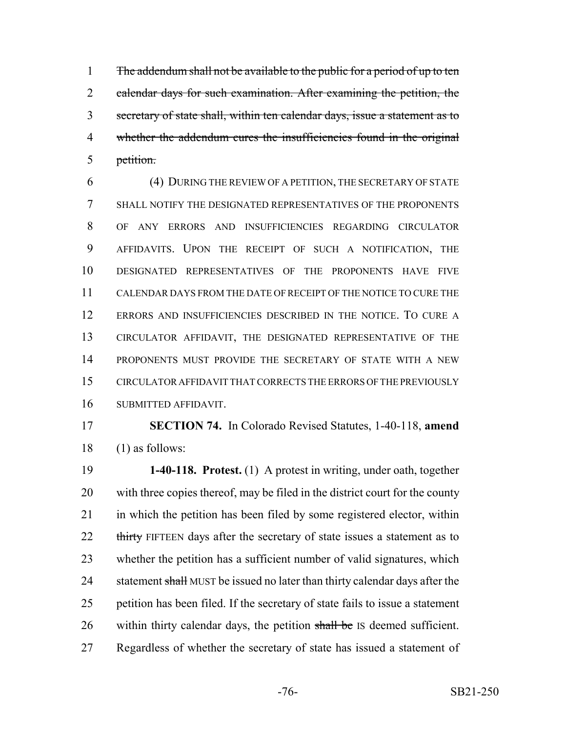~~The addendum shall not be available to the public for a period of up to ten calendar days for such examination. After examining the petition, the secretary of state shall, within ten calendar days, issue a statement as to whether the addendum cures the insufficiencies found in the original petition.~~

(4) DURING THE REVIEW OF A PETITION, THE SECRETARY OF STATE SHALL NOTIFY THE DESIGNATED REPRESENTATIVES OF THE PROPONENTS OF ANY ERRORS AND INSUFFICIENCIES REGARDING CIRCULATOR AFFIDAVITS. UPON THE RECEIPT OF SUCH A NOTIFICATION, THE DESIGNATED REPRESENTATIVES OF THE PROPONENTS HAVE FIVE CALENDAR DAYS FROM THE DATE OF RECEIPT OF THE NOTICE TO CURE THE ERRORS AND INSUFFICIENCIES DESCRIBED IN THE NOTICE. TO CURE A CIRCULATOR AFFIDAVIT, THE DESIGNATED REPRESENTATIVE OF THE PROPONENTS MUST PROVIDE THE SECRETARY OF STATE WITH A NEW CIRCULATOR AFFIDAVIT THAT CORRECTS THE ERRORS OF THE PREVIOUSLY SUBMITTED AFFIDAVIT.

**SECTION 74.** In Colorado Revised Statutes, 1-40-118, **amend** (1) as follows:

**1-40-118. Protest.** (1) A protest in writing, under oath, together with three copies thereof, may be filed in the district court for the county in which the petition has been filed by some registered elector, within ~~thirty~~ FIFTEEN days after the secretary of state issues a statement as to whether the petition has a sufficient number of valid signatures, which statement ~~shall~~ MUST be issued no later than thirty calendar days after the petition has been filed. If the secretary of state fails to issue a statement within thirty calendar days, the petition ~~shall be~~ IS deemed sufficient. Regardless of whether the secretary of state has issued a statement of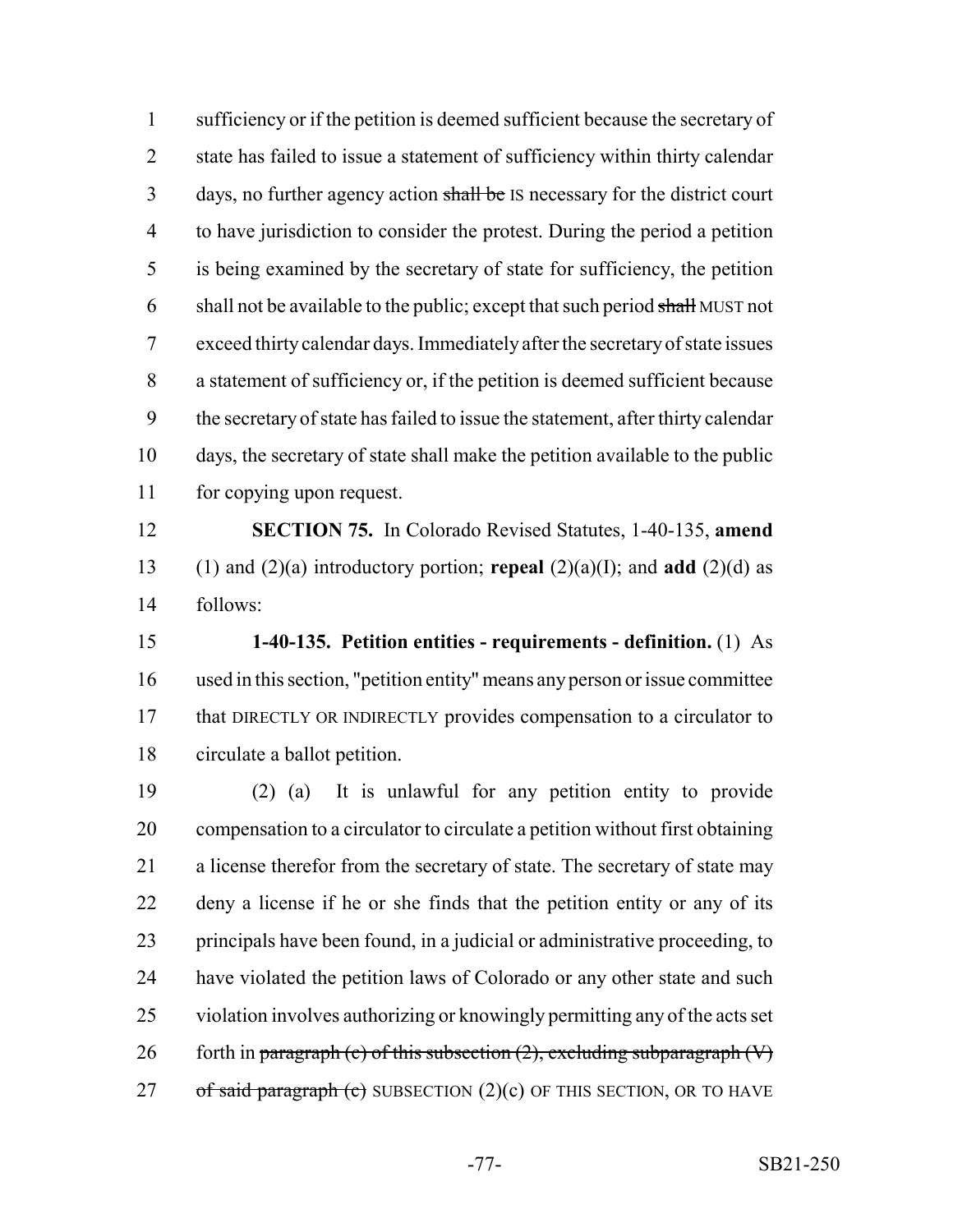sufficiency or if the petition is deemed sufficient because the secretary of state has failed to issue a statement of sufficiency within thirty calendar days, no further agency action ~~shall be~~ IS necessary for the district court to have jurisdiction to consider the protest. During the period a petition is being examined by the secretary of state for sufficiency, the petition shall not be available to the public; except that such period ~~shall~~ MUST not exceed thirty calendar days. Immediately after the secretary of state issues a statement of sufficiency or, if the petition is deemed sufficient because the secretary of state has failed to issue the statement, after thirty calendar days, the secretary of state shall make the petition available to the public for copying upon request.

**SECTION 75.** In Colorado Revised Statutes, 1-40-135, **amend** (1) and (2)(a) introductory portion; **repeal** (2)(a)(I); and **add** (2)(d) as follows:

**1-40-135. Petition entities - requirements - definition.** (1) As used in this section, "petition entity" means any person or issue committee that DIRECTLY OR INDIRECTLY provides compensation to a circulator to circulate a ballot petition.

(2) (a) It is unlawful for any petition entity to provide compensation to a circulator to circulate a petition without first obtaining a license therefor from the secretary of state. The secretary of state may deny a license if he or she finds that the petition entity or any of its principals have been found, in a judicial or administrative proceeding, to have violated the petition laws of Colorado or any other state and such violation involves authorizing or knowingly permitting any of the acts set forth in ~~paragraph (c) of this subsection (2), excluding subparagraph (V) of said paragraph (c)~~ SUBSECTION (2)(c) OF THIS SECTION, OR TO HAVE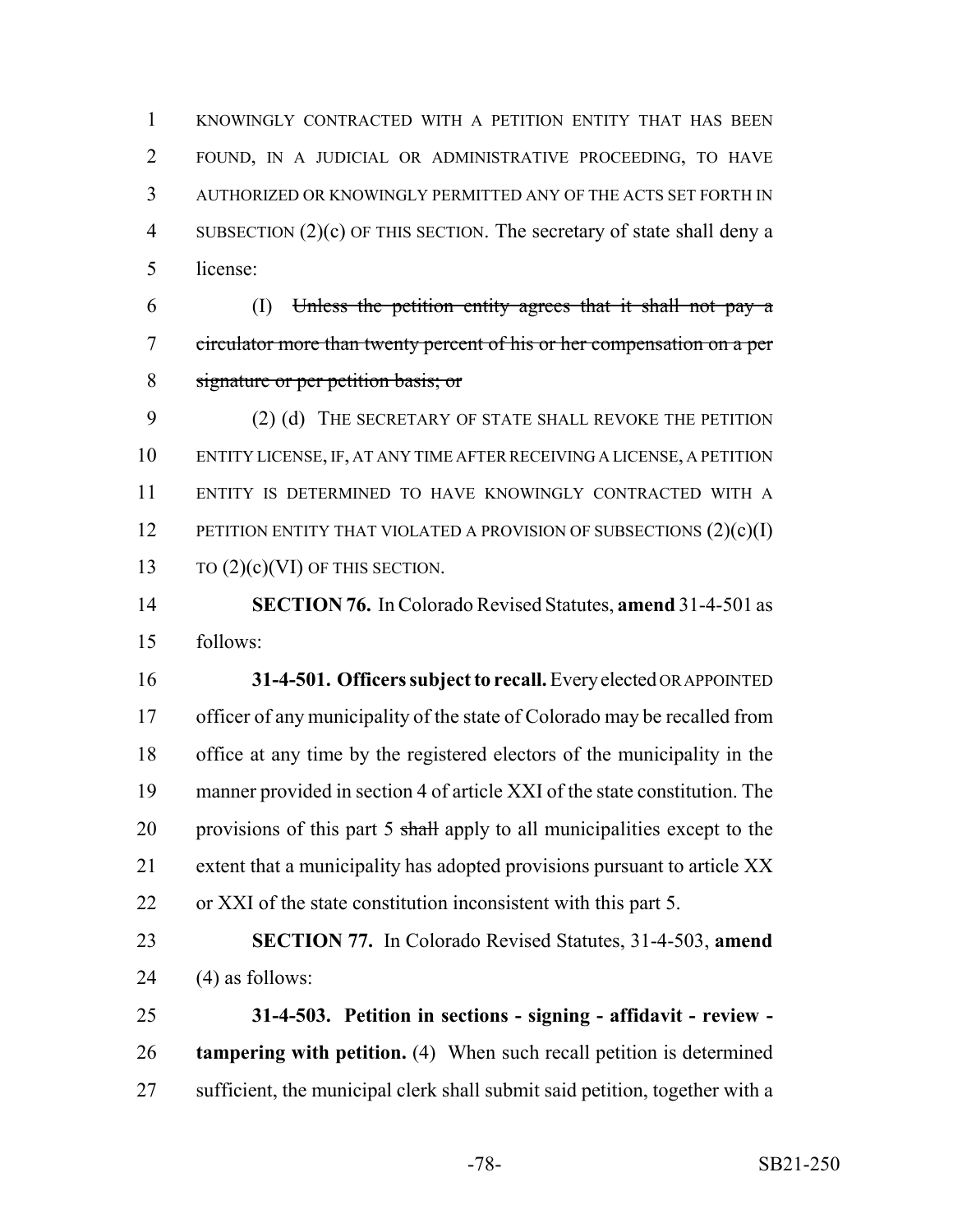KNOWINGLY CONTRACTED WITH A PETITION ENTITY THAT HAS BEEN FOUND, IN A JUDICIAL OR ADMINISTRATIVE PROCEEDING, TO HAVE AUTHORIZED OR KNOWINGLY PERMITTED ANY OF THE ACTS SET FORTH IN SUBSECTION (2)(c) OF THIS SECTION. The secretary of state shall deny a license:

(I) ~~Unless the petition entity agrees that it shall not pay a circulator more than twenty percent of his or her compensation on a per signature or per petition basis; or~~

(2) (d) THE SECRETARY OF STATE SHALL REVOKE THE PETITION ENTITY LICENSE, IF, AT ANY TIME AFTER RECEIVING A LICENSE, A PETITION ENTITY IS DETERMINED TO HAVE KNOWINGLY CONTRACTED WITH A PETITION ENTITY THAT VIOLATED A PROVISION OF SUBSECTIONS (2)(c)(I) TO (2)(c)(VI) OF THIS SECTION.

**SECTION 76.** In Colorado Revised Statutes, **amend** 31-4-501 as follows:

**31-4-501. Officers subject to recall.** Every elected OR APPOINTED officer of any municipality of the state of Colorado may be recalled from office at any time by the registered electors of the municipality in the manner provided in section 4 of article XXI of the state constitution. The provisions of this part 5 ~~shall~~ apply to all municipalities except to the extent that a municipality has adopted provisions pursuant to article XX or XXI of the state constitution inconsistent with this part 5.

**SECTION 77.** In Colorado Revised Statutes, 31-4-503, **amend** (4) as follows:

**31-4-503. Petition in sections - signing - affidavit - review - tampering with petition.** (4) When such recall petition is determined sufficient, the municipal clerk shall submit said petition, together with a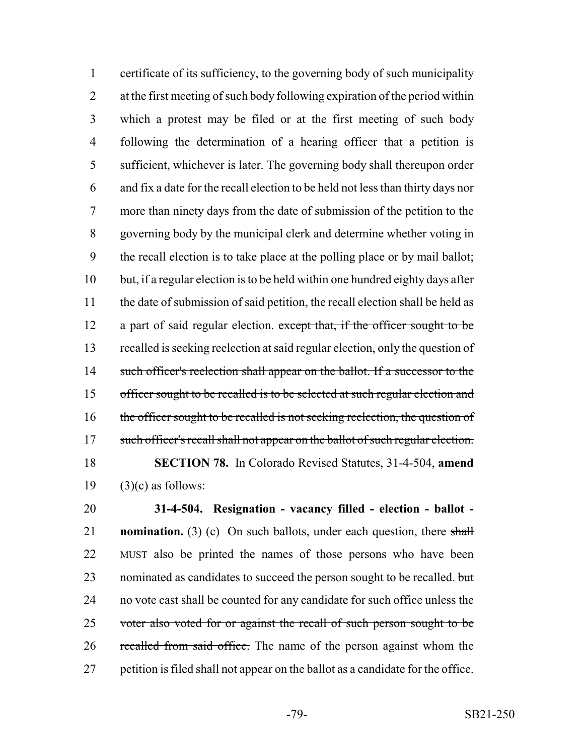certificate of its sufficiency, to the governing body of such municipality at the first meeting of such body following expiration of the period within which a protest may be filed or at the first meeting of such body following the determination of a hearing officer that a petition is sufficient, whichever is later. The governing body shall thereupon order and fix a date for the recall election to be held not less than thirty days nor more than ninety days from the date of submission of the petition to the governing body by the municipal clerk and determine whether voting in the recall election is to take place at the polling place or by mail ballot; but, if a regular election is to be held within one hundred eighty days after the date of submission of said petition, the recall election shall be held as a part of said regular election. ~~except that, if the officer sought to be recalled is seeking reelection at said regular election, only the question of such officer's reelection shall appear on the ballot. If a successor to the officer sought to be recalled is to be selected at such regular election and the officer sought to be recalled is not seeking reelection, the question of such officer's recall shall not appear on the ballot of such regular election.~~

**SECTION 78.** In Colorado Revised Statutes, 31-4-504, **amend** (3)(c) as follows:

**31-4-504. Resignation - vacancy filled - election - ballot - nomination.** (3) (c) On such ballots, under each question, there ~~shall~~ MUST also be printed the names of those persons who have been nominated as candidates to succeed the person sought to be recalled. ~~but no vote cast shall be counted for any candidate for such office unless the voter also voted for or against the recall of such person sought to be recalled from said office.~~ The name of the person against whom the petition is filed shall not appear on the ballot as a candidate for the office.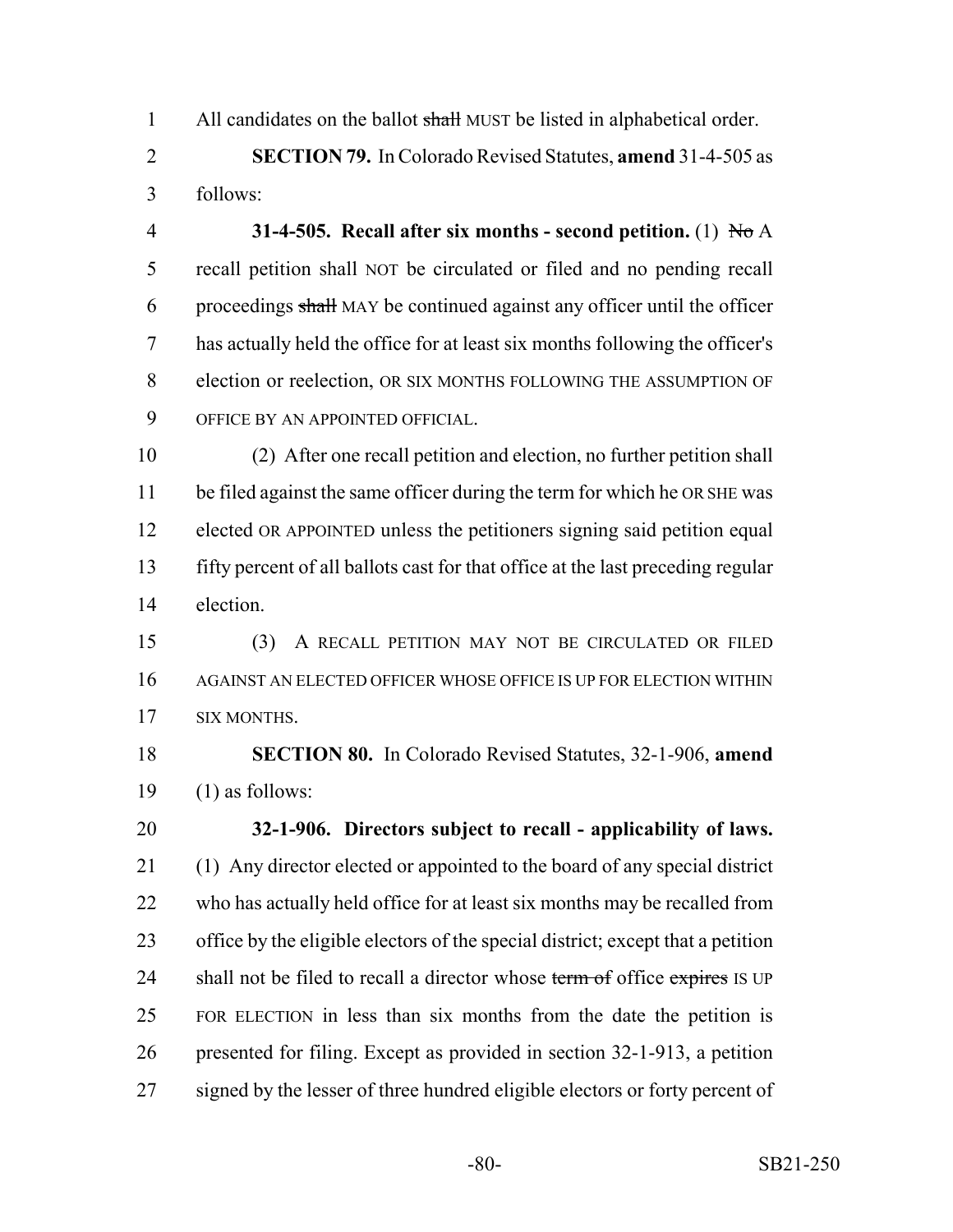All candidates on the ballot ~~shall~~ MUST be listed in alphabetical order.

**SECTION 79.** In Colorado Revised Statutes, **amend** 31-4-505 as follows:

**31-4-505. Recall after six months - second petition.** (1) ~~No~~ A recall petition shall NOT be circulated or filed and no pending recall proceedings ~~shall~~ MAY be continued against any officer until the officer has actually held the office for at least six months following the officer's election or reelection, OR SIX MONTHS FOLLOWING THE ASSUMPTION OF OFFICE BY AN APPOINTED OFFICIAL.

(2) After one recall petition and election, no further petition shall be filed against the same officer during the term for which he OR SHE was elected OR APPOINTED unless the petitioners signing said petition equal fifty percent of all ballots cast for that office at the last preceding regular election.

(3) A RECALL PETITION MAY NOT BE CIRCULATED OR FILED AGAINST AN ELECTED OFFICER WHOSE OFFICE IS UP FOR ELECTION WITHIN SIX MONTHS.

**SECTION 80.** In Colorado Revised Statutes, 32-1-906, **amend** (1) as follows:

**32-1-906. Directors subject to recall - applicability of laws.** (1) Any director elected or appointed to the board of any special district who has actually held office for at least six months may be recalled from office by the eligible electors of the special district; except that a petition shall not be filed to recall a director whose ~~term of~~ office ~~expires~~ IS UP FOR ELECTION in less than six months from the date the petition is presented for filing. Except as provided in section 32-1-913, a petition signed by the lesser of three hundred eligible electors or forty percent of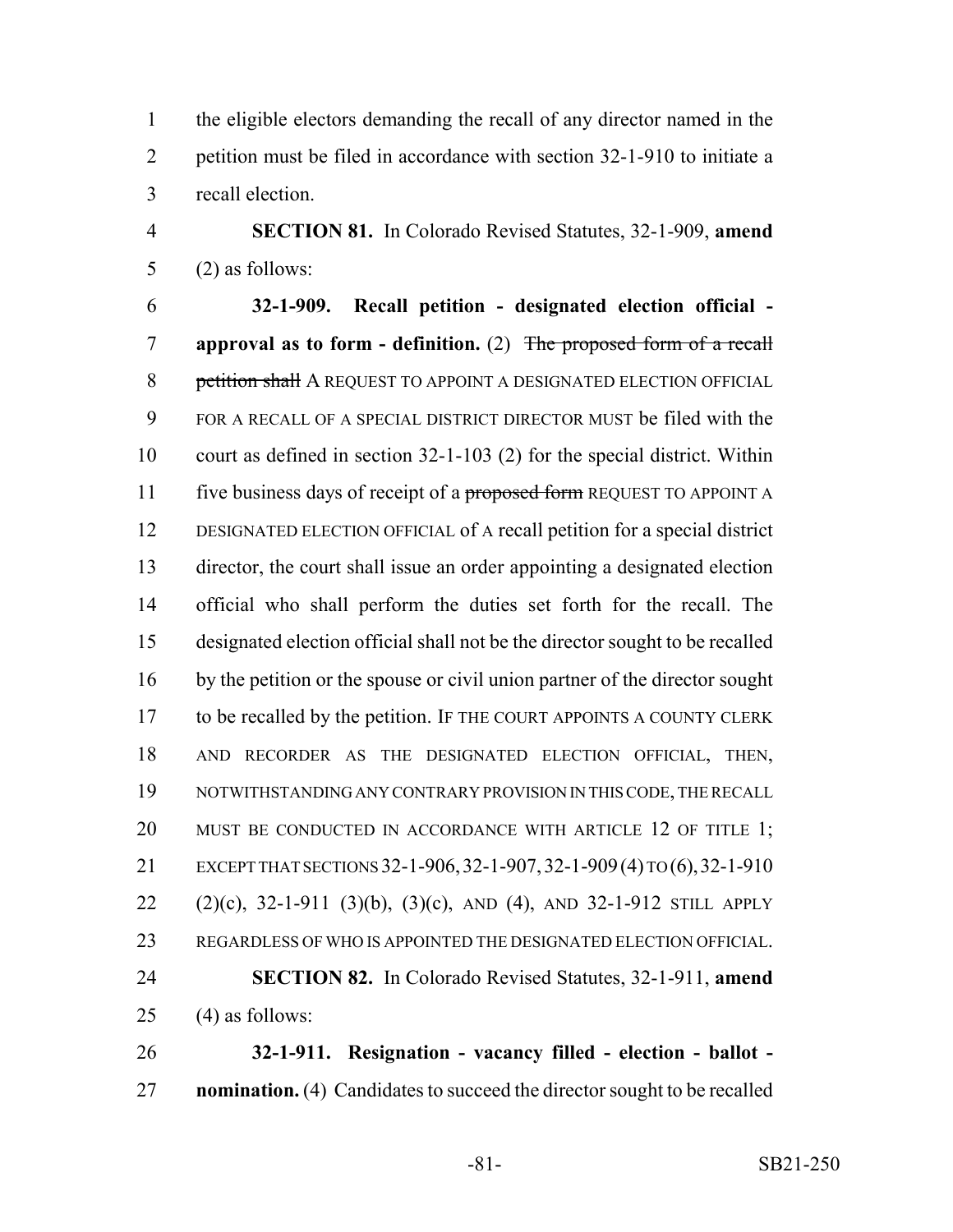1 the eligible electors demanding the recall of any director named in the
2 petition must be filed in accordance with section 32-1-910 to initiate a
3 recall election.

4 **SECTION 81.** In Colorado Revised Statutes, 32-1-909, **amend**
5 (2) as follows:

6 **32-1-909. Recall petition - designated election official -**
7 **approval as to form - definition.** (2) ~~The proposed form of a recall~~
8 ~~petition shall~~ A REQUEST TO APPOINT A DESIGNATED ELECTION OFFICIAL
9 FOR A RECALL OF A SPECIAL DISTRICT DIRECTOR MUST be filed with the
10 court as defined in section 32-1-103 (2) for the special district. Within
11 five business days of receipt of a ~~proposed form~~ REQUEST TO APPOINT A
12 DESIGNATED ELECTION OFFICIAL of A recall petition for a special district
13 director, the court shall issue an order appointing a designated election
14 official who shall perform the duties set forth for the recall. The
15 designated election official shall not be the director sought to be recalled
16 by the petition or the spouse or civil union partner of the director sought
17 to be recalled by the petition. IF THE COURT APPOINTS A COUNTY CLERK
18 AND RECORDER AS THE DESIGNATED ELECTION OFFICIAL, THEN,
19 NOTWITHSTANDING ANY CONTRARY PROVISION IN THIS CODE, THE RECALL
20 MUST BE CONDUCTED IN ACCORDANCE WITH ARTICLE 12 OF TITLE 1;
21 EXCEPT THAT SECTIONS 32-1-906, 32-1-907, 32-1-909 (4) TO (6), 32-1-910
22 (2)(c), 32-1-911 (3)(b), (3)(c), AND (4), AND 32-1-912 STILL APPLY
23 REGARDLESS OF WHO IS APPOINTED THE DESIGNATED ELECTION OFFICIAL.

24 **SECTION 82.** In Colorado Revised Statutes, 32-1-911, **amend**
25 (4) as follows:

26 **32-1-911. Resignation - vacancy filled - election - ballot -**
27 **nomination.** (4) Candidates to succeed the director sought to be recalled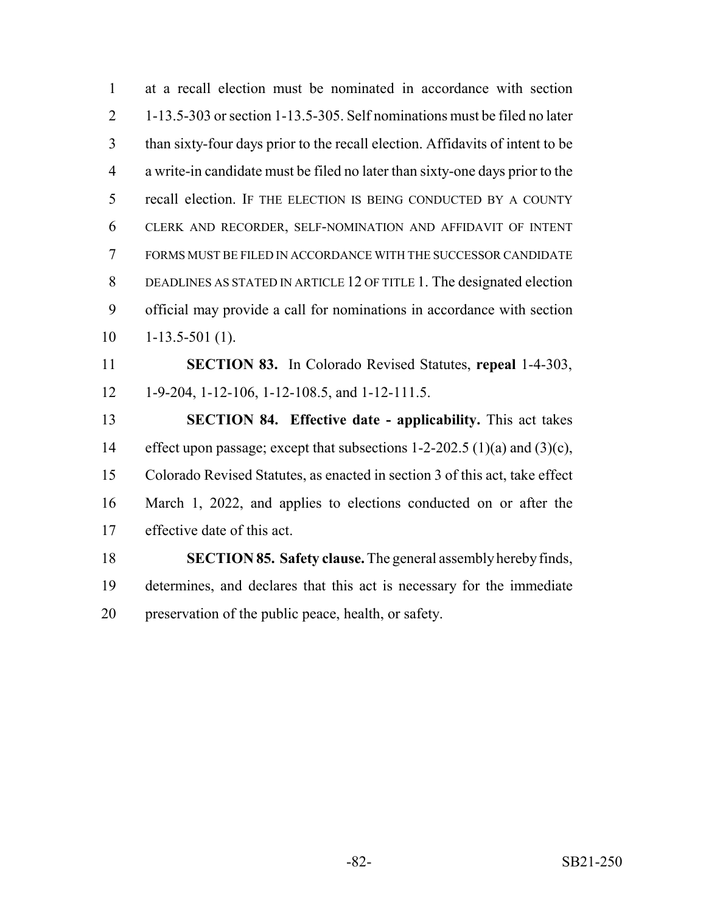at a recall election must be nominated in accordance with section 1-13.5-303 or section 1-13.5-305. Self nominations must be filed no later than sixty-four days prior to the recall election. Affidavits of intent to be a write-in candidate must be filed no later than sixty-one days prior to the recall election. IF THE ELECTION IS BEING CONDUCTED BY A COUNTY CLERK AND RECORDER, SELF-NOMINATION AND AFFIDAVIT OF INTENT FORMS MUST BE FILED IN ACCORDANCE WITH THE SUCCESSOR CANDIDATE DEADLINES AS STATED IN ARTICLE 12 OF TITLE 1. The designated election official may provide a call for nominations in accordance with section 1-13.5-501 (1).

**SECTION 83.** In Colorado Revised Statutes, **repeal** 1-4-303, 1-9-204, 1-12-106, 1-12-108.5, and 1-12-111.5.

**SECTION 84. Effective date - applicability.** This act takes effect upon passage; except that subsections 1-2-202.5 (1)(a) and (3)(c), Colorado Revised Statutes, as enacted in section 3 of this act, take effect March 1, 2022, and applies to elections conducted on or after the effective date of this act.

**SECTION 85. Safety clause.** The general assembly hereby finds, determines, and declares that this act is necessary for the immediate preservation of the public peace, health, or safety.